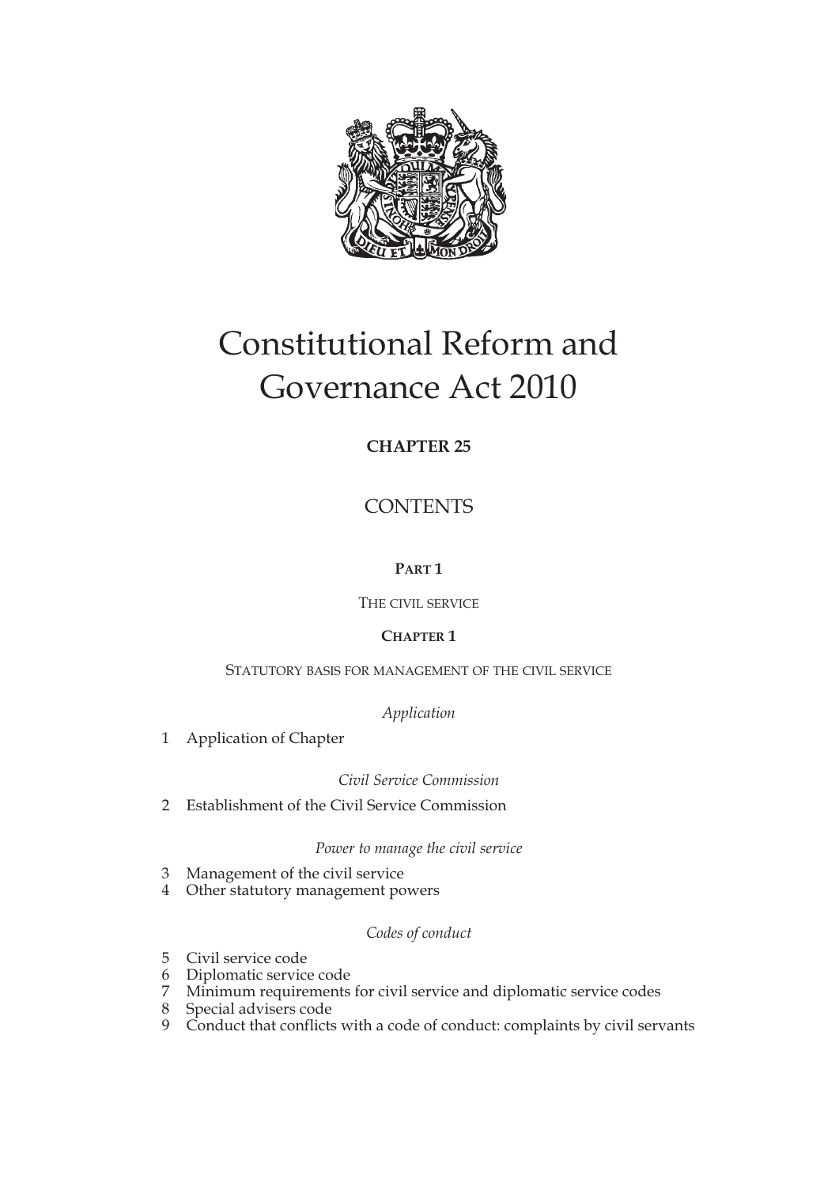# Constitutional Reform and Governance Act 2010

**CHAPTER 25**

CONTENTS

**PART 1**

THE CIVIL SERVICE

**CHAPTER 1**

STATUTORY BASIS FOR MANAGEMENT OF THE CIVIL SERVICE

*Application*

1 Application of Chapter

*Civil Service Commission*

2 Establishment of the Civil Service Commission

*Power to manage the civil service*

3 Management of the civil service
4 Other statutory management powers

*Codes of conduct*

5 Civil service code
6 Diplomatic service code
7 Minimum requirements for civil service and diplomatic service codes
8 Special advisers code
9 Conduct that conflicts with a code of conduct: complaints by civil servants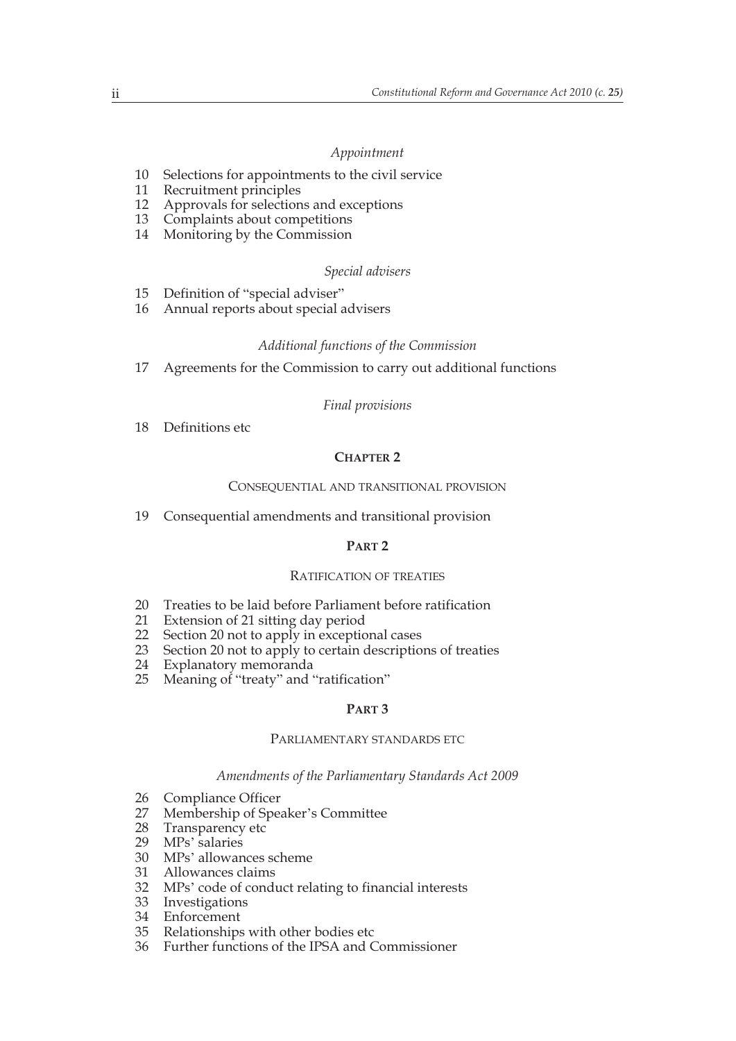*Appointment*

10 Selections for appointments to the civil service
11 Recruitment principles
12 Approvals for selections and exceptions
13 Complaints about competitions
14 Monitoring by the Commission

*Special advisers*

15 Definition of "special adviser"
16 Annual reports about special advisers

*Additional functions of the Commission*

17 Agreements for the Commission to carry out additional functions

*Final provisions*

18 Definitions etc

**CHAPTER 2**

CONSEQUENTIAL AND TRANSITIONAL PROVISION

19 Consequential amendments and transitional provision

**PART 2**

RATIFICATION OF TREATIES

20 Treaties to be laid before Parliament before ratification
21 Extension of 21 sitting day period
22 Section 20 not to apply in exceptional cases
23 Section 20 not to apply to certain descriptions of treaties
24 Explanatory memoranda
25 Meaning of "treaty" and "ratification"

**PART 3**

PARLIAMENTARY STANDARDS ETC

*Amendments of the Parliamentary Standards Act 2009*

26 Compliance Officer
27 Membership of Speaker's Committee
28 Transparency etc
29 MPs' salaries
30 MPs' allowances scheme
31 Allowances claims
32 MPs' code of conduct relating to financial interests
33 Investigations
34 Enforcement
35 Relationships with other bodies etc
36 Further functions of the IPSA and Commissioner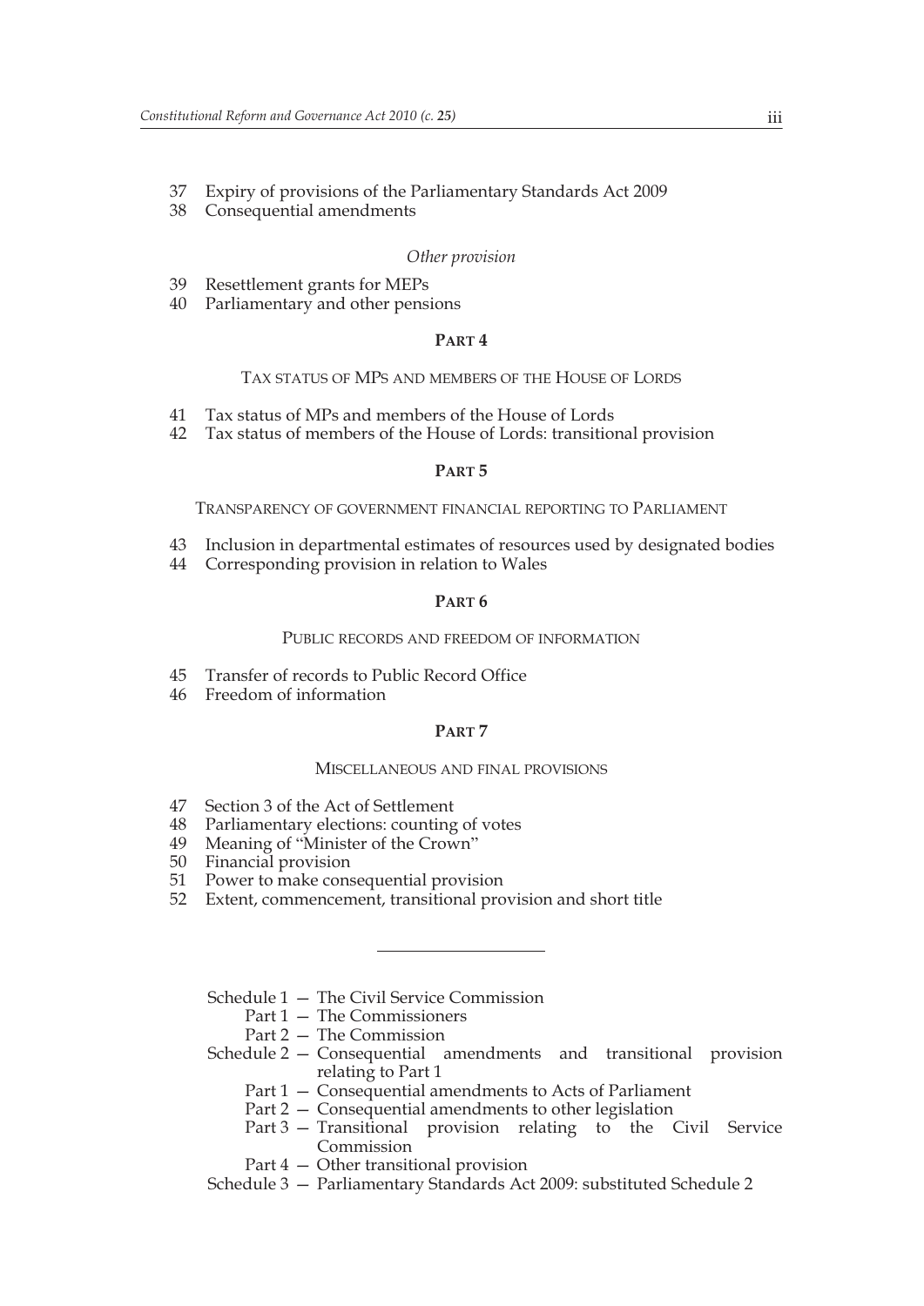37 Expiry of provisions of the Parliamentary Standards Act 2009
38 Consequential amendments

*Other provision*

39 Resettlement grants for MEPs
40 Parliamentary and other pensions

## PART 4

### TAX STATUS OF MPS AND MEMBERS OF THE HOUSE OF LORDS

41 Tax status of MPs and members of the House of Lords
42 Tax status of members of the House of Lords: transitional provision

## PART 5

### TRANSPARENCY OF GOVERNMENT FINANCIAL REPORTING TO PARLIAMENT

43 Inclusion in departmental estimates of resources used by designated bodies
44 Corresponding provision in relation to Wales

## PART 6

### PUBLIC RECORDS AND FREEDOM OF INFORMATION

45 Transfer of records to Public Record Office
46 Freedom of information

## PART 7

### MISCELLANEOUS AND FINAL PROVISIONS

47 Section 3 of the Act of Settlement
48 Parliamentary elections: counting of votes
49 Meaning of "Minister of the Crown"
50 Financial provision
51 Power to make consequential provision
52 Extent, commencement, transitional provision and short title

---

Schedule 1 — The Civil Service Commission
- Part 1 — The Commissioners
- Part 2 — The Commission

Schedule 2 — Consequential amendments and transitional provision relating to Part 1
- Part 1 — Consequential amendments to Acts of Parliament
- Part 2 — Consequential amendments to other legislation
- Part 3 — Transitional provision relating to the Civil Service Commission
- Part 4 — Other transitional provision

Schedule 3 — Parliamentary Standards Act 2009: substituted Schedule 2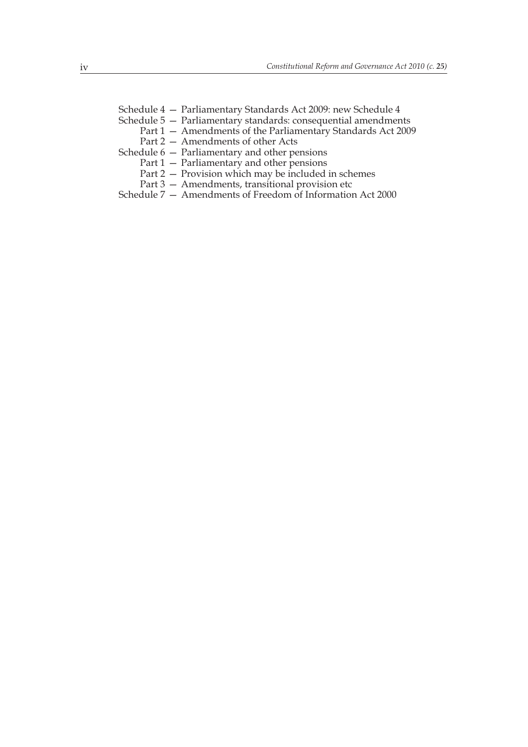Schedule 4 — Parliamentary Standards Act 2009: new Schedule 4

Schedule 5 — Parliamentary standards: consequential amendments

  Part 1 — Amendments of the Parliamentary Standards Act 2009

  Part 2 — Amendments of other Acts

Schedule 6 — Parliamentary and other pensions

  Part 1 — Parliamentary and other pensions

  Part 2 — Provision which may be included in schemes

  Part 3 — Amendments, transitional provision etc

Schedule 7 — Amendments of Freedom of Information Act 2000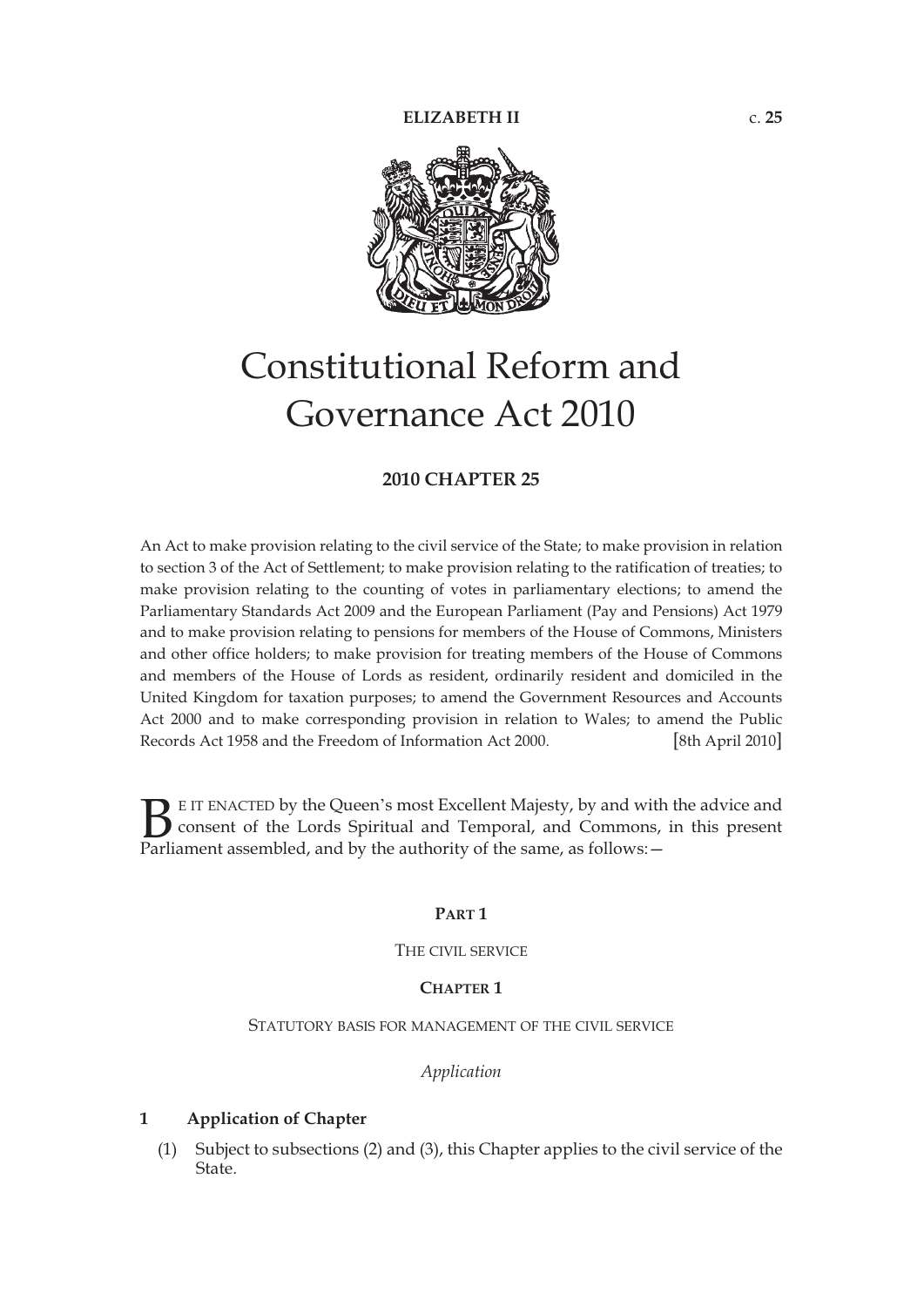ELIZABETH II c. **25**

# Constitutional Reform and Governance Act 2010

**2010 CHAPTER 25**

An Act to make provision relating to the civil service of the State; to make provision in relation to section 3 of the Act of Settlement; to make provision relating to the ratification of treaties; to make provision relating to the counting of votes in parliamentary elections; to amend the Parliamentary Standards Act 2009 and the European Parliament (Pay and Pensions) Act 1979 and to make provision relating to pensions for members of the House of Commons, Ministers and other office holders; to make provision for treating members of the House of Commons and members of the House of Lords as resident, ordinarily resident and domiciled in the United Kingdom for taxation purposes; to amend the Government Resources and Accounts Act 2000 and to make corresponding provision in relation to Wales; to amend the Public Records Act 1958 and the Freedom of Information Act 2000. [8th April 2010]

BE IT ENACTED by the Queen's most Excellent Majesty, by and with the advice and consent of the Lords Spiritual and Temporal, and Commons, in this present Parliament assembled, and by the authority of the same, as follows:—

## PART 1

THE CIVIL SERVICE

### CHAPTER 1

STATUTORY BASIS FOR MANAGEMENT OF THE CIVIL SERVICE

*Application*

**1 Application of Chapter**

(1) Subject to subsections (2) and (3), this Chapter applies to the civil service of the State.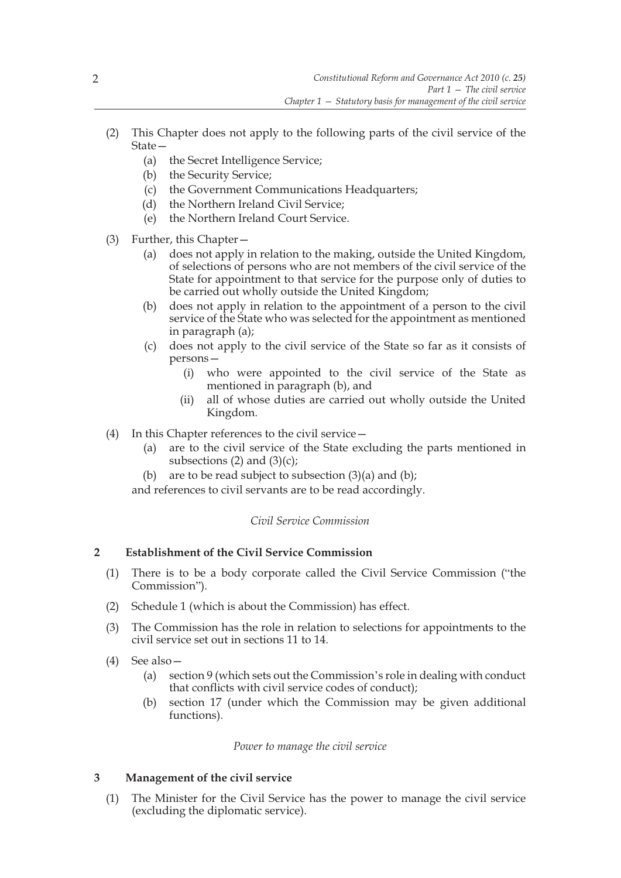(2) This Chapter does not apply to the following parts of the civil service of the State—

   (a) the Secret Intelligence Service;

   (b) the Security Service;

   (c) the Government Communications Headquarters;

   (d) the Northern Ireland Civil Service;

   (e) the Northern Ireland Court Service.

(3) Further, this Chapter—

   (a) does not apply in relation to the making, outside the United Kingdom, of selections of persons who are not members of the civil service of the State for appointment to that service for the purpose only of duties to be carried out wholly outside the United Kingdom;

   (b) does not apply in relation to the appointment of a person to the civil service of the State who was selected for the appointment as mentioned in paragraph (a);

   (c) does not apply to the civil service of the State so far as it consists of persons—

      (i) who were appointed to the civil service of the State as mentioned in paragraph (b), and

      (ii) all of whose duties are carried out wholly outside the United Kingdom.

(4) In this Chapter references to the civil service—

   (a) are to the civil service of the State excluding the parts mentioned in subsections (2) and (3)(c);

   (b) are to be read subject to subsection (3)(a) and (b);

and references to civil servants are to be read accordingly.

*Civil Service Commission*

### 2 Establishment of the Civil Service Commission

(1) There is to be a body corporate called the Civil Service Commission ("the Commission").

(2) Schedule 1 (which is about the Commission) has effect.

(3) The Commission has the role in relation to selections for appointments to the civil service set out in sections 11 to 14.

(4) See also—

   (a) section 9 (which sets out the Commission's role in dealing with conduct that conflicts with civil service codes of conduct);

   (b) section 17 (under which the Commission may be given additional functions).

*Power to manage the civil service*

### 3 Management of the civil service

(1) The Minister for the Civil Service has the power to manage the civil service (excluding the diplomatic service).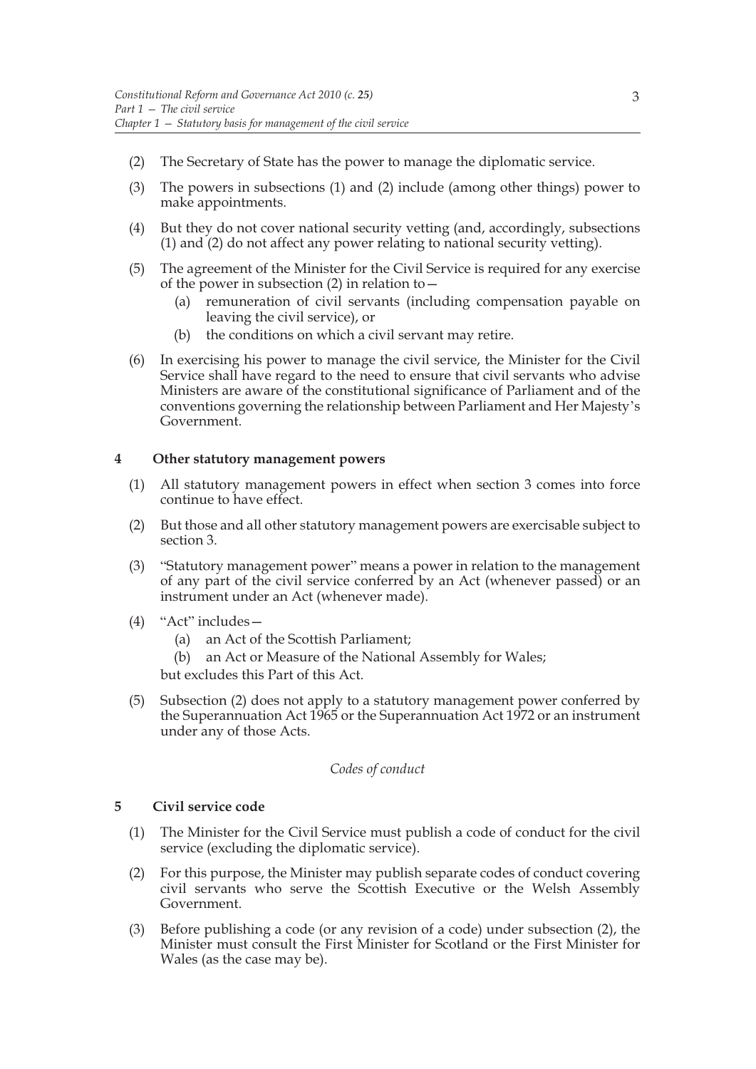(2) The Secretary of State has the power to manage the diplomatic service.

(3) The powers in subsections (1) and (2) include (among other things) power to make appointments.

(4) But they do not cover national security vetting (and, accordingly, subsections (1) and (2) do not affect any power relating to national security vetting).

(5) The agreement of the Minister for the Civil Service is required for any exercise of the power in subsection (2) in relation to—

- (a) remuneration of civil servants (including compensation payable on leaving the civil service), or
- (b) the conditions on which a civil servant may retire.

(6) In exercising his power to manage the civil service, the Minister for the Civil Service shall have regard to the need to ensure that civil servants who advise Ministers are aware of the constitutional significance of Parliament and of the conventions governing the relationship between Parliament and Her Majesty's Government.

### 4 Other statutory management powers

(1) All statutory management powers in effect when section 3 comes into force continue to have effect.

(2) But those and all other statutory management powers are exercisable subject to section 3.

(3) "Statutory management power" means a power in relation to the management of any part of the civil service conferred by an Act (whenever passed) or an instrument under an Act (whenever made).

(4) "Act" includes—

- (a) an Act of the Scottish Parliament;
- (b) an Act or Measure of the National Assembly for Wales;

but excludes this Part of this Act.

(5) Subsection (2) does not apply to a statutory management power conferred by the Superannuation Act 1965 or the Superannuation Act 1972 or an instrument under any of those Acts.

*Codes of conduct*

### 5 Civil service code

(1) The Minister for the Civil Service must publish a code of conduct for the civil service (excluding the diplomatic service).

(2) For this purpose, the Minister may publish separate codes of conduct covering civil servants who serve the Scottish Executive or the Welsh Assembly Government.

(3) Before publishing a code (or any revision of a code) under subsection (2), the Minister must consult the First Minister for Scotland or the First Minister for Wales (as the case may be).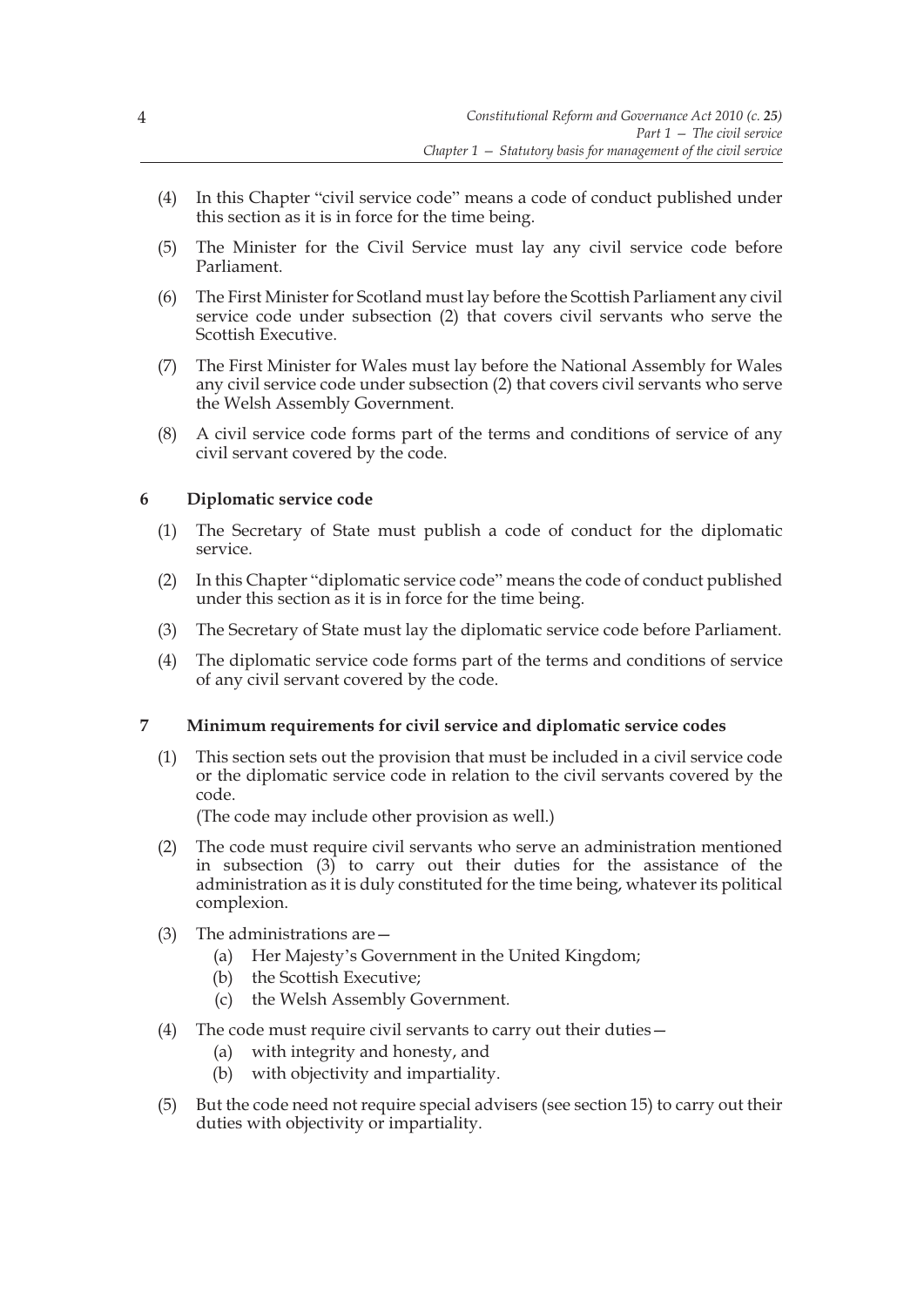(4) In this Chapter "civil service code" means a code of conduct published under this section as it is in force for the time being.

(5) The Minister for the Civil Service must lay any civil service code before Parliament.

(6) The First Minister for Scotland must lay before the Scottish Parliament any civil service code under subsection (2) that covers civil servants who serve the Scottish Executive.

(7) The First Minister for Wales must lay before the National Assembly for Wales any civil service code under subsection (2) that covers civil servants who serve the Welsh Assembly Government.

(8) A civil service code forms part of the terms and conditions of service of any civil servant covered by the code.

### 6 Diplomatic service code

(1) The Secretary of State must publish a code of conduct for the diplomatic service.

(2) In this Chapter "diplomatic service code" means the code of conduct published under this section as it is in force for the time being.

(3) The Secretary of State must lay the diplomatic service code before Parliament.

(4) The diplomatic service code forms part of the terms and conditions of service of any civil servant covered by the code.

### 7 Minimum requirements for civil service and diplomatic service codes

(1) This section sets out the provision that must be included in a civil service code or the diplomatic service code in relation to the civil servants covered by the code.

(The code may include other provision as well.)

(2) The code must require civil servants who serve an administration mentioned in subsection (3) to carry out their duties for the assistance of the administration as it is duly constituted for the time being, whatever its political complexion.

(3) The administrations are—

(a) Her Majesty's Government in the United Kingdom;

(b) the Scottish Executive;

(c) the Welsh Assembly Government.

(4) The code must require civil servants to carry out their duties—

(a) with integrity and honesty, and

(b) with objectivity and impartiality.

(5) But the code need not require special advisers (see section 15) to carry out their duties with objectivity or impartiality.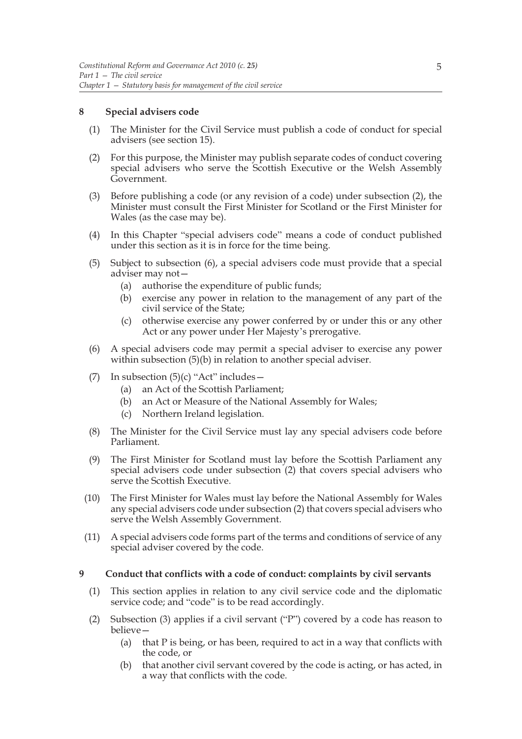## 8 Special advisers code

(1) The Minister for the Civil Service must publish a code of conduct for special advisers (see section 15).

(2) For this purpose, the Minister may publish separate codes of conduct covering special advisers who serve the Scottish Executive or the Welsh Assembly Government.

(3) Before publishing a code (or any revision of a code) under subsection (2), the Minister must consult the First Minister for Scotland or the First Minister for Wales (as the case may be).

(4) In this Chapter "special advisers code" means a code of conduct published under this section as it is in force for the time being.

(5) Subject to subsection (6), a special advisers code must provide that a special adviser may not—

- (a) authorise the expenditure of public funds;
- (b) exercise any power in relation to the management of any part of the civil service of the State;
- (c) otherwise exercise any power conferred by or under this or any other Act or any power under Her Majesty's prerogative.

(6) A special advisers code may permit a special adviser to exercise any power within subsection (5)(b) in relation to another special adviser.

(7) In subsection (5)(c) "Act" includes—

- (a) an Act of the Scottish Parliament;
- (b) an Act or Measure of the National Assembly for Wales;
- (c) Northern Ireland legislation.

(8) The Minister for the Civil Service must lay any special advisers code before Parliament.

(9) The First Minister for Scotland must lay before the Scottish Parliament any special advisers code under subsection (2) that covers special advisers who serve the Scottish Executive.

(10) The First Minister for Wales must lay before the National Assembly for Wales any special advisers code under subsection (2) that covers special advisers who serve the Welsh Assembly Government.

(11) A special advisers code forms part of the terms and conditions of service of any special adviser covered by the code.

## 9 Conduct that conflicts with a code of conduct: complaints by civil servants

(1) This section applies in relation to any civil service code and the diplomatic service code; and "code" is to be read accordingly.

(2) Subsection (3) applies if a civil servant ("P") covered by a code has reason to believe—

- (a) that P is being, or has been, required to act in a way that conflicts with the code, or
- (b) that another civil servant covered by the code is acting, or has acted, in a way that conflicts with the code.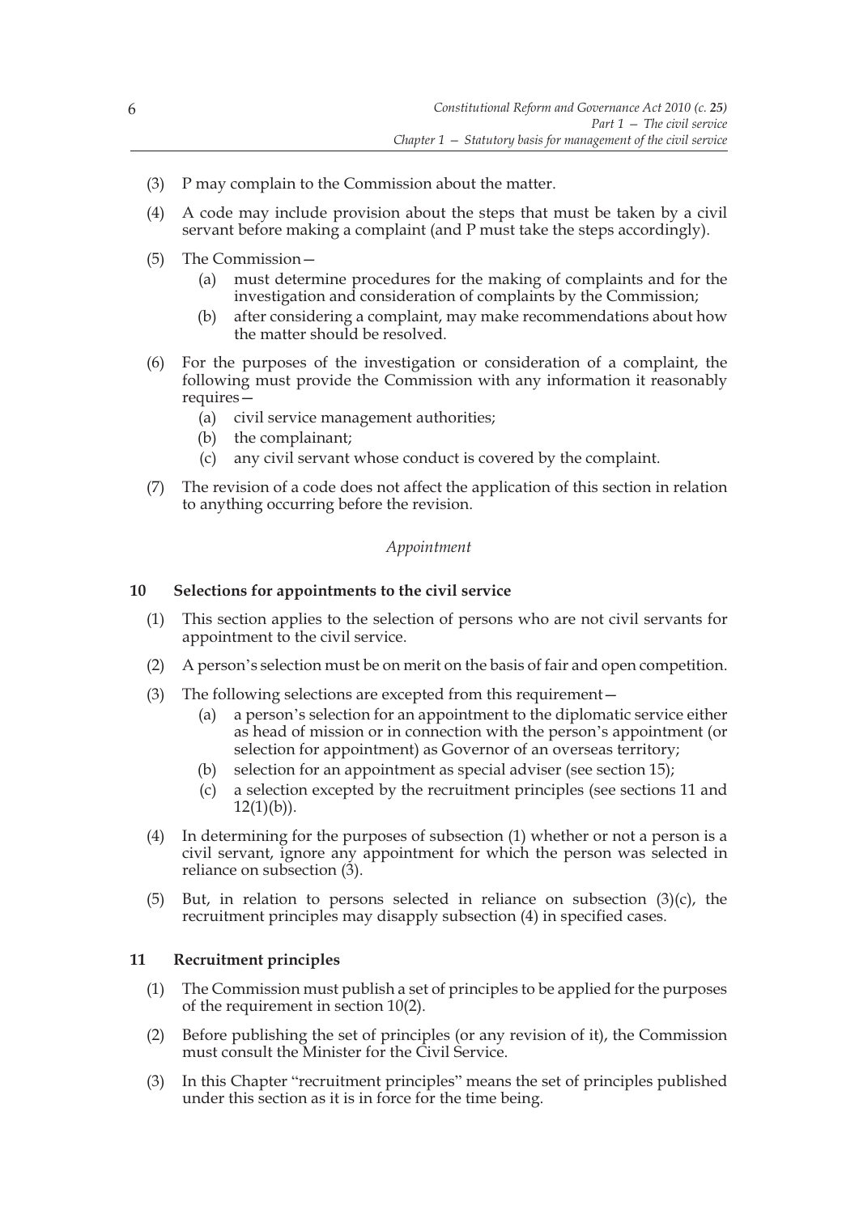(3) P may complain to the Commission about the matter.

(4) A code may include provision about the steps that must be taken by a civil servant before making a complaint (and P must take the steps accordingly).

(5) The Commission—

  (a) must determine procedures for the making of complaints and for the investigation and consideration of complaints by the Commission;

  (b) after considering a complaint, may make recommendations about how the matter should be resolved.

(6) For the purposes of the investigation or consideration of a complaint, the following must provide the Commission with any information it reasonably requires—

  (a) civil service management authorities;

  (b) the complainant;

  (c) any civil servant whose conduct is covered by the complaint.

(7) The revision of a code does not affect the application of this section in relation to anything occurring before the revision.

*Appointment*

### 10 Selections for appointments to the civil service

(1) This section applies to the selection of persons who are not civil servants for appointment to the civil service.

(2) A person's selection must be on merit on the basis of fair and open competition.

(3) The following selections are excepted from this requirement—

  (a) a person's selection for an appointment to the diplomatic service either as head of mission or in connection with the person's appointment (or selection for appointment) as Governor of an overseas territory;

  (b) selection for an appointment as special adviser (see section 15);

  (c) a selection excepted by the recruitment principles (see sections 11 and 12(1)(b)).

(4) In determining for the purposes of subsection (1) whether or not a person is a civil servant, ignore any appointment for which the person was selected in reliance on subsection (3).

(5) But, in relation to persons selected in reliance on subsection (3)(c), the recruitment principles may disapply subsection (4) in specified cases.

### 11 Recruitment principles

(1) The Commission must publish a set of principles to be applied for the purposes of the requirement in section 10(2).

(2) Before publishing the set of principles (or any revision of it), the Commission must consult the Minister for the Civil Service.

(3) In this Chapter "recruitment principles" means the set of principles published under this section as it is in force for the time being.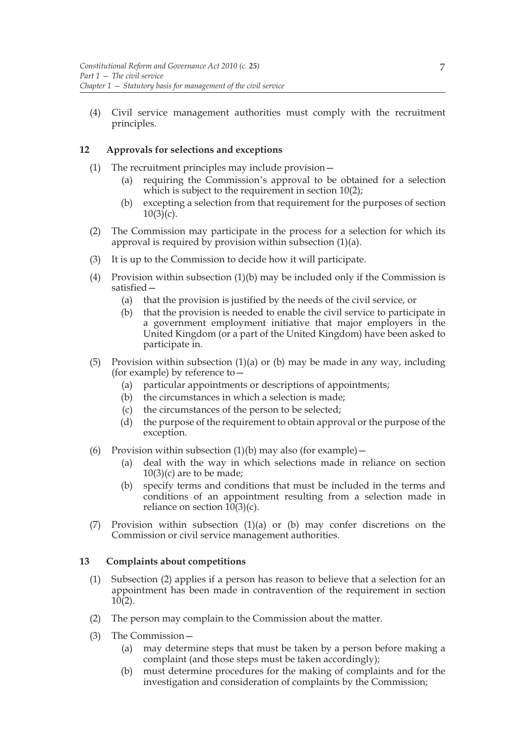(4) Civil service management authorities must comply with the recruitment principles.

## 12 Approvals for selections and exceptions

(1) The recruitment principles may include provision—
   (a) requiring the Commission's approval to be obtained for a selection which is subject to the requirement in section 10(2);
   (b) excepting a selection from that requirement for the purposes of section 10(3)(c).

(2) The Commission may participate in the process for a selection for which its approval is required by provision within subsection (1)(a).

(3) It is up to the Commission to decide how it will participate.

(4) Provision within subsection (1)(b) may be included only if the Commission is satisfied—
   (a) that the provision is justified by the needs of the civil service, or
   (b) that the provision is needed to enable the civil service to participate in a government employment initiative that major employers in the United Kingdom (or a part of the United Kingdom) have been asked to participate in.

(5) Provision within subsection (1)(a) or (b) may be made in any way, including (for example) by reference to—
   (a) particular appointments or descriptions of appointments;
   (b) the circumstances in which a selection is made;
   (c) the circumstances of the person to be selected;
   (d) the purpose of the requirement to obtain approval or the purpose of the exception.

(6) Provision within subsection (1)(b) may also (for example)—
   (a) deal with the way in which selections made in reliance on section 10(3)(c) are to be made;
   (b) specify terms and conditions that must be included in the terms and conditions of an appointment resulting from a selection made in reliance on section 10(3)(c).

(7) Provision within subsection (1)(a) or (b) may confer discretions on the Commission or civil service management authorities.

## 13 Complaints about competitions

(1) Subsection (2) applies if a person has reason to believe that a selection for an appointment has been made in contravention of the requirement in section 10(2).

(2) The person may complain to the Commission about the matter.

(3) The Commission—
   (a) may determine steps that must be taken by a person before making a complaint (and those steps must be taken accordingly);
   (b) must determine procedures for the making of complaints and for the investigation and consideration of complaints by the Commission;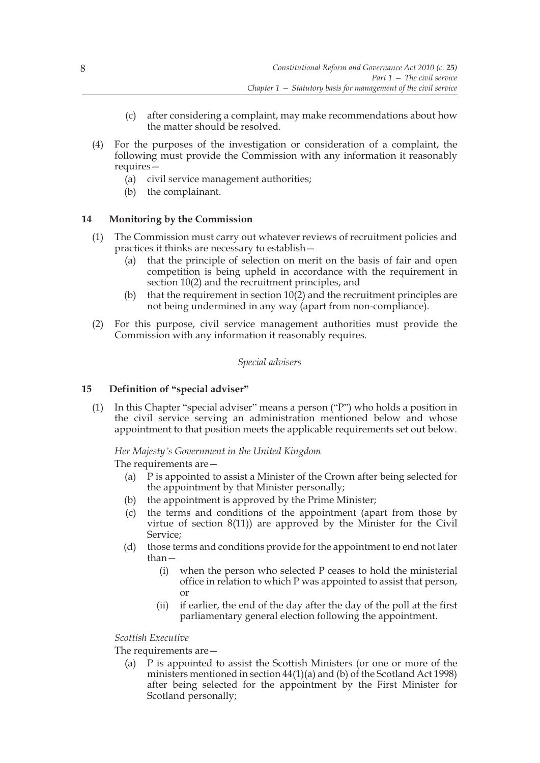(c) after considering a complaint, may make recommendations about how the matter should be resolved.

(4) For the purposes of the investigation or consideration of a complaint, the following must provide the Commission with any information it reasonably requires—

(a) civil service management authorities;

(b) the complainant.

## 14 Monitoring by the Commission

(1) The Commission must carry out whatever reviews of recruitment policies and practices it thinks are necessary to establish—

(a) that the principle of selection on merit on the basis of fair and open competition is being upheld in accordance with the requirement in section 10(2) and the recruitment principles, and

(b) that the requirement in section 10(2) and the recruitment principles are not being undermined in any way (apart from non-compliance).

(2) For this purpose, civil service management authorities must provide the Commission with any information it reasonably requires.

*Special advisers*

## 15 Definition of "special adviser"

(1) In this Chapter "special adviser" means a person ("P") who holds a position in the civil service serving an administration mentioned below and whose appointment to that position meets the applicable requirements set out below.

*Her Majesty's Government in the United Kingdom*

The requirements are—

(a) P is appointed to assist a Minister of the Crown after being selected for the appointment by that Minister personally;

(b) the appointment is approved by the Prime Minister;

(c) the terms and conditions of the appointment (apart from those by virtue of section 8(11)) are approved by the Minister for the Civil Service;

(d) those terms and conditions provide for the appointment to end not later than—

(i) when the person who selected P ceases to hold the ministerial office in relation to which P was appointed to assist that person, or

(ii) if earlier, the end of the day after the day of the poll at the first parliamentary general election following the appointment.

*Scottish Executive*

The requirements are—

(a) P is appointed to assist the Scottish Ministers (or one or more of the ministers mentioned in section 44(1)(a) and (b) of the Scotland Act 1998) after being selected for the appointment by the First Minister for Scotland personally;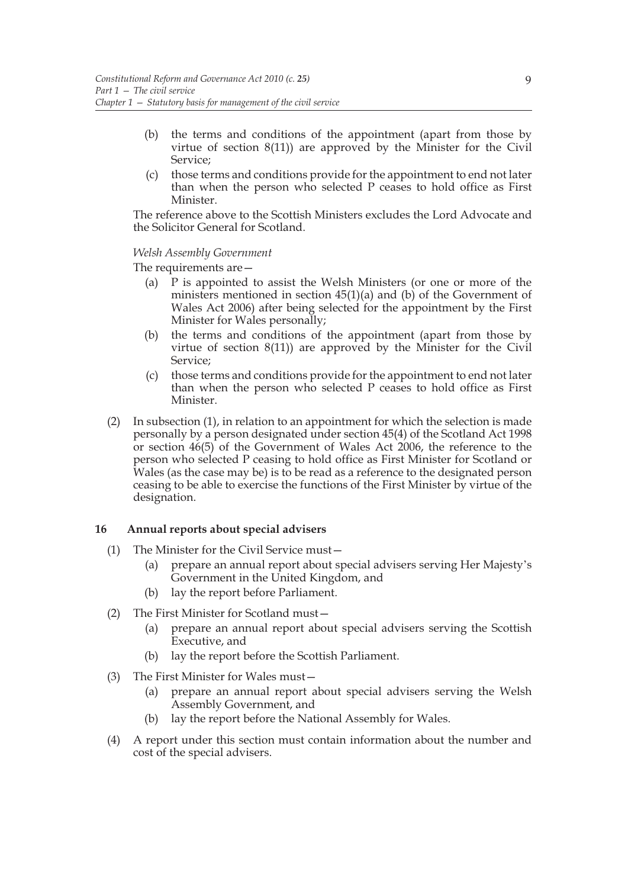(b) the terms and conditions of the appointment (apart from those by virtue of section 8(11)) are approved by the Minister for the Civil Service;

(c) those terms and conditions provide for the appointment to end not later than when the person who selected P ceases to hold office as First Minister.

The reference above to the Scottish Ministers excludes the Lord Advocate and the Solicitor General for Scotland.

*Welsh Assembly Government*

The requirements are—

(a) P is appointed to assist the Welsh Ministers (or one or more of the ministers mentioned in section 45(1)(a) and (b) of the Government of Wales Act 2006) after being selected for the appointment by the First Minister for Wales personally;

(b) the terms and conditions of the appointment (apart from those by virtue of section 8(11)) are approved by the Minister for the Civil Service;

(c) those terms and conditions provide for the appointment to end not later than when the person who selected P ceases to hold office as First Minister.

(2) In subsection (1), in relation to an appointment for which the selection is made personally by a person designated under section 45(4) of the Scotland Act 1998 or section 46(5) of the Government of Wales Act 2006, the reference to the person who selected P ceasing to hold office as First Minister for Scotland or Wales (as the case may be) is to be read as a reference to the designated person ceasing to be able to exercise the functions of the First Minister by virtue of the designation.

### 16 Annual reports about special advisers

(1) The Minister for the Civil Service must—

(a) prepare an annual report about special advisers serving Her Majesty's Government in the United Kingdom, and

(b) lay the report before Parliament.

(2) The First Minister for Scotland must—

(a) prepare an annual report about special advisers serving the Scottish Executive, and

(b) lay the report before the Scottish Parliament.

(3) The First Minister for Wales must—

(a) prepare an annual report about special advisers serving the Welsh Assembly Government, and

(b) lay the report before the National Assembly for Wales.

(4) A report under this section must contain information about the number and cost of the special advisers.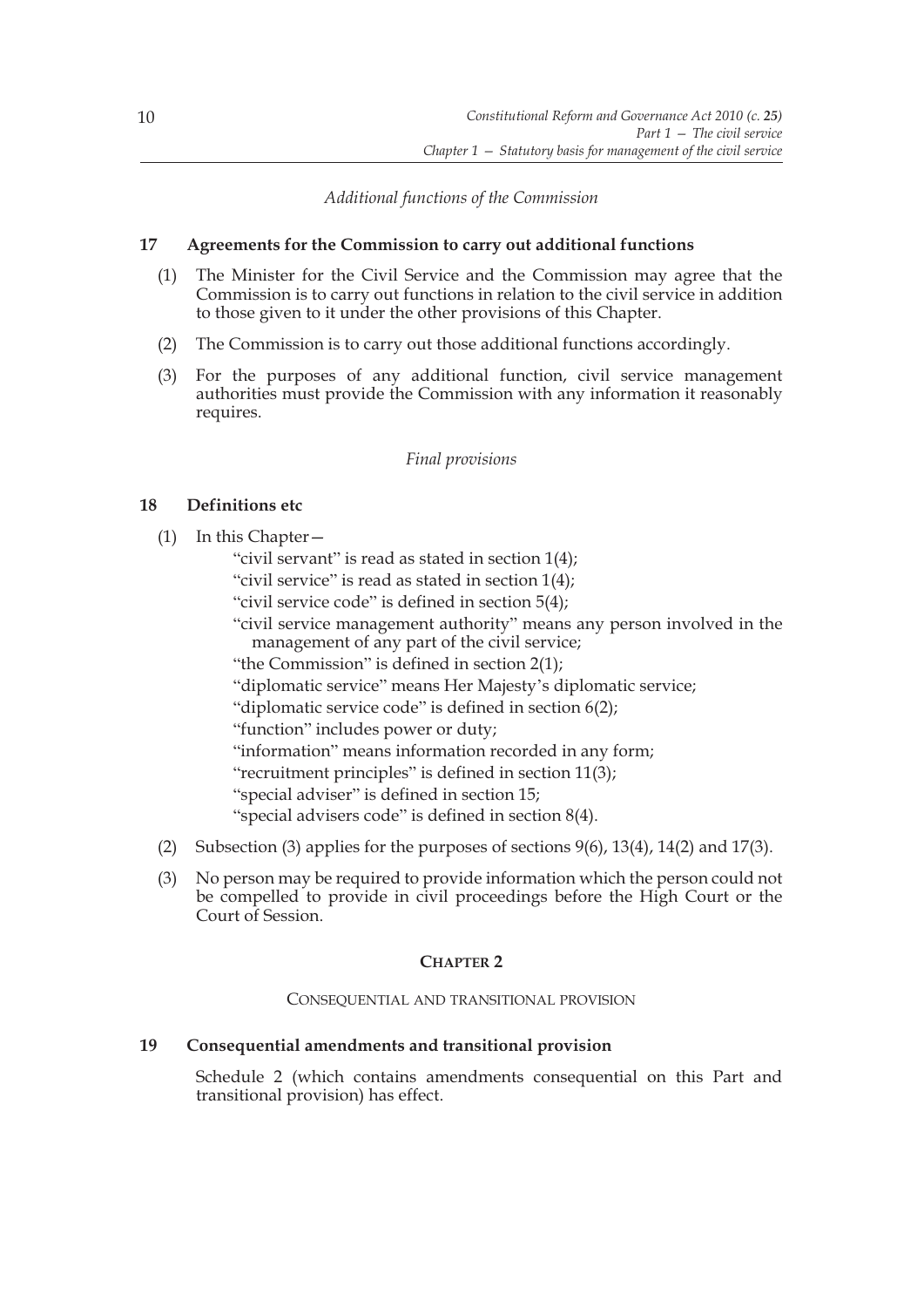*Additional functions of the Commission*

### 17 Agreements for the Commission to carry out additional functions

(1) The Minister for the Civil Service and the Commission may agree that the Commission is to carry out functions in relation to the civil service in addition to those given to it under the other provisions of this Chapter.

(2) The Commission is to carry out those additional functions accordingly.

(3) For the purposes of any additional function, civil service management authorities must provide the Commission with any information it reasonably requires.

*Final provisions*

### 18 Definitions etc

(1) In this Chapter—

"civil servant" is read as stated in section 1(4);

"civil service" is read as stated in section 1(4);

"civil service code" is defined in section 5(4);

"civil service management authority" means any person involved in the management of any part of the civil service;

"the Commission" is defined in section 2(1);

"diplomatic service" means Her Majesty's diplomatic service;

"diplomatic service code" is defined in section 6(2);

"function" includes power or duty;

"information" means information recorded in any form;

"recruitment principles" is defined in section 11(3);

"special adviser" is defined in section 15;

"special advisers code" is defined in section 8(4).

(2) Subsection (3) applies for the purposes of sections 9(6), 13(4), 14(2) and 17(3).

(3) No person may be required to provide information which the person could not be compelled to provide in civil proceedings before the High Court or the Court of Session.

## CHAPTER 2

CONSEQUENTIAL AND TRANSITIONAL PROVISION

### 19 Consequential amendments and transitional provision

Schedule 2 (which contains amendments consequential on this Part and transitional provision) has effect.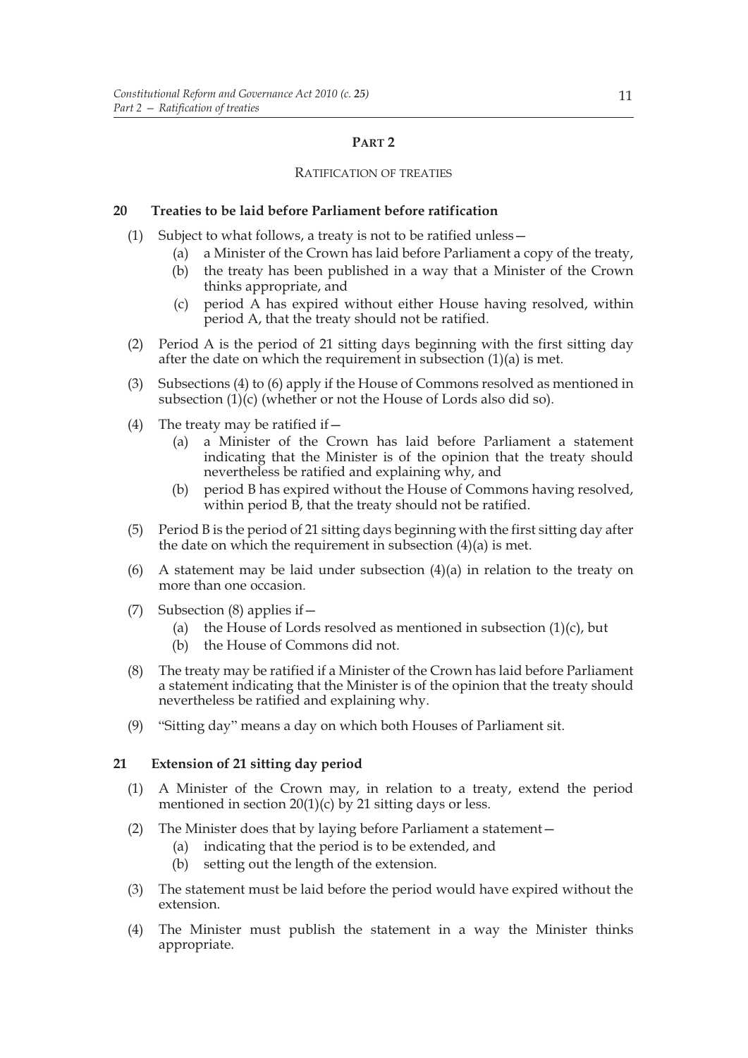## PART 2

### RATIFICATION OF TREATIES

#### 20 Treaties to be laid before Parliament before ratification

(1) Subject to what follows, a treaty is not to be ratified unless—

   (a) a Minister of the Crown has laid before Parliament a copy of the treaty,

   (b) the treaty has been published in a way that a Minister of the Crown thinks appropriate, and

   (c) period A has expired without either House having resolved, within period A, that the treaty should not be ratified.

(2) Period A is the period of 21 sitting days beginning with the first sitting day after the date on which the requirement in subsection (1)(a) is met.

(3) Subsections (4) to (6) apply if the House of Commons resolved as mentioned in subsection (1)(c) (whether or not the House of Lords also did so).

(4) The treaty may be ratified if—

   (a) a Minister of the Crown has laid before Parliament a statement indicating that the Minister is of the opinion that the treaty should nevertheless be ratified and explaining why, and

   (b) period B has expired without the House of Commons having resolved, within period B, that the treaty should not be ratified.

(5) Period B is the period of 21 sitting days beginning with the first sitting day after the date on which the requirement in subsection (4)(a) is met.

(6) A statement may be laid under subsection (4)(a) in relation to the treaty on more than one occasion.

(7) Subsection (8) applies if—

   (a) the House of Lords resolved as mentioned in subsection (1)(c), but

   (b) the House of Commons did not.

(8) The treaty may be ratified if a Minister of the Crown has laid before Parliament a statement indicating that the Minister is of the opinion that the treaty should nevertheless be ratified and explaining why.

(9) "Sitting day" means a day on which both Houses of Parliament sit.

#### 21 Extension of 21 sitting day period

(1) A Minister of the Crown may, in relation to a treaty, extend the period mentioned in section 20(1)(c) by 21 sitting days or less.

(2) The Minister does that by laying before Parliament a statement—

   (a) indicating that the period is to be extended, and

   (b) setting out the length of the extension.

(3) The statement must be laid before the period would have expired without the extension.

(4) The Minister must publish the statement in a way the Minister thinks appropriate.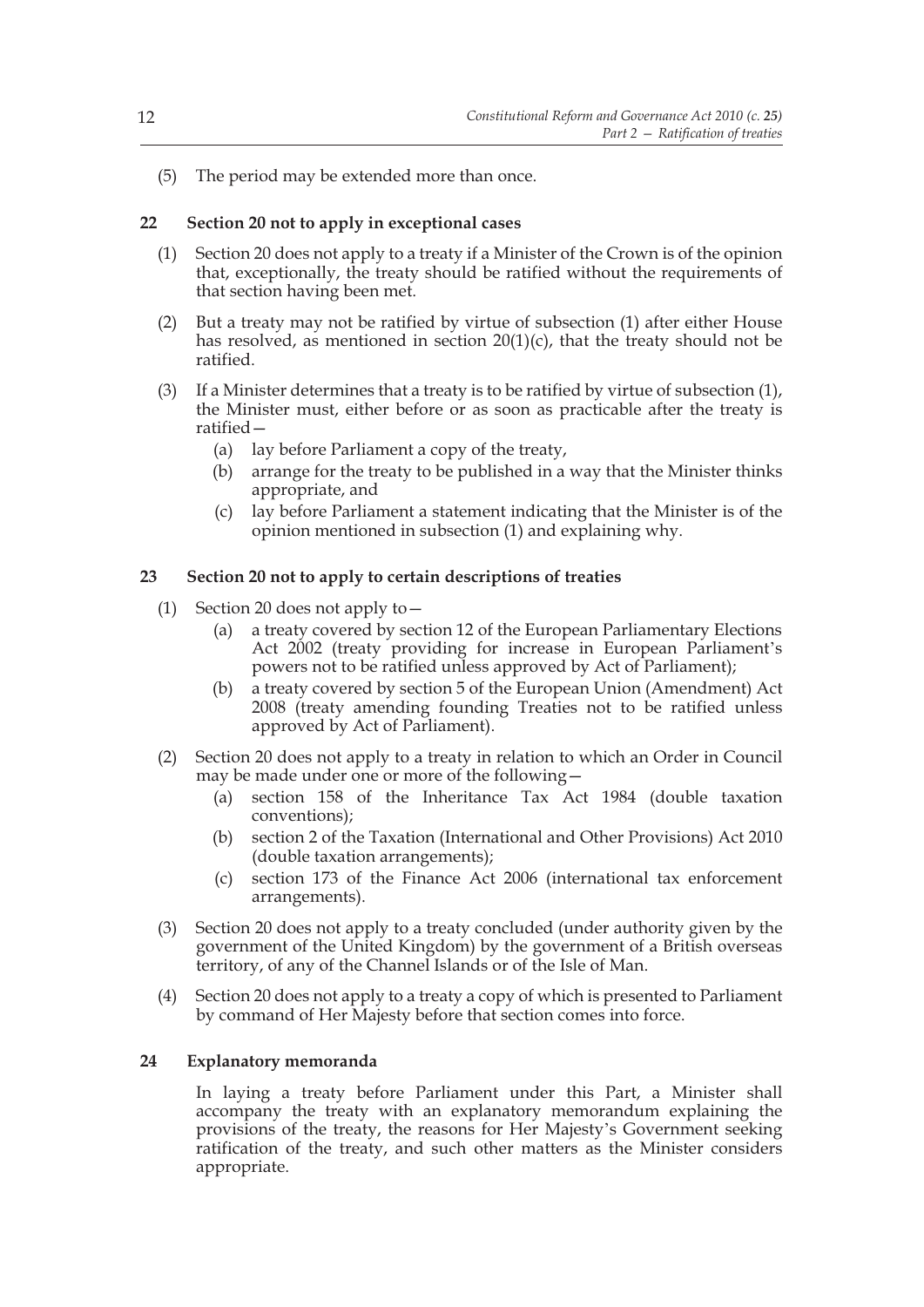(5) The period may be extended more than once.

### 22 Section 20 not to apply in exceptional cases

(1) Section 20 does not apply to a treaty if a Minister of the Crown is of the opinion that, exceptionally, the treaty should be ratified without the requirements of that section having been met.

(2) But a treaty may not be ratified by virtue of subsection (1) after either House has resolved, as mentioned in section 20(1)(c), that the treaty should not be ratified.

(3) If a Minister determines that a treaty is to be ratified by virtue of subsection (1), the Minister must, either before or as soon as practicable after the treaty is ratified—

- (a) lay before Parliament a copy of the treaty,
- (b) arrange for the treaty to be published in a way that the Minister thinks appropriate, and
- (c) lay before Parliament a statement indicating that the Minister is of the opinion mentioned in subsection (1) and explaining why.

### 23 Section 20 not to apply to certain descriptions of treaties

(1) Section 20 does not apply to—

- (a) a treaty covered by section 12 of the European Parliamentary Elections Act 2002 (treaty providing for increase in European Parliament's powers not to be ratified unless approved by Act of Parliament);
- (b) a treaty covered by section 5 of the European Union (Amendment) Act 2008 (treaty amending founding Treaties not to be ratified unless approved by Act of Parliament).

(2) Section 20 does not apply to a treaty in relation to which an Order in Council may be made under one or more of the following—

- (a) section 158 of the Inheritance Tax Act 1984 (double taxation conventions);
- (b) section 2 of the Taxation (International and Other Provisions) Act 2010 (double taxation arrangements);
- (c) section 173 of the Finance Act 2006 (international tax enforcement arrangements).

(3) Section 20 does not apply to a treaty concluded (under authority given by the government of the United Kingdom) by the government of a British overseas territory, of any of the Channel Islands or of the Isle of Man.

(4) Section 20 does not apply to a treaty a copy of which is presented to Parliament by command of Her Majesty before that section comes into force.

### 24 Explanatory memoranda

In laying a treaty before Parliament under this Part, a Minister shall accompany the treaty with an explanatory memorandum explaining the provisions of the treaty, the reasons for Her Majesty's Government seeking ratification of the treaty, and such other matters as the Minister considers appropriate.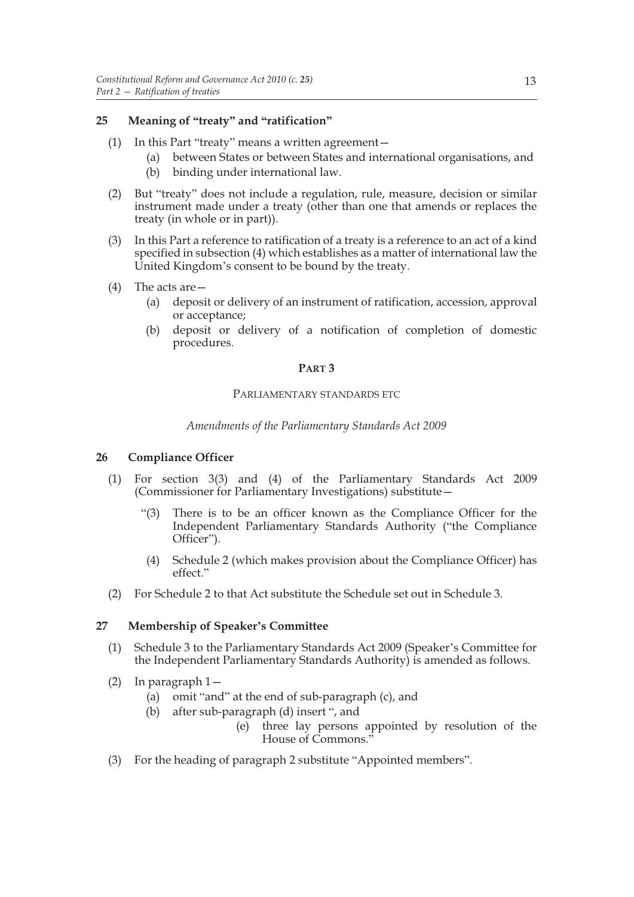## 25 Meaning of "treaty" and "ratification"

(1) In this Part "treaty" means a written agreement—

- (a) between States or between States and international organisations, and
- (b) binding under international law.

(2) But "treaty" does not include a regulation, rule, measure, decision or similar instrument made under a treaty (other than one that amends or replaces the treaty (in whole or in part)).

(3) In this Part a reference to ratification of a treaty is a reference to an act of a kind specified in subsection (4) which establishes as a matter of international law the United Kingdom's consent to be bound by the treaty.

(4) The acts are—

- (a) deposit or delivery of an instrument of ratification, accession, approval or acceptance;
- (b) deposit or delivery of a notification of completion of domestic procedures.

# PART 3

## PARLIAMENTARY STANDARDS ETC

*Amendments of the Parliamentary Standards Act 2009*

## 26 Compliance Officer

(1) For section 3(3) and (4) of the Parliamentary Standards Act 2009 (Commissioner for Parliamentary Investigations) substitute—

> "(3) There is to be an officer known as the Compliance Officer for the Independent Parliamentary Standards Authority ("the Compliance Officer").
>
> (4) Schedule 2 (which makes provision about the Compliance Officer) has effect."

(2) For Schedule 2 to that Act substitute the Schedule set out in Schedule 3.

## 27 Membership of Speaker's Committee

(1) Schedule 3 to the Parliamentary Standards Act 2009 (Speaker's Committee for the Independent Parliamentary Standards Authority) is amended as follows.

(2) In paragraph 1—

- (a) omit "and" at the end of sub-paragraph (c), and
- (b) after sub-paragraph (d) insert ", and

> (e) three lay persons appointed by resolution of the House of Commons."

(3) For the heading of paragraph 2 substitute "Appointed members".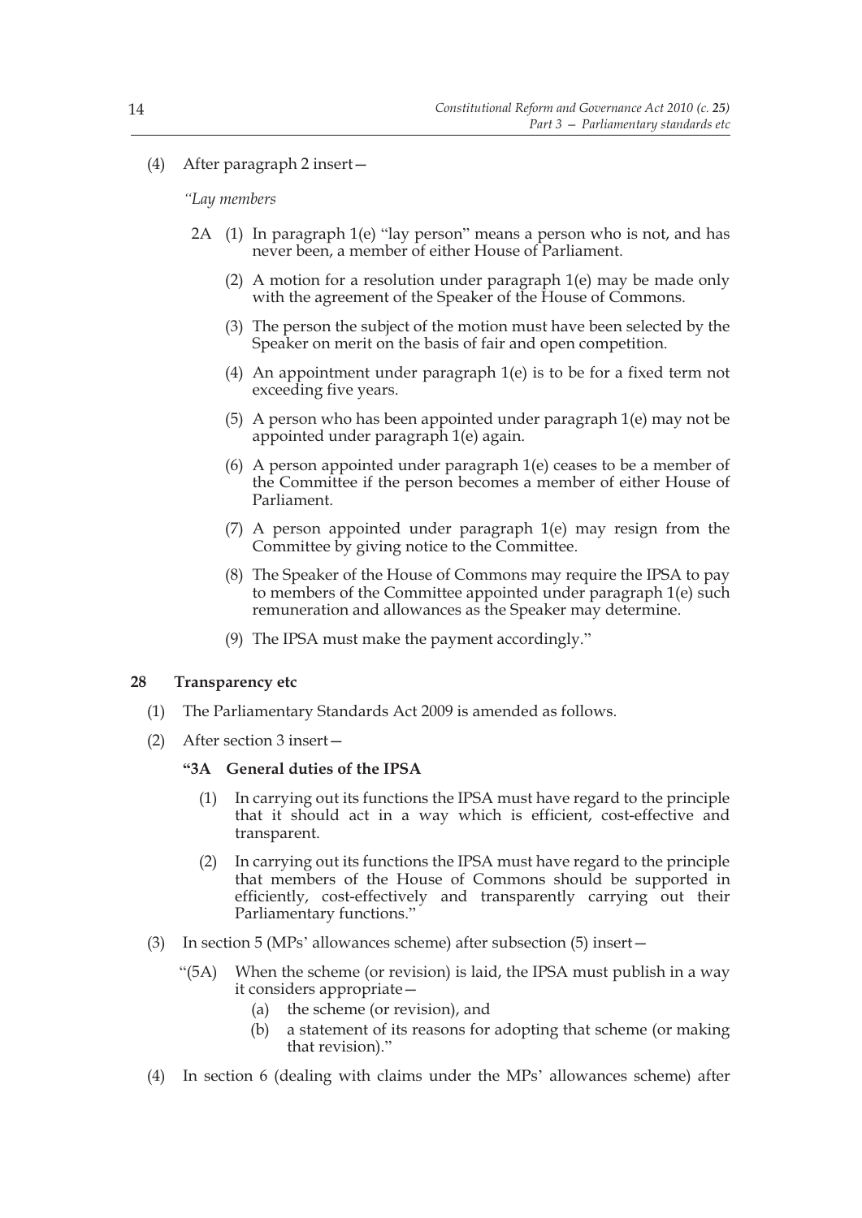(4) After paragraph 2 insert—

*"Lay members*

2A (1) In paragraph 1(e) "lay person" means a person who is not, and has never been, a member of either House of Parliament.

(2) A motion for a resolution under paragraph 1(e) may be made only with the agreement of the Speaker of the House of Commons.

(3) The person the subject of the motion must have been selected by the Speaker on merit on the basis of fair and open competition.

(4) An appointment under paragraph 1(e) is to be for a fixed term not exceeding five years.

(5) A person who has been appointed under paragraph 1(e) may not be appointed under paragraph 1(e) again.

(6) A person appointed under paragraph 1(e) ceases to be a member of the Committee if the person becomes a member of either House of Parliament.

(7) A person appointed under paragraph 1(e) may resign from the Committee by giving notice to the Committee.

(8) The Speaker of the House of Commons may require the IPSA to pay to members of the Committee appointed under paragraph 1(e) such remuneration and allowances as the Speaker may determine.

(9) The IPSA must make the payment accordingly."

**28 Transparency etc**

(1) The Parliamentary Standards Act 2009 is amended as follows.

(2) After section 3 insert—

**"3A General duties of the IPSA**

(1) In carrying out its functions the IPSA must have regard to the principle that it should act in a way which is efficient, cost-effective and transparent.

(2) In carrying out its functions the IPSA must have regard to the principle that members of the House of Commons should be supported in efficiently, cost-effectively and transparently carrying out their Parliamentary functions."

(3) In section 5 (MPs' allowances scheme) after subsection (5) insert—

"(5A) When the scheme (or revision) is laid, the IPSA must publish in a way it considers appropriate—

(a) the scheme (or revision), and

(b) a statement of its reasons for adopting that scheme (or making that revision)."

(4) In section 6 (dealing with claims under the MPs' allowances scheme) after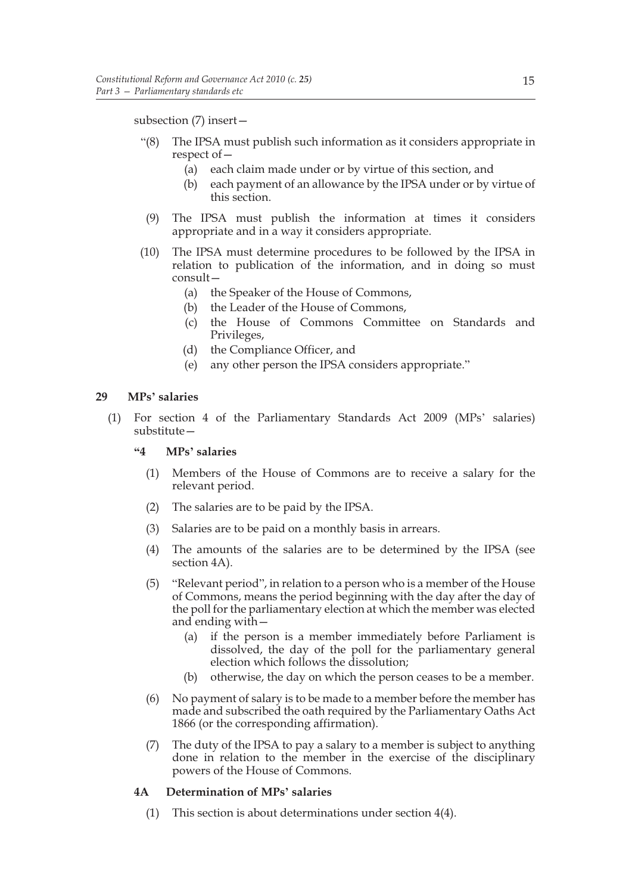subsection (7) insert—

"(8) The IPSA must publish such information as it considers appropriate in respect of—

(a) each claim made under or by virtue of this section, and

(b) each payment of an allowance by the IPSA under or by virtue of this section.

(9) The IPSA must publish the information at times it considers appropriate and in a way it considers appropriate.

(10) The IPSA must determine procedures to be followed by the IPSA in relation to publication of the information, and in doing so must consult—

(a) the Speaker of the House of Commons,

(b) the Leader of the House of Commons,

(c) the House of Commons Committee on Standards and Privileges,

(d) the Compliance Officer, and

(e) any other person the IPSA considers appropriate."

## 29 MPs' salaries

(1) For section 4 of the Parliamentary Standards Act 2009 (MPs' salaries) substitute—

### "4 MPs' salaries

(1) Members of the House of Commons are to receive a salary for the relevant period.

(2) The salaries are to be paid by the IPSA.

(3) Salaries are to be paid on a monthly basis in arrears.

(4) The amounts of the salaries are to be determined by the IPSA (see section 4A).

(5) "Relevant period", in relation to a person who is a member of the House of Commons, means the period beginning with the day after the day of the poll for the parliamentary election at which the member was elected and ending with—

(a) if the person is a member immediately before Parliament is dissolved, the day of the poll for the parliamentary general election which follows the dissolution;

(b) otherwise, the day on which the person ceases to be a member.

(6) No payment of salary is to be made to a member before the member has made and subscribed the oath required by the Parliamentary Oaths Act 1866 (or the corresponding affirmation).

(7) The duty of the IPSA to pay a salary to a member is subject to anything done in relation to the member in the exercise of the disciplinary powers of the House of Commons.

### 4A Determination of MPs' salaries

(1) This section is about determinations under section 4(4).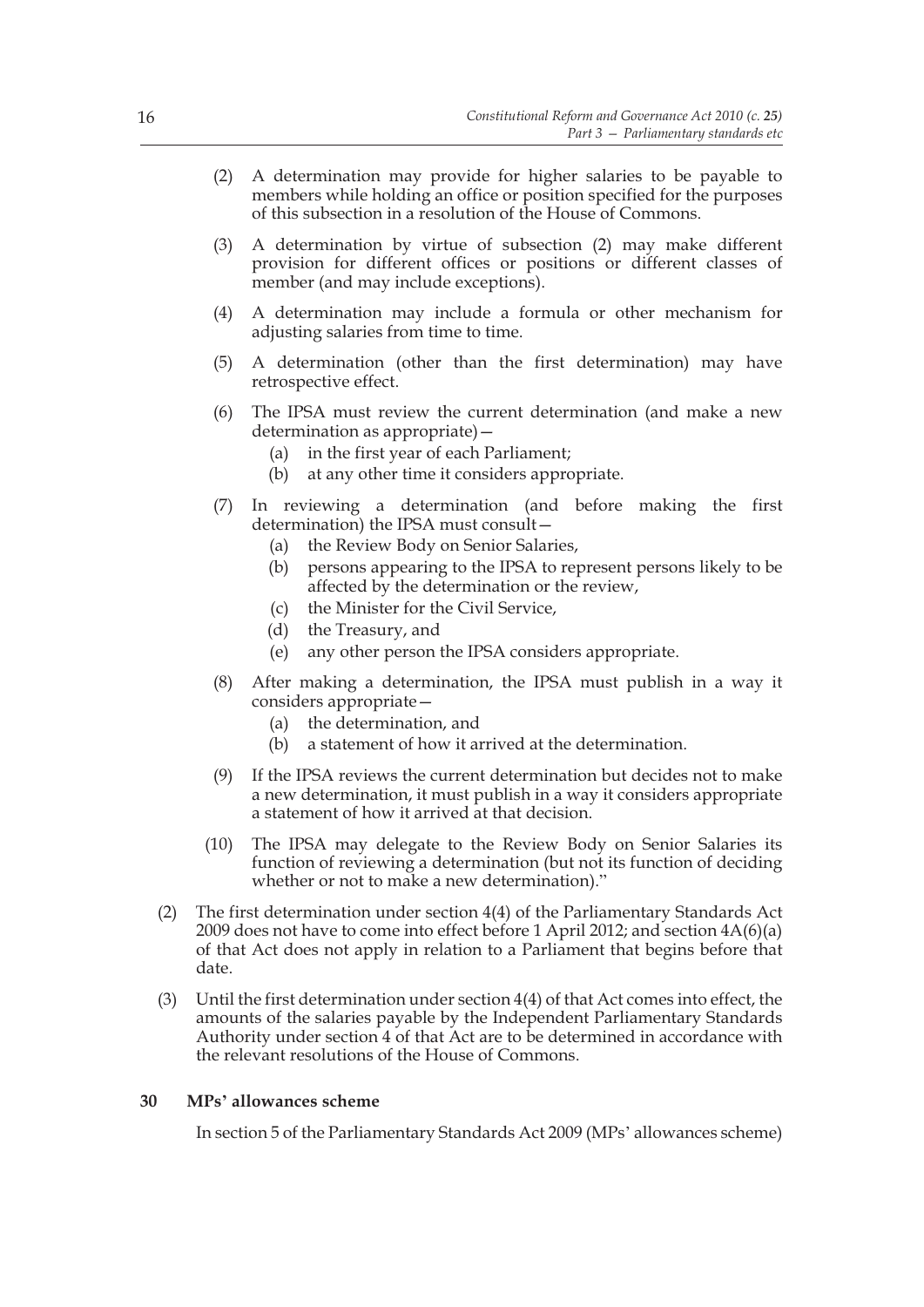(2) A determination may provide for higher salaries to be payable to members while holding an office or position specified for the purposes of this subsection in a resolution of the House of Commons.

(3) A determination by virtue of subsection (2) may make different provision for different offices or positions or different classes of member (and may include exceptions).

(4) A determination may include a formula or other mechanism for adjusting salaries from time to time.

(5) A determination (other than the first determination) may have retrospective effect.

(6) The IPSA must review the current determination (and make a new determination as appropriate)—

(a) in the first year of each Parliament;

(b) at any other time it considers appropriate.

(7) In reviewing a determination (and before making the first determination) the IPSA must consult—

(a) the Review Body on Senior Salaries,

(b) persons appearing to the IPSA to represent persons likely to be affected by the determination or the review,

(c) the Minister for the Civil Service,

(d) the Treasury, and

(e) any other person the IPSA considers appropriate.

(8) After making a determination, the IPSA must publish in a way it considers appropriate—

(a) the determination, and

(b) a statement of how it arrived at the determination.

(9) If the IPSA reviews the current determination but decides not to make a new determination, it must publish in a way it considers appropriate a statement of how it arrived at that decision.

(10) The IPSA may delegate to the Review Body on Senior Salaries its function of reviewing a determination (but not its function of deciding whether or not to make a new determination)."

(2) The first determination under section 4(4) of the Parliamentary Standards Act 2009 does not have to come into effect before 1 April 2012; and section 4A(6)(a) of that Act does not apply in relation to a Parliament that begins before that date.

(3) Until the first determination under section 4(4) of that Act comes into effect, the amounts of the salaries payable by the Independent Parliamentary Standards Authority under section 4 of that Act are to be determined in accordance with the relevant resolutions of the House of Commons.

**30 MPs' allowances scheme**

In section 5 of the Parliamentary Standards Act 2009 (MPs' allowances scheme)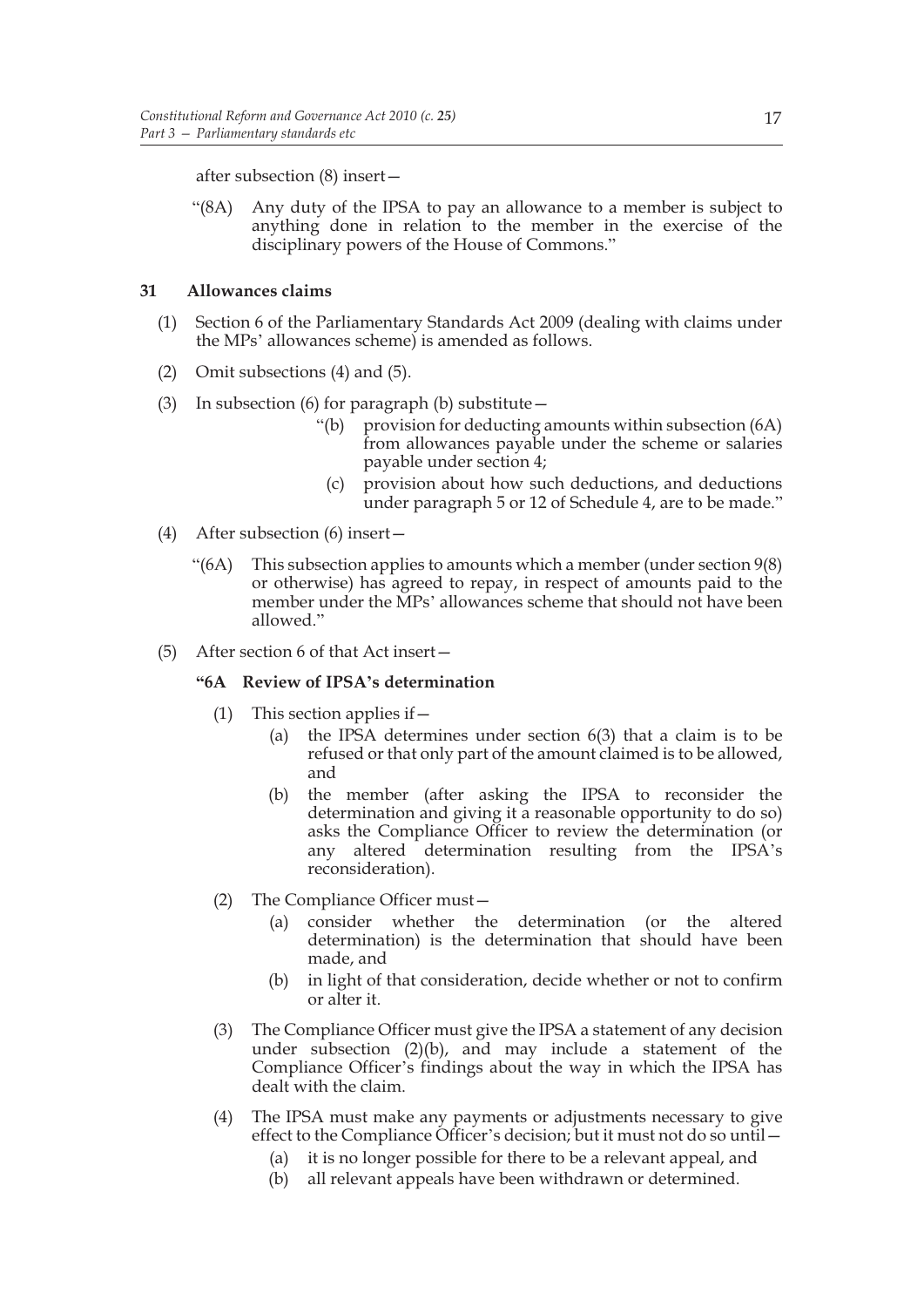after subsection (8) insert—

"(8A) Any duty of the IPSA to pay an allowance to a member is subject to anything done in relation to the member in the exercise of the disciplinary powers of the House of Commons."

**31 Allowances claims**

(1) Section 6 of the Parliamentary Standards Act 2009 (dealing with claims under the MPs' allowances scheme) is amended as follows.

(2) Omit subsections (4) and (5).

(3) In subsection (6) for paragraph (b) substitute—

"(b) provision for deducting amounts within subsection (6A) from allowances payable under the scheme or salaries payable under section 4;

(c) provision about how such deductions, and deductions under paragraph 5 or 12 of Schedule 4, are to be made."

(4) After subsection (6) insert—

"(6A) This subsection applies to amounts which a member (under section 9(8) or otherwise) has agreed to repay, in respect of amounts paid to the member under the MPs' allowances scheme that should not have been allowed."

(5) After section 6 of that Act insert—

**"6A Review of IPSA's determination**

(1) This section applies if—

(a) the IPSA determines under section 6(3) that a claim is to be refused or that only part of the amount claimed is to be allowed, and

(b) the member (after asking the IPSA to reconsider the determination and giving it a reasonable opportunity to do so) asks the Compliance Officer to review the determination (or any altered determination resulting from the IPSA's reconsideration).

(2) The Compliance Officer must—

(a) consider whether the determination (or the altered determination) is the determination that should have been made, and

(b) in light of that consideration, decide whether or not to confirm or alter it.

(3) The Compliance Officer must give the IPSA a statement of any decision under subsection (2)(b), and may include a statement of the Compliance Officer's findings about the way in which the IPSA has dealt with the claim.

(4) The IPSA must make any payments or adjustments necessary to give effect to the Compliance Officer's decision; but it must not do so until—

(a) it is no longer possible for there to be a relevant appeal, and

(b) all relevant appeals have been withdrawn or determined.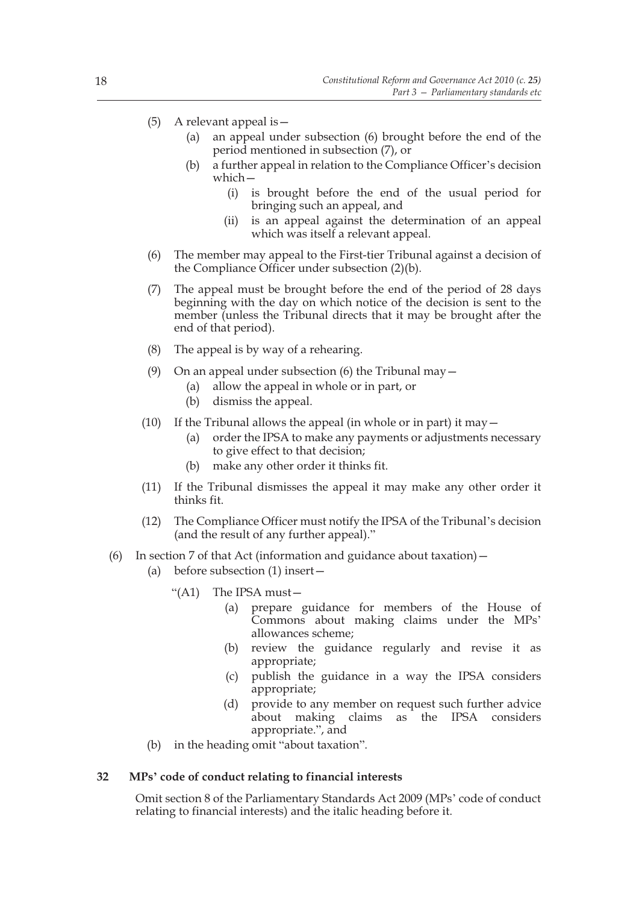(5) A relevant appeal is—

  (a) an appeal under subsection (6) brought before the end of the period mentioned in subsection (7), or

  (b) a further appeal in relation to the Compliance Officer's decision which—

    (i) is brought before the end of the usual period for bringing such an appeal, and

    (ii) is an appeal against the determination of an appeal which was itself a relevant appeal.

(6) The member may appeal to the First-tier Tribunal against a decision of the Compliance Officer under subsection (2)(b).

(7) The appeal must be brought before the end of the period of 28 days beginning with the day on which notice of the decision is sent to the member (unless the Tribunal directs that it may be brought after the end of that period).

(8) The appeal is by way of a rehearing.

(9) On an appeal under subsection (6) the Tribunal may—

  (a) allow the appeal in whole or in part, or

  (b) dismiss the appeal.

(10) If the Tribunal allows the appeal (in whole or in part) it may—

  (a) order the IPSA to make any payments or adjustments necessary to give effect to that decision;

  (b) make any other order it thinks fit.

(11) If the Tribunal dismisses the appeal it may make any other order it thinks fit.

(12) The Compliance Officer must notify the IPSA of the Tribunal's decision (and the result of any further appeal)."

(6) In section 7 of that Act (information and guidance about taxation)—

  (a) before subsection (1) insert—

    "(A1) The IPSA must—

      (a) prepare guidance for members of the House of Commons about making claims under the MPs' allowances scheme;

      (b) review the guidance regularly and revise it as appropriate;

      (c) publish the guidance in a way the IPSA considers appropriate;

      (d) provide to any member on request such further advice about making claims as the IPSA considers appropriate.", and

  (b) in the heading omit "about taxation".

**32 MPs' code of conduct relating to financial interests**

Omit section 8 of the Parliamentary Standards Act 2009 (MPs' code of conduct relating to financial interests) and the italic heading before it.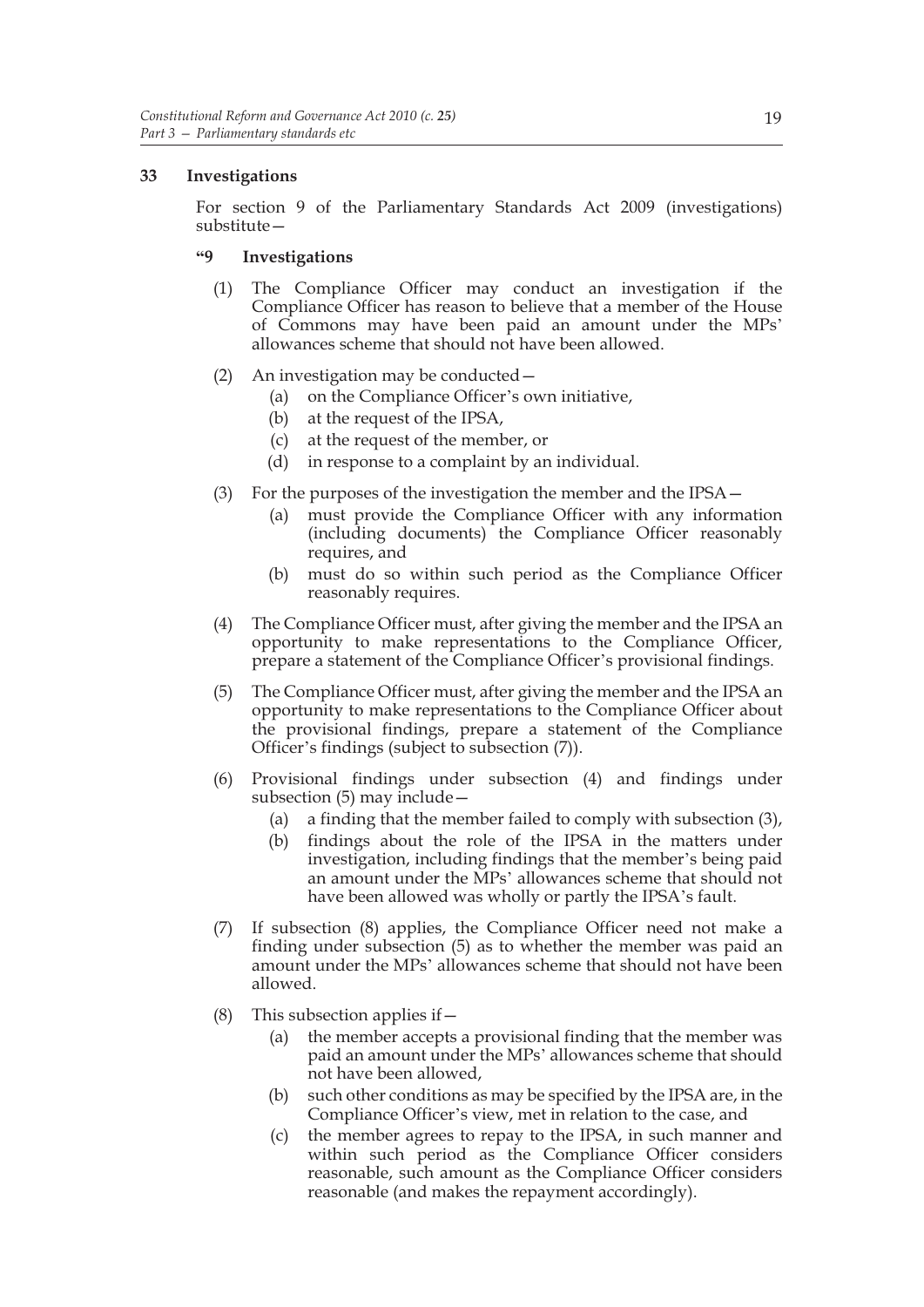**33 Investigations**

For section 9 of the Parliamentary Standards Act 2009 (investigations) substitute—

**"9 Investigations**

(1) The Compliance Officer may conduct an investigation if the Compliance Officer has reason to believe that a member of the House of Commons may have been paid an amount under the MPs' allowances scheme that should not have been allowed.

(2) An investigation may be conducted—

(a) on the Compliance Officer's own initiative,

(b) at the request of the IPSA,

(c) at the request of the member, or

(d) in response to a complaint by an individual.

(3) For the purposes of the investigation the member and the IPSA—

(a) must provide the Compliance Officer with any information (including documents) the Compliance Officer reasonably requires, and

(b) must do so within such period as the Compliance Officer reasonably requires.

(4) The Compliance Officer must, after giving the member and the IPSA an opportunity to make representations to the Compliance Officer, prepare a statement of the Compliance Officer's provisional findings.

(5) The Compliance Officer must, after giving the member and the IPSA an opportunity to make representations to the Compliance Officer about the provisional findings, prepare a statement of the Compliance Officer's findings (subject to subsection (7)).

(6) Provisional findings under subsection (4) and findings under subsection (5) may include—

(a) a finding that the member failed to comply with subsection (3),

(b) findings about the role of the IPSA in the matters under investigation, including findings that the member's being paid an amount under the MPs' allowances scheme that should not have been allowed was wholly or partly the IPSA's fault.

(7) If subsection (8) applies, the Compliance Officer need not make a finding under subsection (5) as to whether the member was paid an amount under the MPs' allowances scheme that should not have been allowed.

(8) This subsection applies if—

(a) the member accepts a provisional finding that the member was paid an amount under the MPs' allowances scheme that should not have been allowed,

(b) such other conditions as may be specified by the IPSA are, in the Compliance Officer's view, met in relation to the case, and

(c) the member agrees to repay to the IPSA, in such manner and within such period as the Compliance Officer considers reasonable, such amount as the Compliance Officer considers reasonable (and makes the repayment accordingly).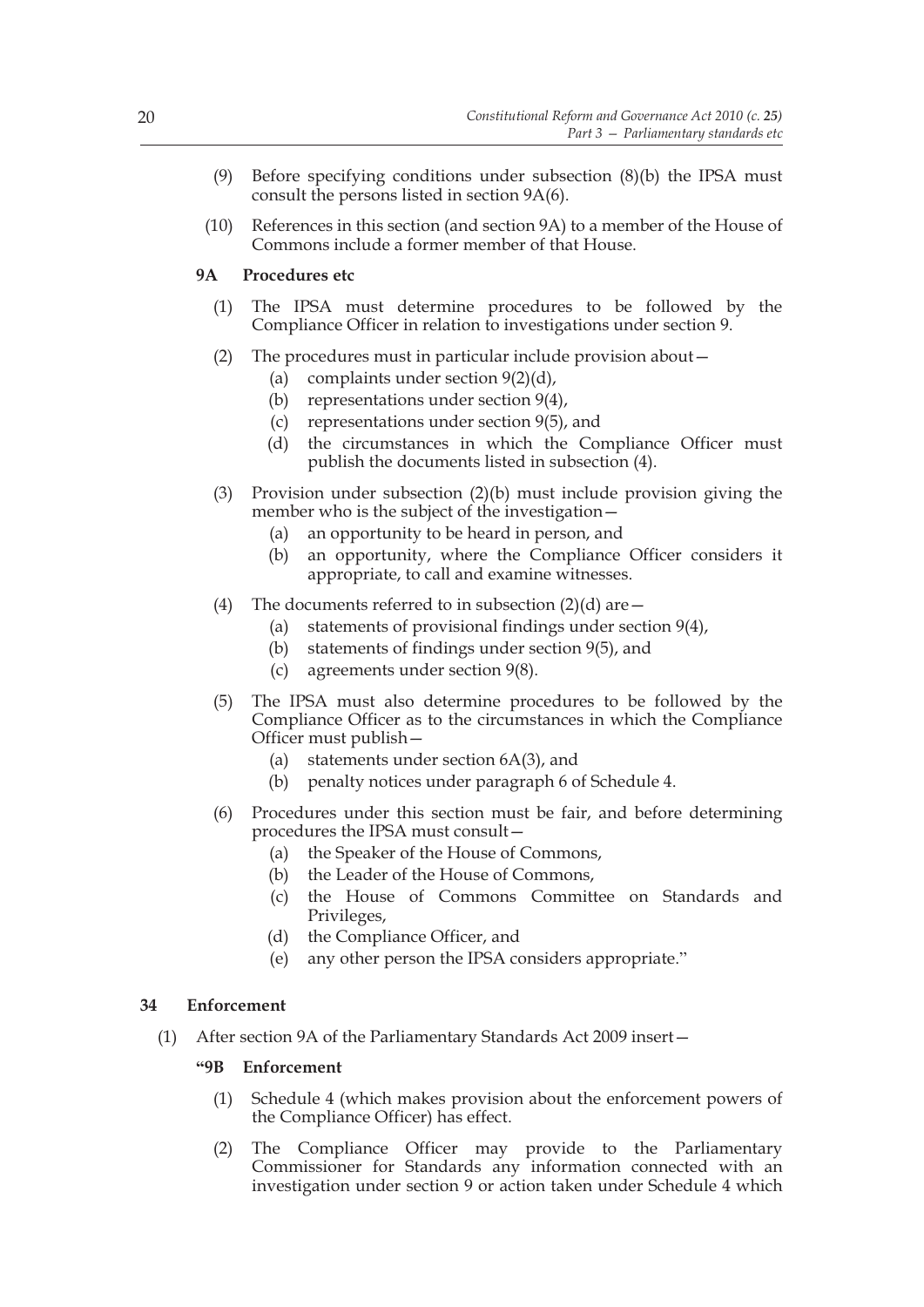(9) Before specifying conditions under subsection (8)(b) the IPSA must consult the persons listed in section 9A(6).

(10) References in this section (and section 9A) to a member of the House of Commons include a former member of that House.

### 9A Procedures etc

(1) The IPSA must determine procedures to be followed by the Compliance Officer in relation to investigations under section 9.

(2) The procedures must in particular include provision about—

- (a) complaints under section 9(2)(d),
- (b) representations under section 9(4),
- (c) representations under section 9(5), and
- (d) the circumstances in which the Compliance Officer must publish the documents listed in subsection (4).

(3) Provision under subsection (2)(b) must include provision giving the member who is the subject of the investigation—

- (a) an opportunity to be heard in person, and
- (b) an opportunity, where the Compliance Officer considers it appropriate, to call and examine witnesses.

(4) The documents referred to in subsection (2)(d) are—

- (a) statements of provisional findings under section 9(4),
- (b) statements of findings under section 9(5), and
- (c) agreements under section 9(8).

(5) The IPSA must also determine procedures to be followed by the Compliance Officer as to the circumstances in which the Compliance Officer must publish—

- (a) statements under section 6A(3), and
- (b) penalty notices under paragraph 6 of Schedule 4.

(6) Procedures under this section must be fair, and before determining procedures the IPSA must consult—

- (a) the Speaker of the House of Commons,
- (b) the Leader of the House of Commons,
- (c) the House of Commons Committee on Standards and Privileges,
- (d) the Compliance Officer, and
- (e) any other person the IPSA considers appropriate."

## 34 Enforcement

(1) After section 9A of the Parliamentary Standards Act 2009 insert—

### "9B Enforcement

(1) Schedule 4 (which makes provision about the enforcement powers of the Compliance Officer) has effect.

(2) The Compliance Officer may provide to the Parliamentary Commissioner for Standards any information connected with an investigation under section 9 or action taken under Schedule 4 which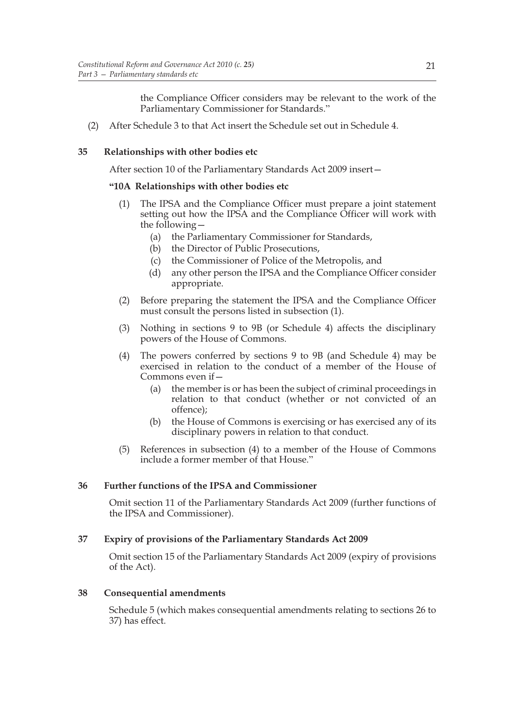the Compliance Officer considers may be relevant to the work of the Parliamentary Commissioner for Standards."

(2) After Schedule 3 to that Act insert the Schedule set out in Schedule 4.

### 35 Relationships with other bodies etc

After section 10 of the Parliamentary Standards Act 2009 insert—

**"10A Relationships with other bodies etc**

(1) The IPSA and the Compliance Officer must prepare a joint statement setting out how the IPSA and the Compliance Officer will work with the following—

(a) the Parliamentary Commissioner for Standards,

(b) the Director of Public Prosecutions,

(c) the Commissioner of Police of the Metropolis, and

(d) any other person the IPSA and the Compliance Officer consider appropriate.

(2) Before preparing the statement the IPSA and the Compliance Officer must consult the persons listed in subsection (1).

(3) Nothing in sections 9 to 9B (or Schedule 4) affects the disciplinary powers of the House of Commons.

(4) The powers conferred by sections 9 to 9B (and Schedule 4) may be exercised in relation to the conduct of a member of the House of Commons even if—

(a) the member is or has been the subject of criminal proceedings in relation to that conduct (whether or not convicted of an offence);

(b) the House of Commons is exercising or has exercised any of its disciplinary powers in relation to that conduct.

(5) References in subsection (4) to a member of the House of Commons include a former member of that House."

### 36 Further functions of the IPSA and Commissioner

Omit section 11 of the Parliamentary Standards Act 2009 (further functions of the IPSA and Commissioner).

### 37 Expiry of provisions of the Parliamentary Standards Act 2009

Omit section 15 of the Parliamentary Standards Act 2009 (expiry of provisions of the Act).

### 38 Consequential amendments

Schedule 5 (which makes consequential amendments relating to sections 26 to 37) has effect.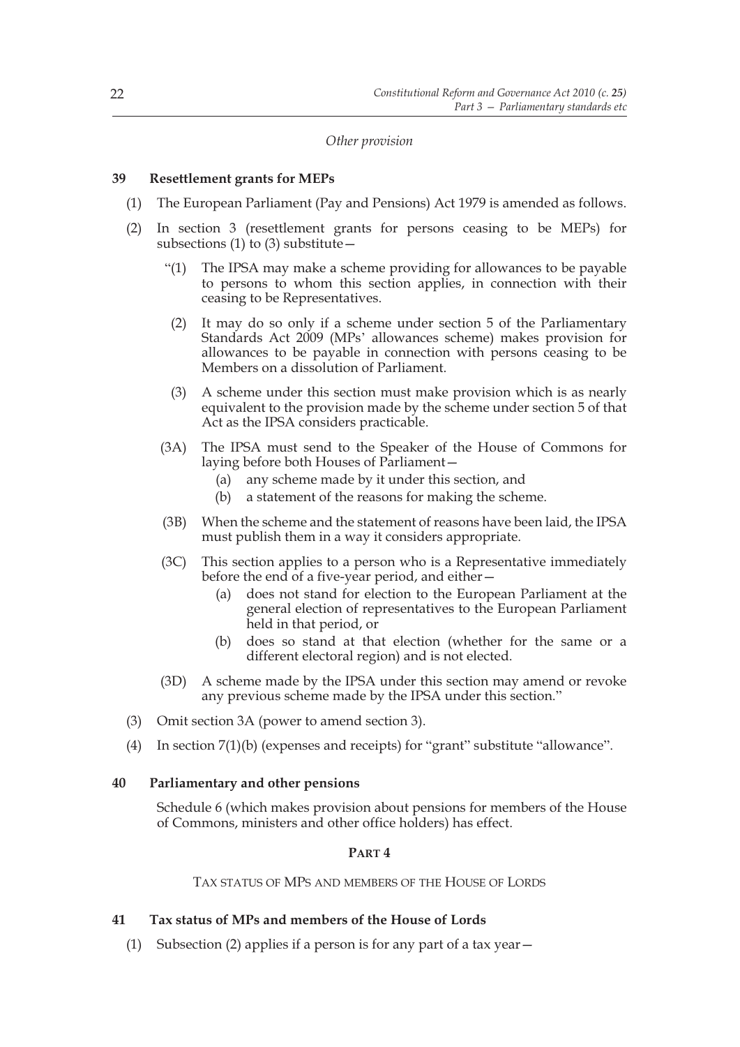*Other provision*

**39 Resettlement grants for MEPs**

(1) The European Parliament (Pay and Pensions) Act 1979 is amended as follows.

(2) In section 3 (resettlement grants for persons ceasing to be MEPs) for subsections (1) to (3) substitute—

"(1) The IPSA may make a scheme providing for allowances to be payable to persons to whom this section applies, in connection with their ceasing to be Representatives.

(2) It may do so only if a scheme under section 5 of the Parliamentary Standards Act 2009 (MPs' allowances scheme) makes provision for allowances to be payable in connection with persons ceasing to be Members on a dissolution of Parliament.

(3) A scheme under this section must make provision which is as nearly equivalent to the provision made by the scheme under section 5 of that Act as the IPSA considers practicable.

(3A) The IPSA must send to the Speaker of the House of Commons for laying before both Houses of Parliament—

(a) any scheme made by it under this section, and

(b) a statement of the reasons for making the scheme.

(3B) When the scheme and the statement of reasons have been laid, the IPSA must publish them in a way it considers appropriate.

(3C) This section applies to a person who is a Representative immediately before the end of a five-year period, and either—

(a) does not stand for election to the European Parliament at the general election of representatives to the European Parliament held in that period, or

(b) does so stand at that election (whether for the same or a different electoral region) and is not elected.

(3D) A scheme made by the IPSA under this section may amend or revoke any previous scheme made by the IPSA under this section."

(3) Omit section 3A (power to amend section 3).

(4) In section 7(1)(b) (expenses and receipts) for "grant" substitute "allowance".

**40 Parliamentary and other pensions**

Schedule 6 (which makes provision about pensions for members of the House of Commons, ministers and other office holders) has effect.

## PART 4

### TAX STATUS OF MPS AND MEMBERS OF THE HOUSE OF LORDS

**41 Tax status of MPs and members of the House of Lords**

(1) Subsection (2) applies if a person is for any part of a tax year—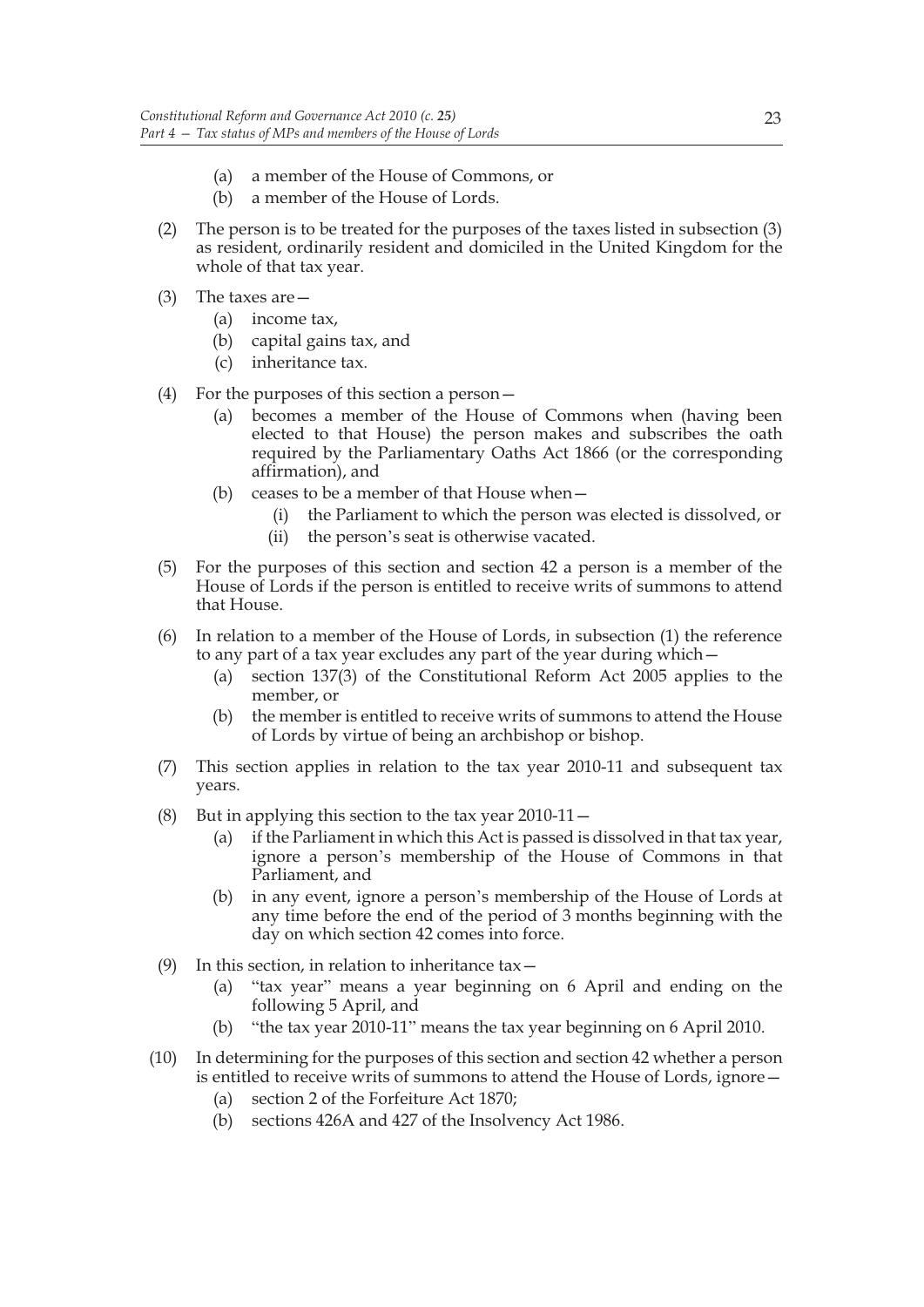(a) a member of the House of Commons, or

(b) a member of the House of Lords.

(2) The person is to be treated for the purposes of the taxes listed in subsection (3) as resident, ordinarily resident and domiciled in the United Kingdom for the whole of that tax year.

(3) The taxes are—

(a) income tax,

(b) capital gains tax, and

(c) inheritance tax.

(4) For the purposes of this section a person—

(a) becomes a member of the House of Commons when (having been elected to that House) the person makes and subscribes the oath required by the Parliamentary Oaths Act 1866 (or the corresponding affirmation), and

(b) ceases to be a member of that House when—

(i) the Parliament to which the person was elected is dissolved, or

(ii) the person's seat is otherwise vacated.

(5) For the purposes of this section and section 42 a person is a member of the House of Lords if the person is entitled to receive writs of summons to attend that House.

(6) In relation to a member of the House of Lords, in subsection (1) the reference to any part of a tax year excludes any part of the year during which—

(a) section 137(3) of the Constitutional Reform Act 2005 applies to the member, or

(b) the member is entitled to receive writs of summons to attend the House of Lords by virtue of being an archbishop or bishop.

(7) This section applies in relation to the tax year 2010-11 and subsequent tax years.

(8) But in applying this section to the tax year 2010-11—

(a) if the Parliament in which this Act is passed is dissolved in that tax year, ignore a person's membership of the House of Commons in that Parliament, and

(b) in any event, ignore a person's membership of the House of Lords at any time before the end of the period of 3 months beginning with the day on which section 42 comes into force.

(9) In this section, in relation to inheritance tax—

(a) "tax year" means a year beginning on 6 April and ending on the following 5 April, and

(b) "the tax year 2010-11" means the tax year beginning on 6 April 2010.

(10) In determining for the purposes of this section and section 42 whether a person is entitled to receive writs of summons to attend the House of Lords, ignore—

(a) section 2 of the Forfeiture Act 1870;

(b) sections 426A and 427 of the Insolvency Act 1986.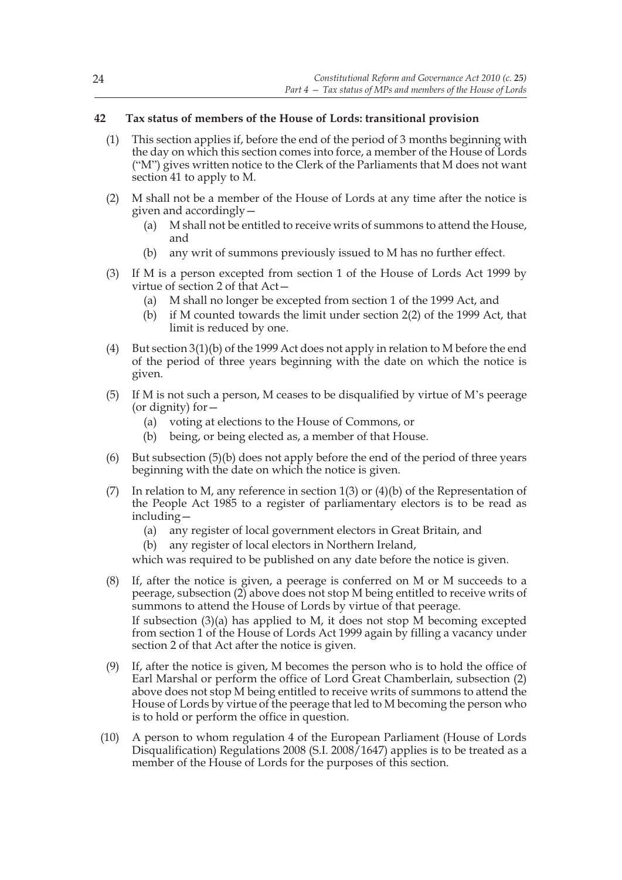### 42 Tax status of members of the House of Lords: transitional provision

(1) This section applies if, before the end of the period of 3 months beginning with the day on which this section comes into force, a member of the House of Lords ("M") gives written notice to the Clerk of the Parliaments that M does not want section 41 to apply to M.

(2) M shall not be a member of the House of Lords at any time after the notice is given and accordingly—

   (a) M shall not be entitled to receive writs of summons to attend the House, and

   (b) any writ of summons previously issued to M has no further effect.

(3) If M is a person excepted from section 1 of the House of Lords Act 1999 by virtue of section 2 of that Act—

   (a) M shall no longer be excepted from section 1 of the 1999 Act, and

   (b) if M counted towards the limit under section 2(2) of the 1999 Act, that limit is reduced by one.

(4) But section 3(1)(b) of the 1999 Act does not apply in relation to M before the end of the period of three years beginning with the date on which the notice is given.

(5) If M is not such a person, M ceases to be disqualified by virtue of M's peerage (or dignity) for—

   (a) voting at elections to the House of Commons, or

   (b) being, or being elected as, a member of that House.

(6) But subsection (5)(b) does not apply before the end of the period of three years beginning with the date on which the notice is given.

(7) In relation to M, any reference in section 1(3) or (4)(b) of the Representation of the People Act 1985 to a register of parliamentary electors is to be read as including—

   (a) any register of local government electors in Great Britain, and

   (b) any register of local electors in Northern Ireland,

which was required to be published on any date before the notice is given.

(8) If, after the notice is given, a peerage is conferred on M or M succeeds to a peerage, subsection (2) above does not stop M being entitled to receive writs of summons to attend the House of Lords by virtue of that peerage.
If subsection (3)(a) has applied to M, it does not stop M becoming excepted from section 1 of the House of Lords Act 1999 again by filling a vacancy under section 2 of that Act after the notice is given.

(9) If, after the notice is given, M becomes the person who is to hold the office of Earl Marshal or perform the office of Lord Great Chamberlain, subsection (2) above does not stop M being entitled to receive writs of summons to attend the House of Lords by virtue of the peerage that led to M becoming the person who is to hold or perform the office in question.

(10) A person to whom regulation 4 of the European Parliament (House of Lords Disqualification) Regulations 2008 (S.I. 2008/1647) applies is to be treated as a member of the House of Lords for the purposes of this section.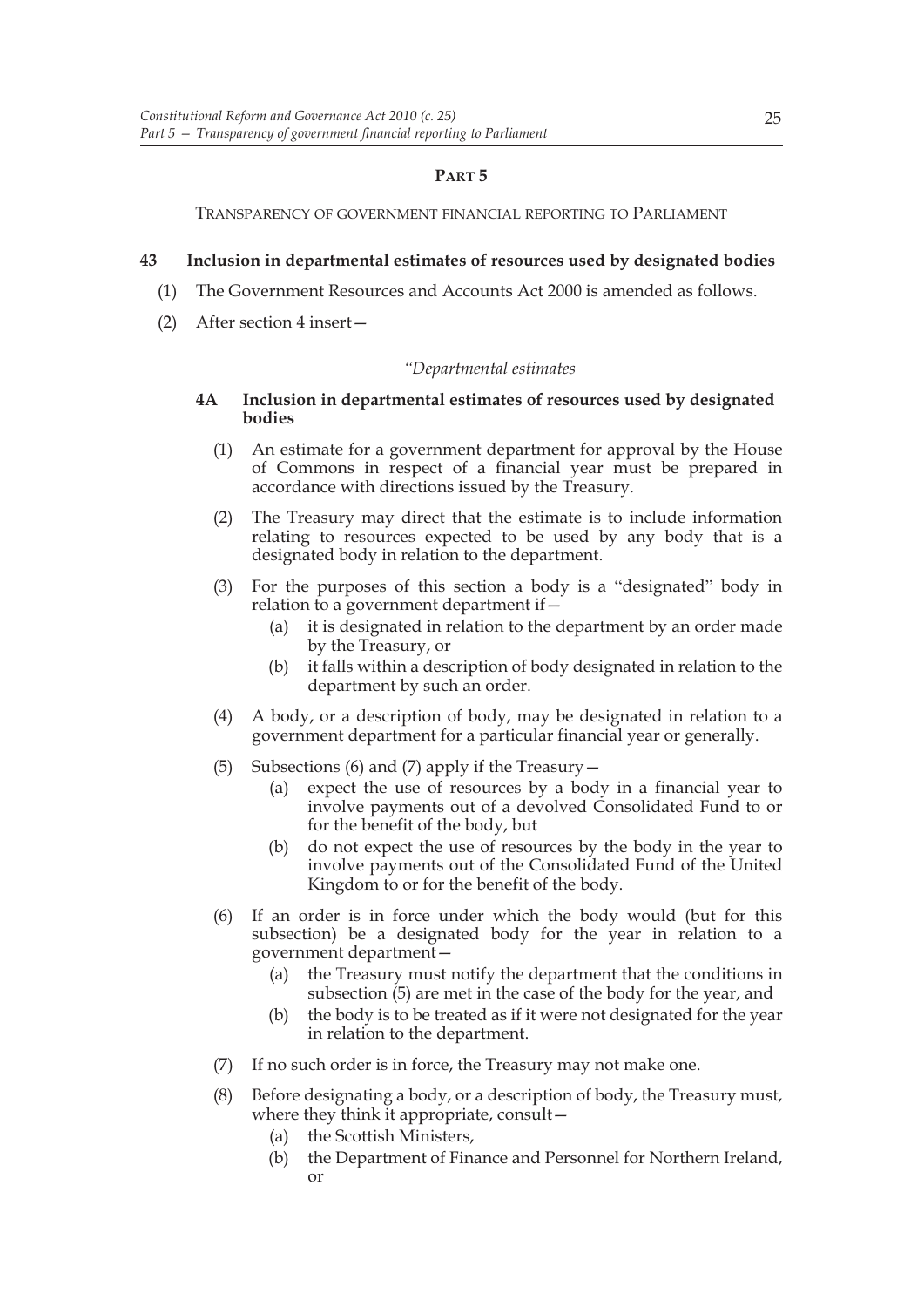## PART 5

TRANSPARENCY OF GOVERNMENT FINANCIAL REPORTING TO PARLIAMENT

### 43 Inclusion in departmental estimates of resources used by designated bodies

(1) The Government Resources and Accounts Act 2000 is amended as follows.

(2) After section 4 insert—

*"Departmental estimates*

**4A Inclusion in departmental estimates of resources used by designated bodies**

(1) An estimate for a government department for approval by the House of Commons in respect of a financial year must be prepared in accordance with directions issued by the Treasury.

(2) The Treasury may direct that the estimate is to include information relating to resources expected to be used by any body that is a designated body in relation to the department.

(3) For the purposes of this section a body is a "designated" body in relation to a government department if—

(a) it is designated in relation to the department by an order made by the Treasury, or

(b) it falls within a description of body designated in relation to the department by such an order.

(4) A body, or a description of body, may be designated in relation to a government department for a particular financial year or generally.

(5) Subsections (6) and (7) apply if the Treasury—

(a) expect the use of resources by a body in a financial year to involve payments out of a devolved Consolidated Fund to or for the benefit of the body, but

(b) do not expect the use of resources by the body in the year to involve payments out of the Consolidated Fund of the United Kingdom to or for the benefit of the body.

(6) If an order is in force under which the body would (but for this subsection) be a designated body for the year in relation to a government department—

(a) the Treasury must notify the department that the conditions in subsection (5) are met in the case of the body for the year, and

(b) the body is to be treated as if it were not designated for the year in relation to the department.

(7) If no such order is in force, the Treasury may not make one.

(8) Before designating a body, or a description of body, the Treasury must, where they think it appropriate, consult—

(a) the Scottish Ministers,

(b) the Department of Finance and Personnel for Northern Ireland, or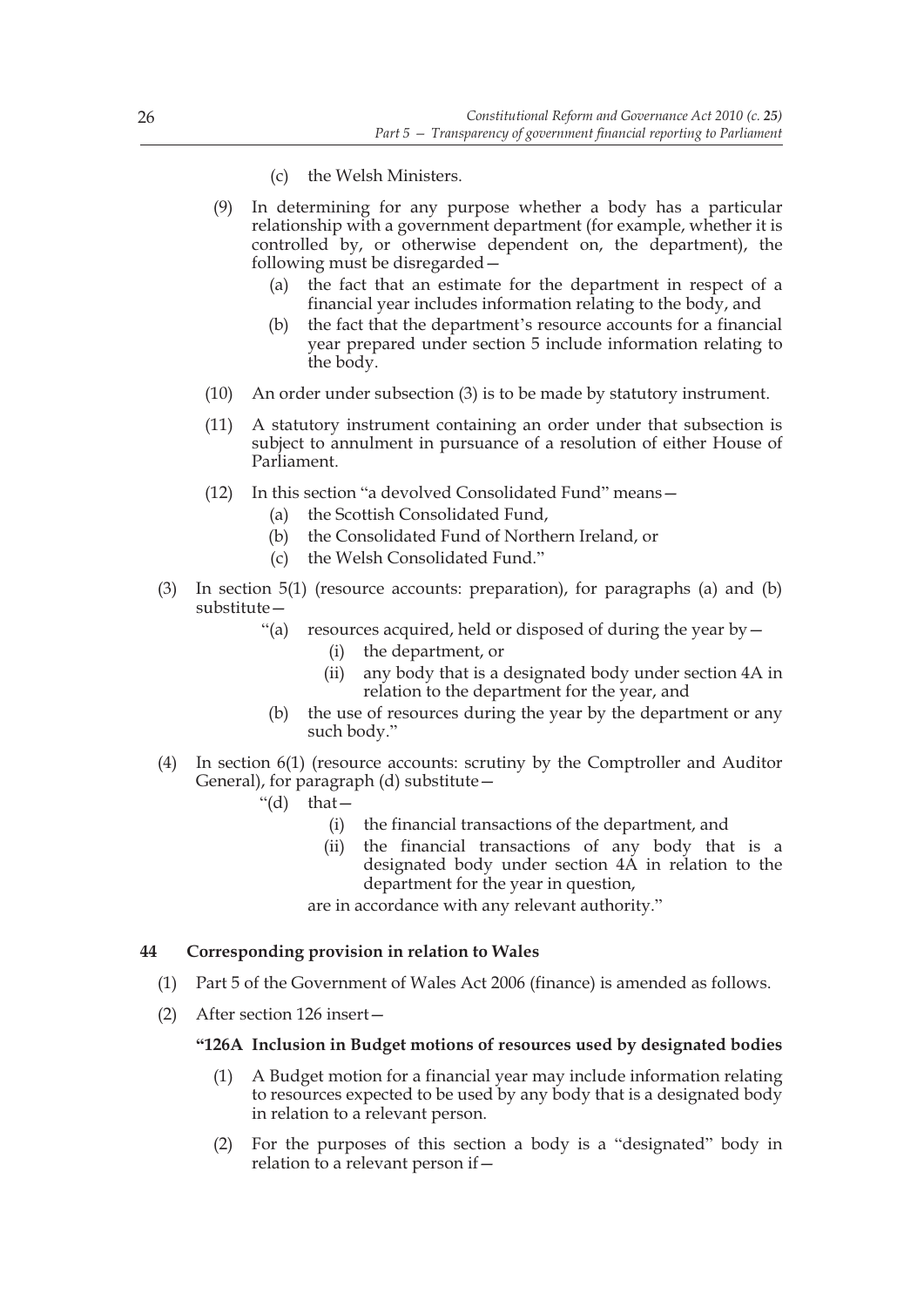(c) the Welsh Ministers.

(9) In determining for any purpose whether a body has a particular relationship with a government department (for example, whether it is controlled by, or otherwise dependent on, the department), the following must be disregarded—

(a) the fact that an estimate for the department in respect of a financial year includes information relating to the body, and

(b) the fact that the department's resource accounts for a financial year prepared under section 5 include information relating to the body.

(10) An order under subsection (3) is to be made by statutory instrument.

(11) A statutory instrument containing an order under that subsection is subject to annulment in pursuance of a resolution of either House of Parliament.

(12) In this section "a devolved Consolidated Fund" means—

(a) the Scottish Consolidated Fund,

(b) the Consolidated Fund of Northern Ireland, or

(c) the Welsh Consolidated Fund."

(3) In section 5(1) (resource accounts: preparation), for paragraphs (a) and (b) substitute—

"(a) resources acquired, held or disposed of during the year by—

(i) the department, or

(ii) any body that is a designated body under section 4A in relation to the department for the year, and

(b) the use of resources during the year by the department or any such body."

(4) In section 6(1) (resource accounts: scrutiny by the Comptroller and Auditor General), for paragraph (d) substitute—

"(d) that—

(i) the financial transactions of the department, and

(ii) the financial transactions of any body that is a designated body under section 4A in relation to the department for the year in question,

are in accordance with any relevant authority."

## 44 Corresponding provision in relation to Wales

(1) Part 5 of the Government of Wales Act 2006 (finance) is amended as follows.

(2) After section 126 insert—

**"126A Inclusion in Budget motions of resources used by designated bodies**

(1) A Budget motion for a financial year may include information relating to resources expected to be used by any body that is a designated body in relation to a relevant person.

(2) For the purposes of this section a body is a "designated" body in relation to a relevant person if—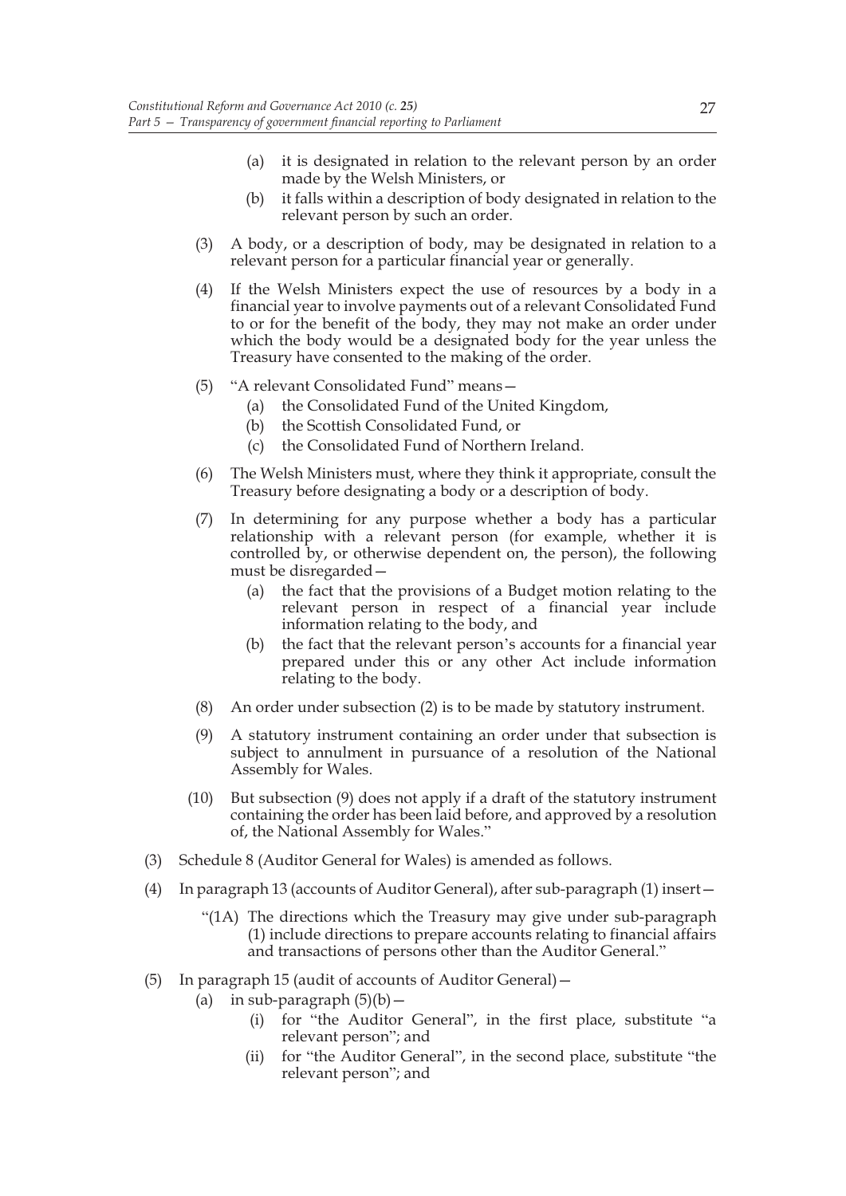(a) it is designated in relation to the relevant person by an order made by the Welsh Ministers, or

(b) it falls within a description of body designated in relation to the relevant person by such an order.

(3) A body, or a description of body, may be designated in relation to a relevant person for a particular financial year or generally.

(4) If the Welsh Ministers expect the use of resources by a body in a financial year to involve payments out of a relevant Consolidated Fund to or for the benefit of the body, they may not make an order under which the body would be a designated body for the year unless the Treasury have consented to the making of the order.

(5) "A relevant Consolidated Fund" means—

(a) the Consolidated Fund of the United Kingdom,

(b) the Scottish Consolidated Fund, or

(c) the Consolidated Fund of Northern Ireland.

(6) The Welsh Ministers must, where they think it appropriate, consult the Treasury before designating a body or a description of body.

(7) In determining for any purpose whether a body has a particular relationship with a relevant person (for example, whether it is controlled by, or otherwise dependent on, the person), the following must be disregarded—

(a) the fact that the provisions of a Budget motion relating to the relevant person in respect of a financial year include information relating to the body, and

(b) the fact that the relevant person's accounts for a financial year prepared under this or any other Act include information relating to the body.

(8) An order under subsection (2) is to be made by statutory instrument.

(9) A statutory instrument containing an order under that subsection is subject to annulment in pursuance of a resolution of the National Assembly for Wales.

(10) But subsection (9) does not apply if a draft of the statutory instrument containing the order has been laid before, and approved by a resolution of, the National Assembly for Wales."

(3) Schedule 8 (Auditor General for Wales) is amended as follows.

(4) In paragraph 13 (accounts of Auditor General), after sub-paragraph (1) insert—

"(1A) The directions which the Treasury may give under sub-paragraph (1) include directions to prepare accounts relating to financial affairs and transactions of persons other than the Auditor General."

(5) In paragraph 15 (audit of accounts of Auditor General)—

(a) in sub-paragraph (5)(b)—

(i) for "the Auditor General", in the first place, substitute "a relevant person"; and

(ii) for "the Auditor General", in the second place, substitute "the relevant person"; and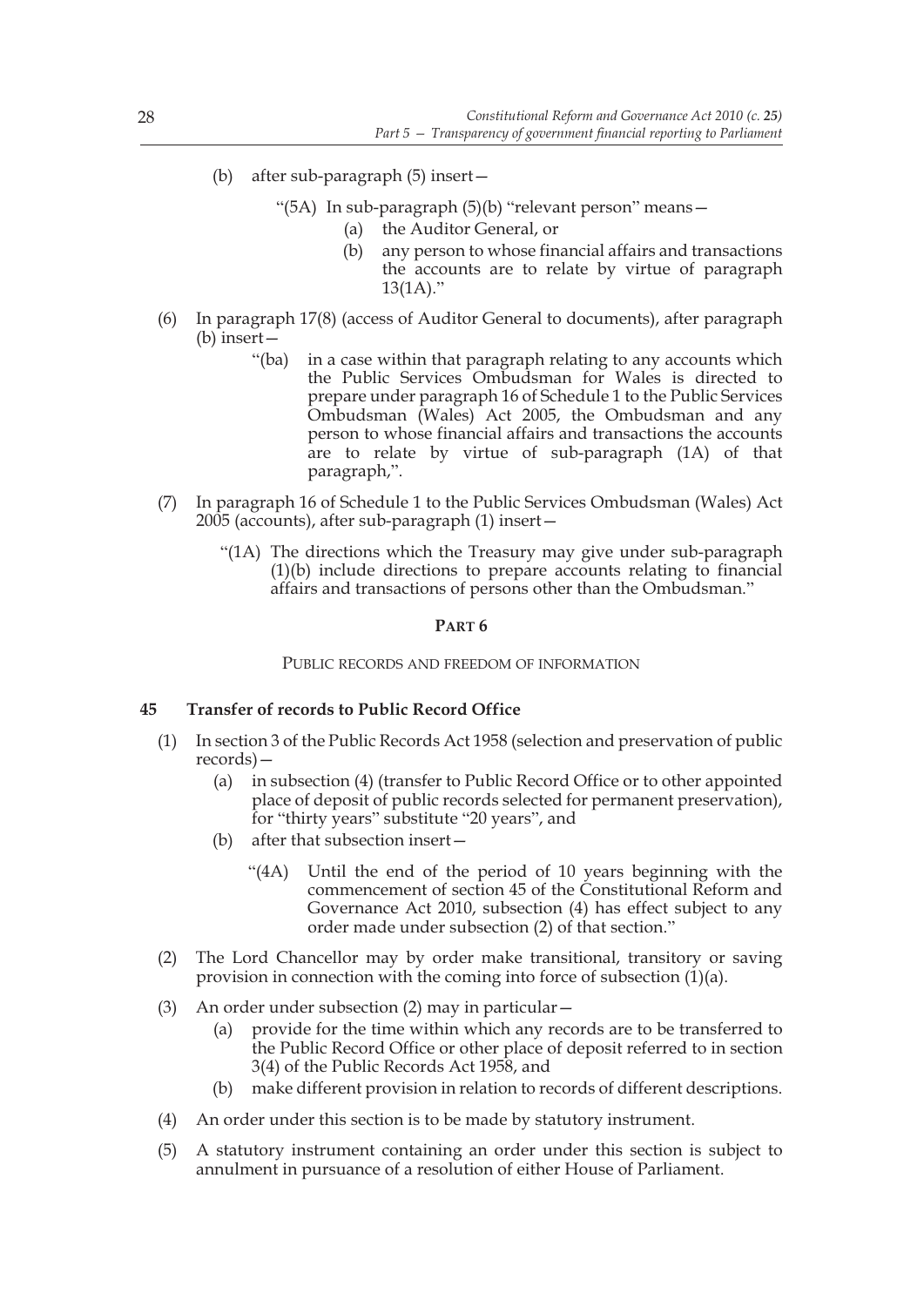(b) after sub-paragraph (5) insert—

"(5A) In sub-paragraph (5)(b) "relevant person" means—

(a) the Auditor General, or

(b) any person to whose financial affairs and transactions the accounts are to relate by virtue of paragraph 13(1A)."

(6) In paragraph 17(8) (access of Auditor General to documents), after paragraph (b) insert—

"(ba) in a case within that paragraph relating to any accounts which the Public Services Ombudsman for Wales is directed to prepare under paragraph 16 of Schedule 1 to the Public Services Ombudsman (Wales) Act 2005, the Ombudsman and any person to whose financial affairs and transactions the accounts are to relate by virtue of sub-paragraph (1A) of that paragraph,".

(7) In paragraph 16 of Schedule 1 to the Public Services Ombudsman (Wales) Act 2005 (accounts), after sub-paragraph (1) insert—

"(1A) The directions which the Treasury may give under sub-paragraph (1)(b) include directions to prepare accounts relating to financial affairs and transactions of persons other than the Ombudsman."

## PART 6

PUBLIC RECORDS AND FREEDOM OF INFORMATION

### 45 Transfer of records to Public Record Office

(1) In section 3 of the Public Records Act 1958 (selection and preservation of public records)—

(a) in subsection (4) (transfer to Public Record Office or to other appointed place of deposit of public records selected for permanent preservation), for "thirty years" substitute "20 years", and

(b) after that subsection insert—

"(4A) Until the end of the period of 10 years beginning with the commencement of section 45 of the Constitutional Reform and Governance Act 2010, subsection (4) has effect subject to any order made under subsection (2) of that section."

(2) The Lord Chancellor may by order make transitional, transitory or saving provision in connection with the coming into force of subsection (1)(a).

(3) An order under subsection (2) may in particular—

(a) provide for the time within which any records are to be transferred to the Public Record Office or other place of deposit referred to in section 3(4) of the Public Records Act 1958, and

(b) make different provision in relation to records of different descriptions.

(4) An order under this section is to be made by statutory instrument.

(5) A statutory instrument containing an order under this section is subject to annulment in pursuance of a resolution of either House of Parliament.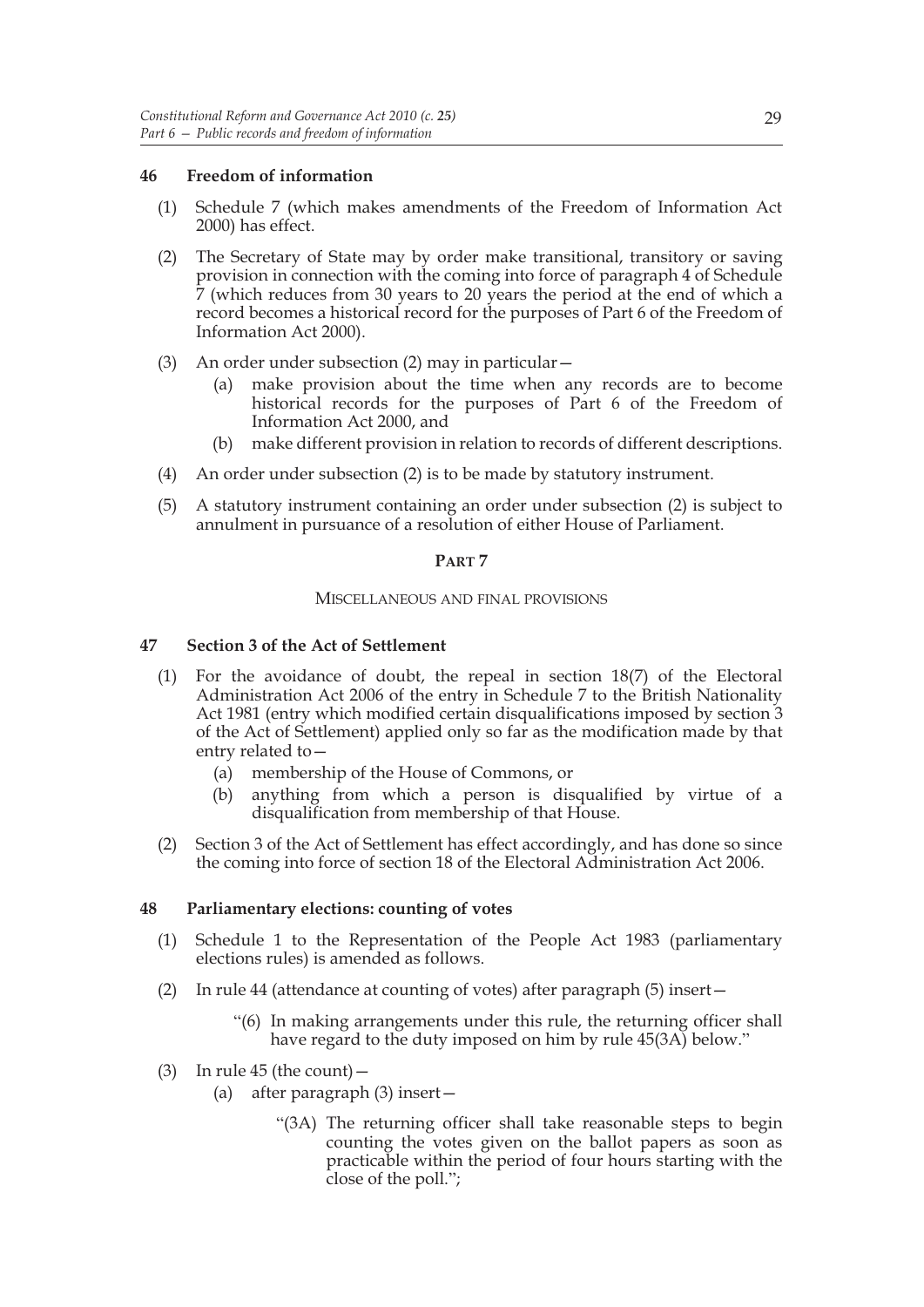### 46 Freedom of information

(1) Schedule 7 (which makes amendments of the Freedom of Information Act 2000) has effect.

(2) The Secretary of State may by order make transitional, transitory or saving provision in connection with the coming into force of paragraph 4 of Schedule 7 (which reduces from 30 years to 20 years the period at the end of which a record becomes a historical record for the purposes of Part 6 of the Freedom of Information Act 2000).

(3) An order under subsection (2) may in particular—

- (a) make provision about the time when any records are to become historical records for the purposes of Part 6 of the Freedom of Information Act 2000, and
- (b) make different provision in relation to records of different descriptions.

(4) An order under subsection (2) is to be made by statutory instrument.

(5) A statutory instrument containing an order under subsection (2) is subject to annulment in pursuance of a resolution of either House of Parliament.

## PART 7

### MISCELLANEOUS AND FINAL PROVISIONS

### 47 Section 3 of the Act of Settlement

(1) For the avoidance of doubt, the repeal in section 18(7) of the Electoral Administration Act 2006 of the entry in Schedule 7 to the British Nationality Act 1981 (entry which modified certain disqualifications imposed by section 3 of the Act of Settlement) applied only so far as the modification made by that entry related to—

- (a) membership of the House of Commons, or
- (b) anything from which a person is disqualified by virtue of a disqualification from membership of that House.

(2) Section 3 of the Act of Settlement has effect accordingly, and has done so since the coming into force of section 18 of the Electoral Administration Act 2006.

### 48 Parliamentary elections: counting of votes

(1) Schedule 1 to the Representation of the People Act 1983 (parliamentary elections rules) is amended as follows.

(2) In rule 44 (attendance at counting of votes) after paragraph (5) insert—

> "(6) In making arrangements under this rule, the returning officer shall have regard to the duty imposed on him by rule 45(3A) below."

(3) In rule 45 (the count)—

- (a) after paragraph (3) insert—

> "(3A) The returning officer shall take reasonable steps to begin counting the votes given on the ballot papers as soon as practicable within the period of four hours starting with the close of the poll.";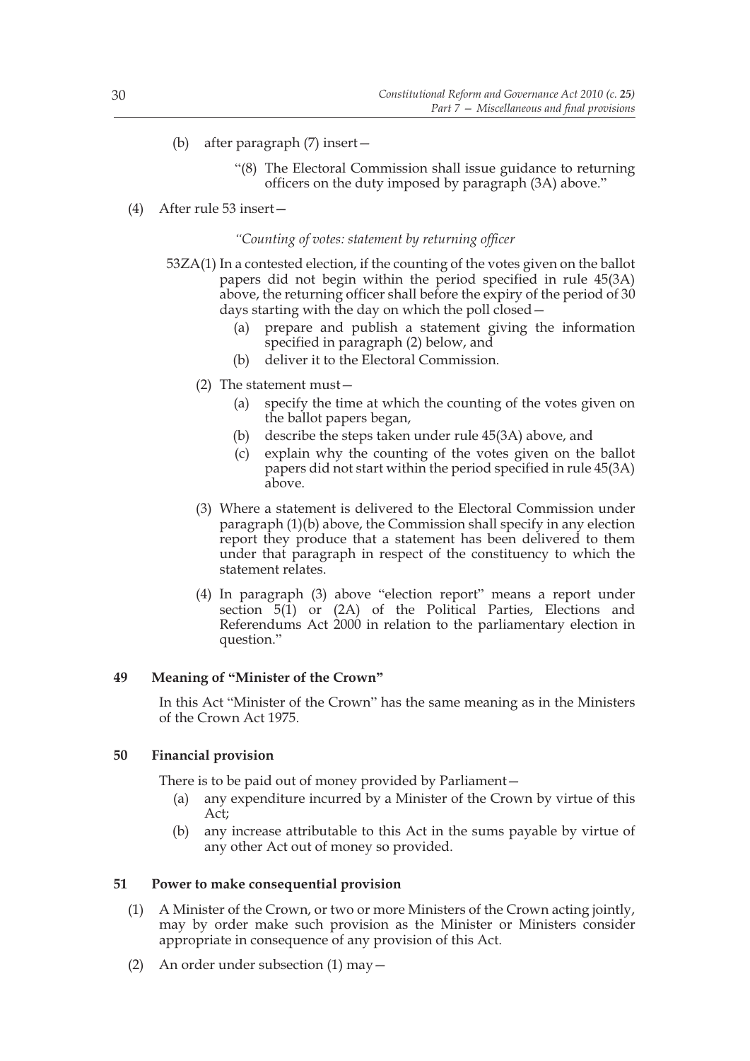(b) after paragraph (7) insert—

> "(8) The Electoral Commission shall issue guidance to returning officers on the duty imposed by paragraph (3A) above."

(4) After rule 53 insert—

> *"Counting of votes: statement by returning officer*
>
> 53ZA(1) In a contested election, if the counting of the votes given on the ballot papers did not begin within the period specified in rule 45(3A) above, the returning officer shall before the expiry of the period of 30 days starting with the day on which the poll closed—
>
> (a) prepare and publish a statement giving the information specified in paragraph (2) below, and
>
> (b) deliver it to the Electoral Commission.
>
> (2) The statement must—
>
> (a) specify the time at which the counting of the votes given on the ballot papers began,
>
> (b) describe the steps taken under rule 45(3A) above, and
>
> (c) explain why the counting of the votes given on the ballot papers did not start within the period specified in rule 45(3A) above.
>
> (3) Where a statement is delivered to the Electoral Commission under paragraph (1)(b) above, the Commission shall specify in any election report they produce that a statement has been delivered to them under that paragraph in respect of the constituency to which the statement relates.
>
> (4) In paragraph (3) above "election report" means a report under section 5(1) or (2A) of the Political Parties, Elections and Referendums Act 2000 in relation to the parliamentary election in question."

## 49 Meaning of "Minister of the Crown"

In this Act "Minister of the Crown" has the same meaning as in the Ministers of the Crown Act 1975.

## 50 Financial provision

There is to be paid out of money provided by Parliament—

(a) any expenditure incurred by a Minister of the Crown by virtue of this Act;

(b) any increase attributable to this Act in the sums payable by virtue of any other Act out of money so provided.

## 51 Power to make consequential provision

(1) A Minister of the Crown, or two or more Ministers of the Crown acting jointly, may by order make such provision as the Minister or Ministers consider appropriate in consequence of any provision of this Act.

(2) An order under subsection (1) may—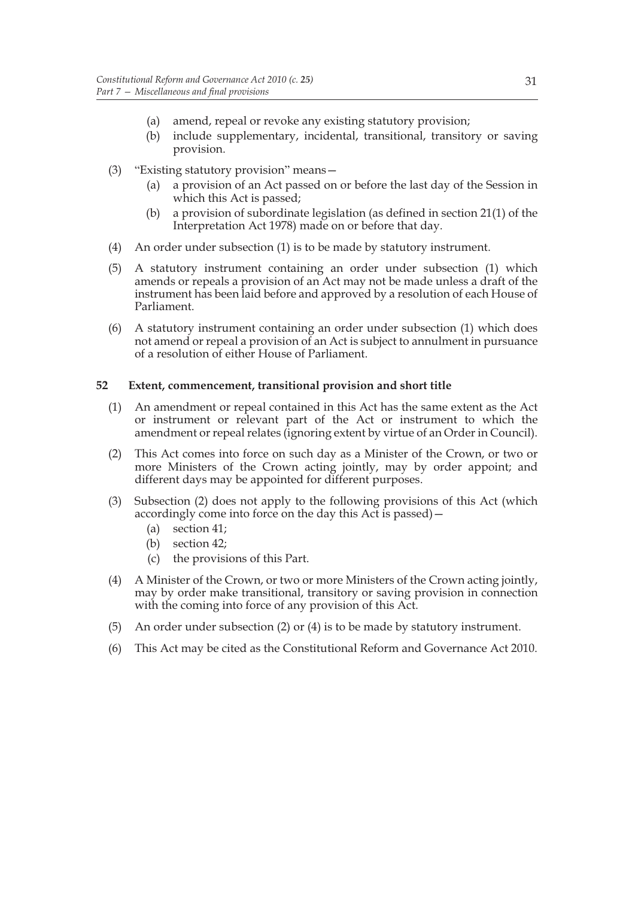(a) amend, repeal or revoke any existing statutory provision;

(b) include supplementary, incidental, transitional, transitory or saving provision.

(3) "Existing statutory provision" means—

(a) a provision of an Act passed on or before the last day of the Session in which this Act is passed;

(b) a provision of subordinate legislation (as defined in section 21(1) of the Interpretation Act 1978) made on or before that day.

(4) An order under subsection (1) is to be made by statutory instrument.

(5) A statutory instrument containing an order under subsection (1) which amends or repeals a provision of an Act may not be made unless a draft of the instrument has been laid before and approved by a resolution of each House of Parliament.

(6) A statutory instrument containing an order under subsection (1) which does not amend or repeal a provision of an Act is subject to annulment in pursuance of a resolution of either House of Parliament.

### 52 Extent, commencement, transitional provision and short title

(1) An amendment or repeal contained in this Act has the same extent as the Act or instrument or relevant part of the Act or instrument to which the amendment or repeal relates (ignoring extent by virtue of an Order in Council).

(2) This Act comes into force on such day as a Minister of the Crown, or two or more Ministers of the Crown acting jointly, may by order appoint; and different days may be appointed for different purposes.

(3) Subsection (2) does not apply to the following provisions of this Act (which accordingly come into force on the day this Act is passed)—

(a) section 41;

(b) section 42;

(c) the provisions of this Part.

(4) A Minister of the Crown, or two or more Ministers of the Crown acting jointly, may by order make transitional, transitory or saving provision in connection with the coming into force of any provision of this Act.

(5) An order under subsection (2) or (4) is to be made by statutory instrument.

(6) This Act may be cited as the Constitutional Reform and Governance Act 2010.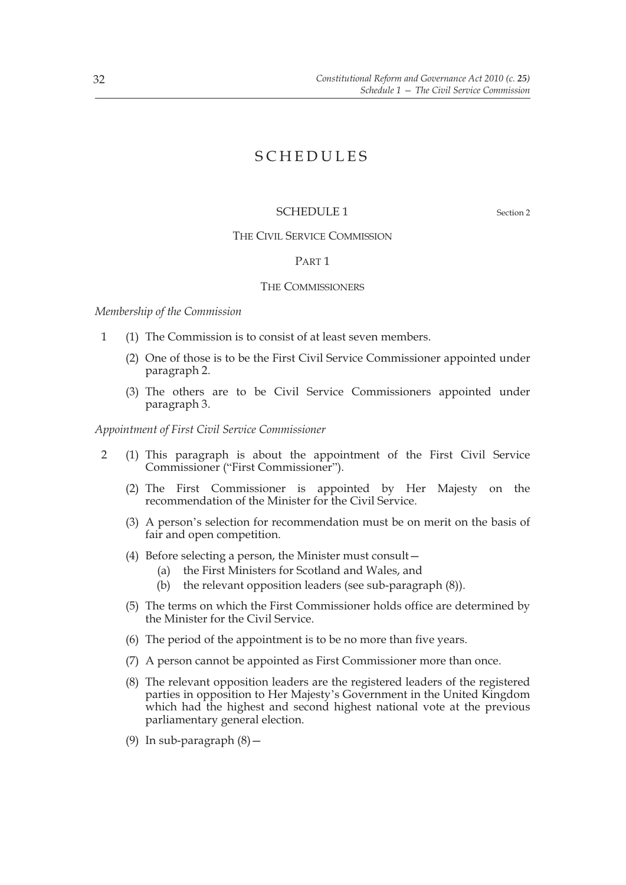# SCHEDULES

## SCHEDULE 1

Section 2

## THE CIVIL SERVICE COMMISSION

### PART 1

### THE COMMISSIONERS

*Membership of the Commission*

1 (1) The Commission is to consist of at least seven members.

(2) One of those is to be the First Civil Service Commissioner appointed under paragraph 2.

(3) The others are to be Civil Service Commissioners appointed under paragraph 3.

*Appointment of First Civil Service Commissioner*

2 (1) This paragraph is about the appointment of the First Civil Service Commissioner ("First Commissioner").

(2) The First Commissioner is appointed by Her Majesty on the recommendation of the Minister for the Civil Service.

(3) A person's selection for recommendation must be on merit on the basis of fair and open competition.

(4) Before selecting a person, the Minister must consult—

(a) the First Ministers for Scotland and Wales, and

(b) the relevant opposition leaders (see sub-paragraph (8)).

(5) The terms on which the First Commissioner holds office are determined by the Minister for the Civil Service.

(6) The period of the appointment is to be no more than five years.

(7) A person cannot be appointed as First Commissioner more than once.

(8) The relevant opposition leaders are the registered leaders of the registered parties in opposition to Her Majesty's Government in the United Kingdom which had the highest and second highest national vote at the previous parliamentary general election.

(9) In sub-paragraph (8)—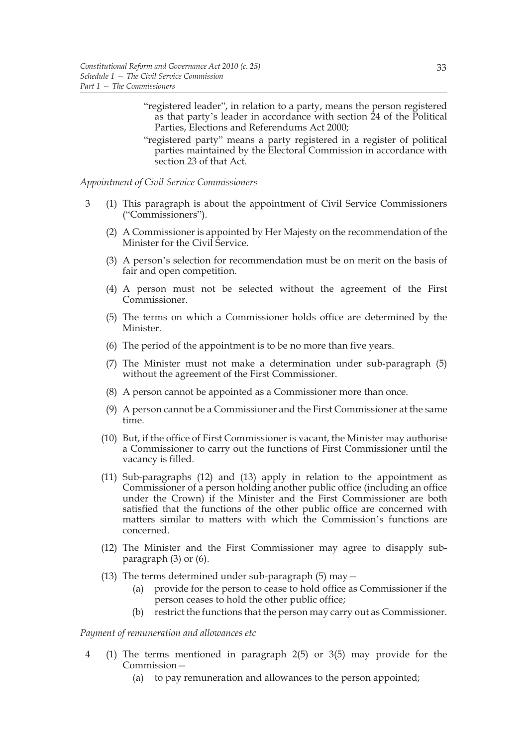"registered leader", in relation to a party, means the person registered as that party's leader in accordance with section 24 of the Political Parties, Elections and Referendums Act 2000;

"registered party" means a party registered in a register of political parties maintained by the Electoral Commission in accordance with section 23 of that Act.

*Appointment of Civil Service Commissioners*

3 (1) This paragraph is about the appointment of Civil Service Commissioners ("Commissioners").

(2) A Commissioner is appointed by Her Majesty on the recommendation of the Minister for the Civil Service.

(3) A person's selection for recommendation must be on merit on the basis of fair and open competition.

(4) A person must not be selected without the agreement of the First Commissioner.

(5) The terms on which a Commissioner holds office are determined by the Minister.

(6) The period of the appointment is to be no more than five years.

(7) The Minister must not make a determination under sub-paragraph (5) without the agreement of the First Commissioner.

(8) A person cannot be appointed as a Commissioner more than once.

(9) A person cannot be a Commissioner and the First Commissioner at the same time.

(10) But, if the office of First Commissioner is vacant, the Minister may authorise a Commissioner to carry out the functions of First Commissioner until the vacancy is filled.

(11) Sub-paragraphs (12) and (13) apply in relation to the appointment as Commissioner of a person holding another public office (including an office under the Crown) if the Minister and the First Commissioner are both satisfied that the functions of the other public office are concerned with matters similar to matters with which the Commission's functions are concerned.

(12) The Minister and the First Commissioner may agree to disapply sub-paragraph (3) or (6).

(13) The terms determined under sub-paragraph (5) may—

(a) provide for the person to cease to hold office as Commissioner if the person ceases to hold the other public office;

(b) restrict the functions that the person may carry out as Commissioner.

*Payment of remuneration and allowances etc*

4 (1) The terms mentioned in paragraph 2(5) or 3(5) may provide for the Commission—

(a) to pay remuneration and allowances to the person appointed;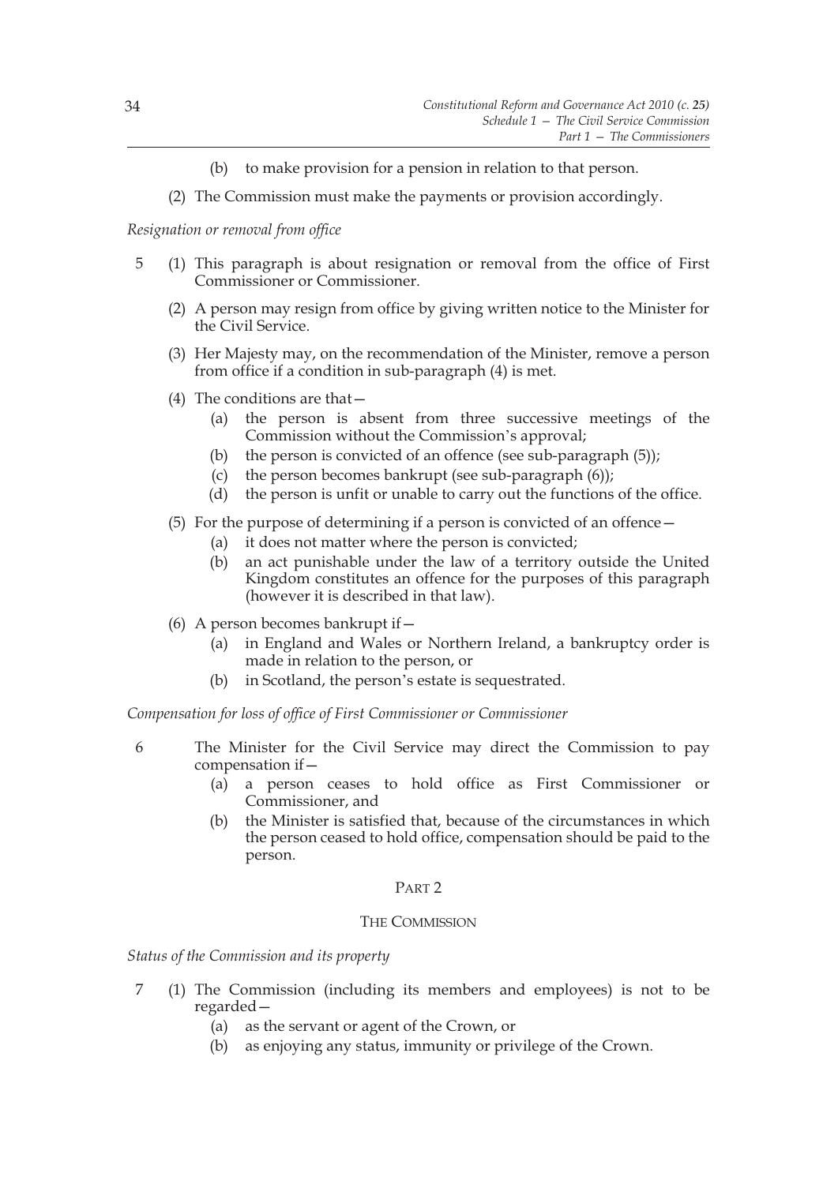(b) to make provision for a pension in relation to that person.

(2) The Commission must make the payments or provision accordingly.

*Resignation or removal from office*

5 (1) This paragraph is about resignation or removal from the office of First Commissioner or Commissioner.

(2) A person may resign from office by giving written notice to the Minister for the Civil Service.

(3) Her Majesty may, on the recommendation of the Minister, remove a person from office if a condition in sub-paragraph (4) is met.

(4) The conditions are that—

(a) the person is absent from three successive meetings of the Commission without the Commission's approval;

(b) the person is convicted of an offence (see sub-paragraph (5));

(c) the person becomes bankrupt (see sub-paragraph (6));

(d) the person is unfit or unable to carry out the functions of the office.

(5) For the purpose of determining if a person is convicted of an offence—

(a) it does not matter where the person is convicted;

(b) an act punishable under the law of a territory outside the United Kingdom constitutes an offence for the purposes of this paragraph (however it is described in that law).

(6) A person becomes bankrupt if—

(a) in England and Wales or Northern Ireland, a bankruptcy order is made in relation to the person, or

(b) in Scotland, the person's estate is sequestrated.

*Compensation for loss of office of First Commissioner or Commissioner*

6 The Minister for the Civil Service may direct the Commission to pay compensation if—

(a) a person ceases to hold office as First Commissioner or Commissioner, and

(b) the Minister is satisfied that, because of the circumstances in which the person ceased to hold office, compensation should be paid to the person.

## PART 2

## THE COMMISSION

*Status of the Commission and its property*

7 (1) The Commission (including its members and employees) is not to be regarded—

(a) as the servant or agent of the Crown, or

(b) as enjoying any status, immunity or privilege of the Crown.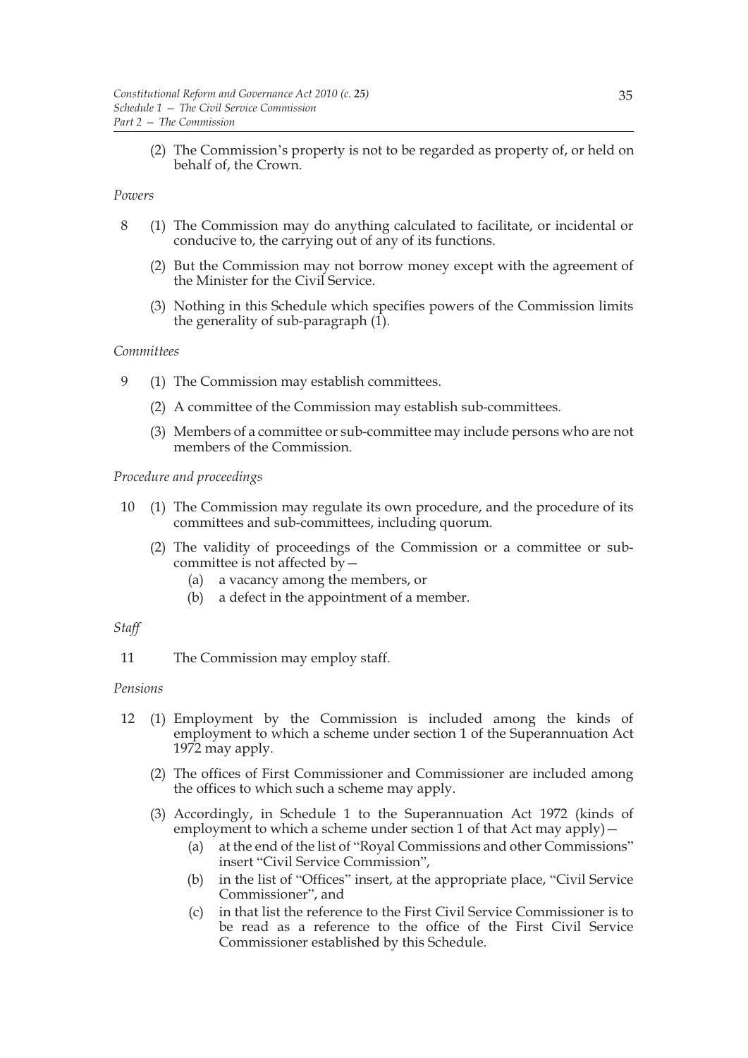(2) The Commission's property is not to be regarded as property of, or held on behalf of, the Crown.

*Powers*

8 (1) The Commission may do anything calculated to facilitate, or incidental or conducive to, the carrying out of any of its functions.

(2) But the Commission may not borrow money except with the agreement of the Minister for the Civil Service.

(3) Nothing in this Schedule which specifies powers of the Commission limits the generality of sub-paragraph (1).

*Committees*

9 (1) The Commission may establish committees.

(2) A committee of the Commission may establish sub-committees.

(3) Members of a committee or sub-committee may include persons who are not members of the Commission.

*Procedure and proceedings*

10 (1) The Commission may regulate its own procedure, and the procedure of its committees and sub-committees, including quorum.

(2) The validity of proceedings of the Commission or a committee or sub-committee is not affected by—

(a) a vacancy among the members, or

(b) a defect in the appointment of a member.

*Staff*

11 The Commission may employ staff.

*Pensions*

12 (1) Employment by the Commission is included among the kinds of employment to which a scheme under section 1 of the Superannuation Act 1972 may apply.

(2) The offices of First Commissioner and Commissioner are included among the offices to which such a scheme may apply.

(3) Accordingly, in Schedule 1 to the Superannuation Act 1972 (kinds of employment to which a scheme under section 1 of that Act may apply)—

(a) at the end of the list of "Royal Commissions and other Commissions" insert "Civil Service Commission",

(b) in the list of "Offices" insert, at the appropriate place, "Civil Service Commissioner", and

(c) in that list the reference to the First Civil Service Commissioner is to be read as a reference to the office of the First Civil Service Commissioner established by this Schedule.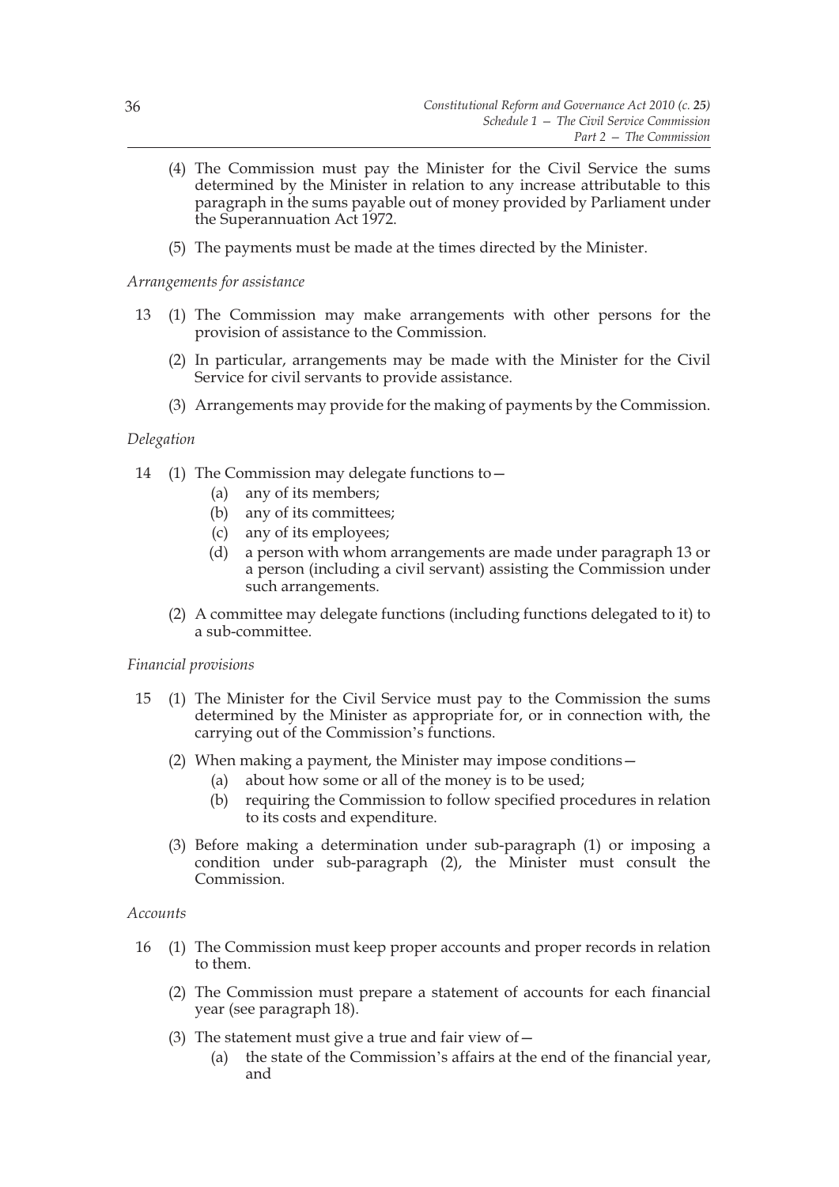(4) The Commission must pay the Minister for the Civil Service the sums determined by the Minister in relation to any increase attributable to this paragraph in the sums payable out of money provided by Parliament under the Superannuation Act 1972.

(5) The payments must be made at the times directed by the Minister.

*Arrangements for assistance*

13 (1) The Commission may make arrangements with other persons for the provision of assistance to the Commission.

(2) In particular, arrangements may be made with the Minister for the Civil Service for civil servants to provide assistance.

(3) Arrangements may provide for the making of payments by the Commission.

*Delegation*

14 (1) The Commission may delegate functions to—

(a) any of its members;

(b) any of its committees;

(c) any of its employees;

(d) a person with whom arrangements are made under paragraph 13 or a person (including a civil servant) assisting the Commission under such arrangements.

(2) A committee may delegate functions (including functions delegated to it) to a sub-committee.

*Financial provisions*

15 (1) The Minister for the Civil Service must pay to the Commission the sums determined by the Minister as appropriate for, or in connection with, the carrying out of the Commission's functions.

(2) When making a payment, the Minister may impose conditions—

(a) about how some or all of the money is to be used;

(b) requiring the Commission to follow specified procedures in relation to its costs and expenditure.

(3) Before making a determination under sub-paragraph (1) or imposing a condition under sub-paragraph (2), the Minister must consult the Commission.

*Accounts*

16 (1) The Commission must keep proper accounts and proper records in relation to them.

(2) The Commission must prepare a statement of accounts for each financial year (see paragraph 18).

(3) The statement must give a true and fair view of—

(a) the state of the Commission's affairs at the end of the financial year, and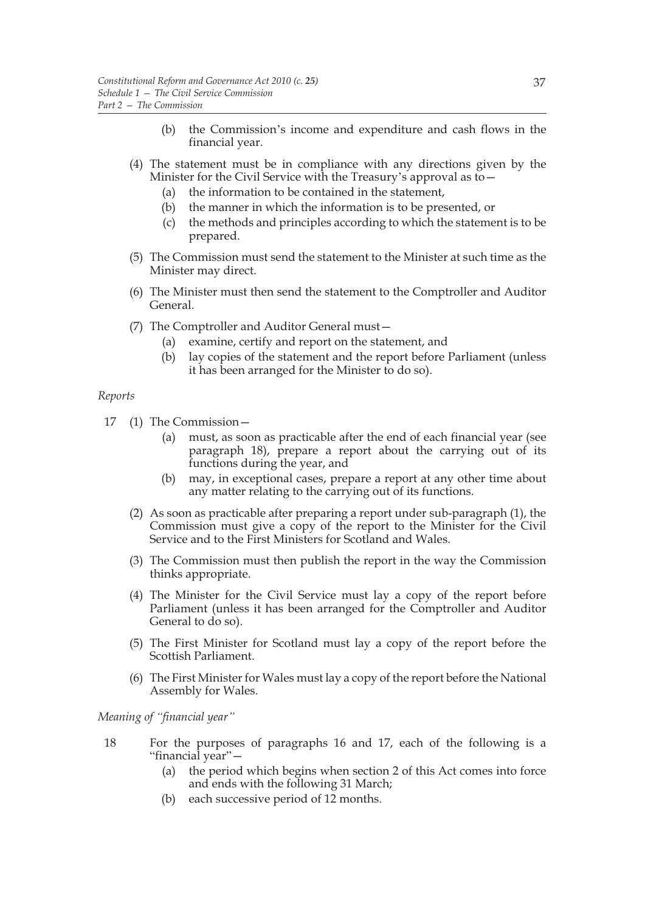(b) the Commission's income and expenditure and cash flows in the financial year.

(4) The statement must be in compliance with any directions given by the Minister for the Civil Service with the Treasury's approval as to—

(a) the information to be contained in the statement,

(b) the manner in which the information is to be presented, or

(c) the methods and principles according to which the statement is to be prepared.

(5) The Commission must send the statement to the Minister at such time as the Minister may direct.

(6) The Minister must then send the statement to the Comptroller and Auditor General.

(7) The Comptroller and Auditor General must—

(a) examine, certify and report on the statement, and

(b) lay copies of the statement and the report before Parliament (unless it has been arranged for the Minister to do so).

*Reports*

17 (1) The Commission—

(a) must, as soon as practicable after the end of each financial year (see paragraph 18), prepare a report about the carrying out of its functions during the year, and

(b) may, in exceptional cases, prepare a report at any other time about any matter relating to the carrying out of its functions.

(2) As soon as practicable after preparing a report under sub-paragraph (1), the Commission must give a copy of the report to the Minister for the Civil Service and to the First Ministers for Scotland and Wales.

(3) The Commission must then publish the report in the way the Commission thinks appropriate.

(4) The Minister for the Civil Service must lay a copy of the report before Parliament (unless it has been arranged for the Comptroller and Auditor General to do so).

(5) The First Minister for Scotland must lay a copy of the report before the Scottish Parliament.

(6) The First Minister for Wales must lay a copy of the report before the National Assembly for Wales.

*Meaning of "financial year"*

18 For the purposes of paragraphs 16 and 17, each of the following is a "financial year"—

(a) the period which begins when section 2 of this Act comes into force and ends with the following 31 March;

(b) each successive period of 12 months.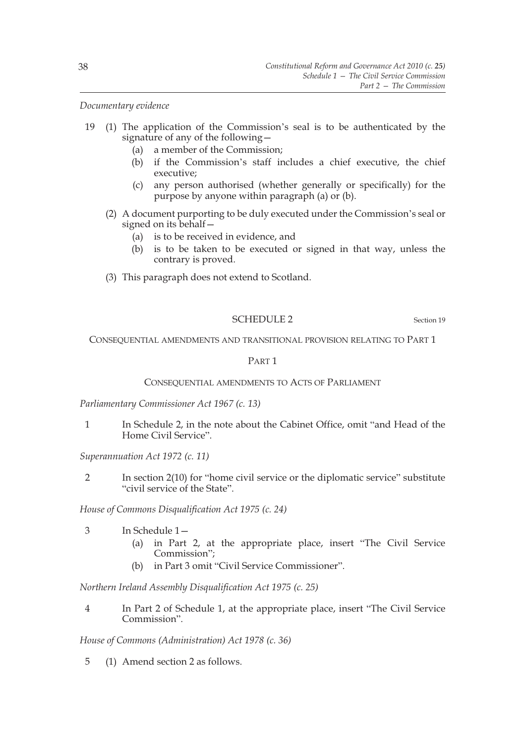*Documentary evidence*

19 (1) The application of the Commission's seal is to be authenticated by the signature of any of the following—

(a) a member of the Commission;

(b) if the Commission's staff includes a chief executive, the chief executive;

(c) any person authorised (whether generally or specifically) for the purpose by anyone within paragraph (a) or (b).

(2) A document purporting to be duly executed under the Commission's seal or signed on its behalf—

(a) is to be received in evidence, and

(b) is to be taken to be executed or signed in that way, unless the contrary is proved.

(3) This paragraph does not extend to Scotland.

## SCHEDULE 2

Section 19

### CONSEQUENTIAL AMENDMENTS AND TRANSITIONAL PROVISION RELATING TO PART 1

#### PART 1

#### CONSEQUENTIAL AMENDMENTS TO ACTS OF PARLIAMENT

*Parliamentary Commissioner Act 1967 (c. 13)*

1 In Schedule 2, in the note about the Cabinet Office, omit "and Head of the Home Civil Service".

*Superannuation Act 1972 (c. 11)*

2 In section 2(10) for "home civil service or the diplomatic service" substitute "civil service of the State".

*House of Commons Disqualification Act 1975 (c. 24)*

3 In Schedule 1—

(a) in Part 2, at the appropriate place, insert "The Civil Service Commission";

(b) in Part 3 omit "Civil Service Commissioner".

*Northern Ireland Assembly Disqualification Act 1975 (c. 25)*

4 In Part 2 of Schedule 1, at the appropriate place, insert "The Civil Service Commission".

*House of Commons (Administration) Act 1978 (c. 36)*

5 (1) Amend section 2 as follows.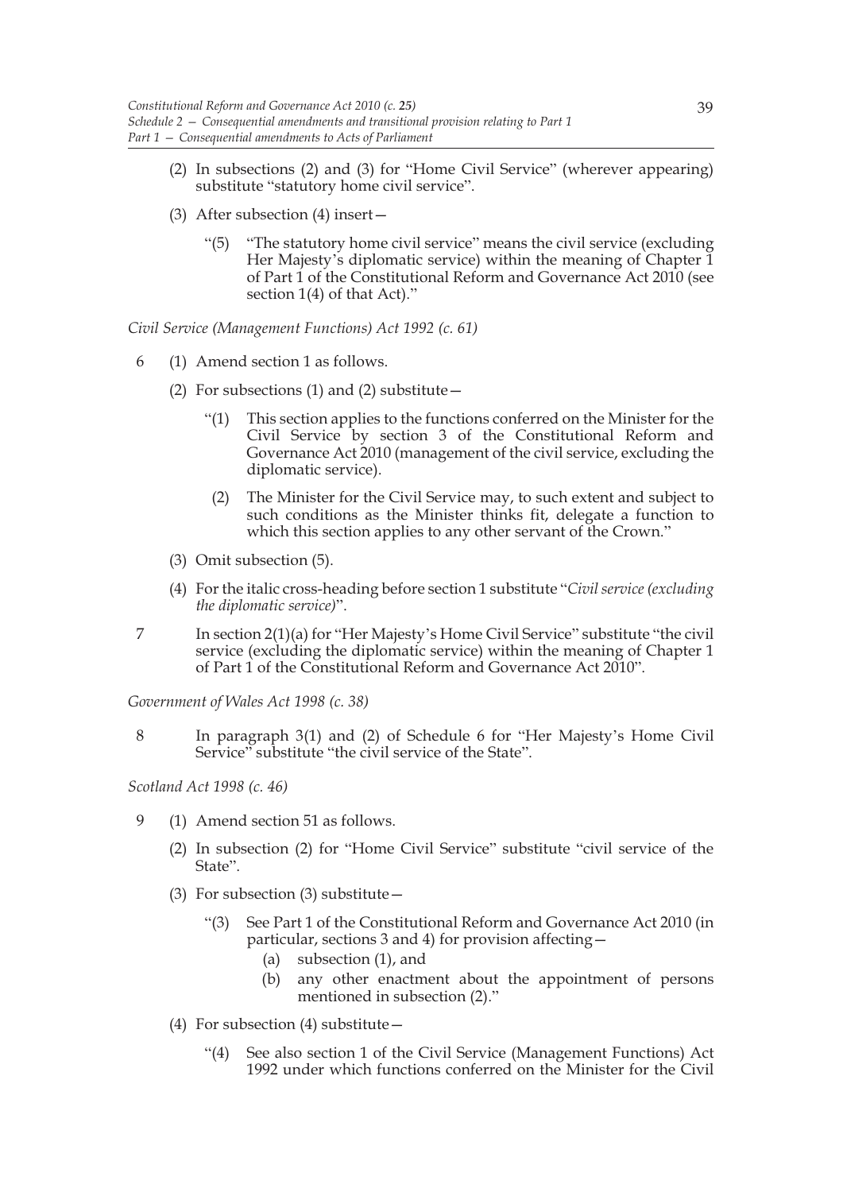(2) In subsections (2) and (3) for "Home Civil Service" (wherever appearing) substitute "statutory home civil service".

(3) After subsection (4) insert—

"(5) "The statutory home civil service" means the civil service (excluding Her Majesty's diplomatic service) within the meaning of Chapter 1 of Part 1 of the Constitutional Reform and Governance Act 2010 (see section 1(4) of that Act)."

*Civil Service (Management Functions) Act 1992 (c. 61)*

6 (1) Amend section 1 as follows.

(2) For subsections (1) and (2) substitute—

"(1) This section applies to the functions conferred on the Minister for the Civil Service by section 3 of the Constitutional Reform and Governance Act 2010 (management of the civil service, excluding the diplomatic service).

(2) The Minister for the Civil Service may, to such extent and subject to such conditions as the Minister thinks fit, delegate a function to which this section applies to any other servant of the Crown."

(3) Omit subsection (5).

(4) For the italic cross-heading before section 1 substitute "*Civil service (excluding the diplomatic service)*".

7 In section 2(1)(a) for "Her Majesty's Home Civil Service" substitute "the civil service (excluding the diplomatic service) within the meaning of Chapter 1 of Part 1 of the Constitutional Reform and Governance Act 2010".

*Government of Wales Act 1998 (c. 38)*

8 In paragraph 3(1) and (2) of Schedule 6 for "Her Majesty's Home Civil Service" substitute "the civil service of the State".

*Scotland Act 1998 (c. 46)*

9 (1) Amend section 51 as follows.

(2) In subsection (2) for "Home Civil Service" substitute "civil service of the State".

(3) For subsection (3) substitute—

"(3) See Part 1 of the Constitutional Reform and Governance Act 2010 (in particular, sections 3 and 4) for provision affecting—

(a) subsection (1), and

(b) any other enactment about the appointment of persons mentioned in subsection (2)."

(4) For subsection (4) substitute—

"(4) See also section 1 of the Civil Service (Management Functions) Act 1992 under which functions conferred on the Minister for the Civil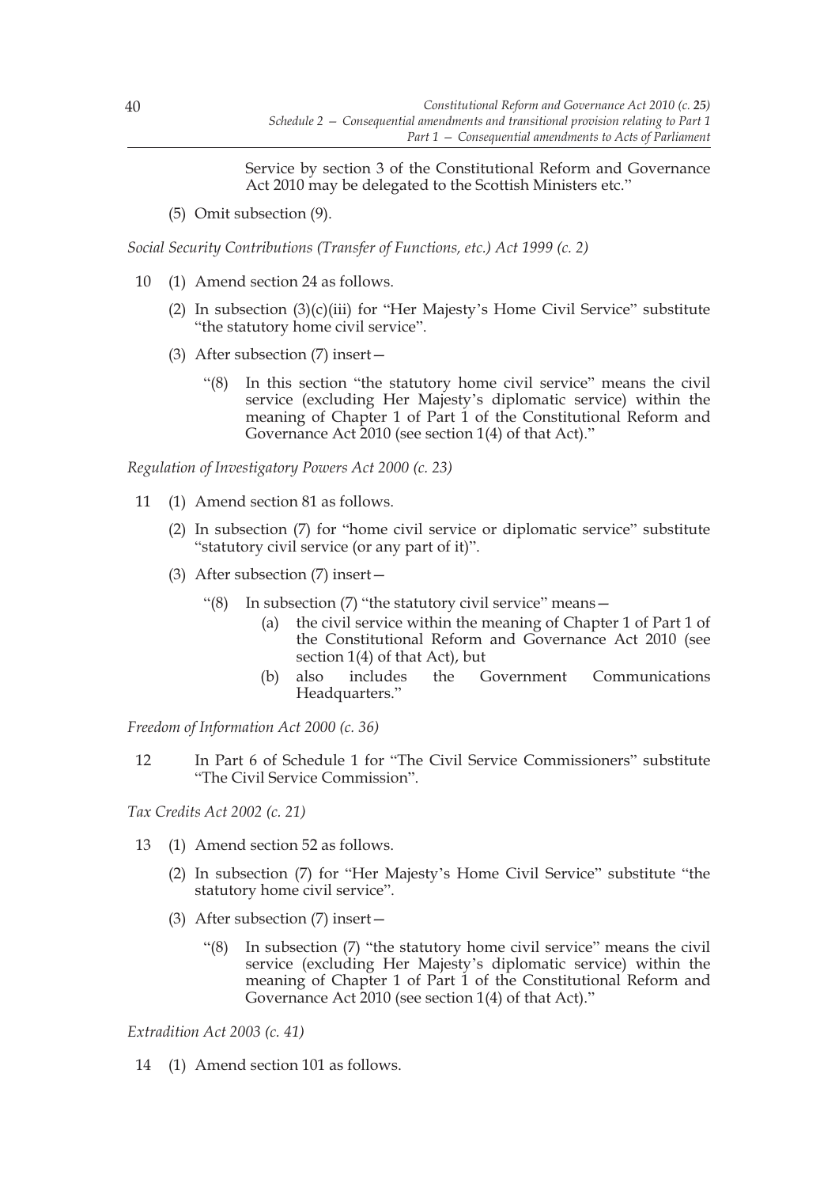Service by section 3 of the Constitutional Reform and Governance Act 2010 may be delegated to the Scottish Ministers etc."

(5) Omit subsection (9).

*Social Security Contributions (Transfer of Functions, etc.) Act 1999 (c. 2)*

10 (1) Amend section 24 as follows.

(2) In subsection (3)(c)(iii) for "Her Majesty's Home Civil Service" substitute "the statutory home civil service".

(3) After subsection (7) insert—

"(8) In this section "the statutory home civil service" means the civil service (excluding Her Majesty's diplomatic service) within the meaning of Chapter 1 of Part 1 of the Constitutional Reform and Governance Act 2010 (see section 1(4) of that Act)."

*Regulation of Investigatory Powers Act 2000 (c. 23)*

11 (1) Amend section 81 as follows.

(2) In subsection (7) for "home civil service or diplomatic service" substitute "statutory civil service (or any part of it)".

(3) After subsection (7) insert—

"(8) In subsection (7) "the statutory civil service" means—

(a) the civil service within the meaning of Chapter 1 of Part 1 of the Constitutional Reform and Governance Act 2010 (see section 1(4) of that Act), but

(b) also includes the Government Communications Headquarters."

*Freedom of Information Act 2000 (c. 36)*

12 In Part 6 of Schedule 1 for "The Civil Service Commissioners" substitute "The Civil Service Commission".

*Tax Credits Act 2002 (c. 21)*

13 (1) Amend section 52 as follows.

(2) In subsection (7) for "Her Majesty's Home Civil Service" substitute "the statutory home civil service".

(3) After subsection (7) insert—

"(8) In subsection (7) "the statutory home civil service" means the civil service (excluding Her Majesty's diplomatic service) within the meaning of Chapter 1 of Part 1 of the Constitutional Reform and Governance Act 2010 (see section 1(4) of that Act)."

*Extradition Act 2003 (c. 41)*

14 (1) Amend section 101 as follows.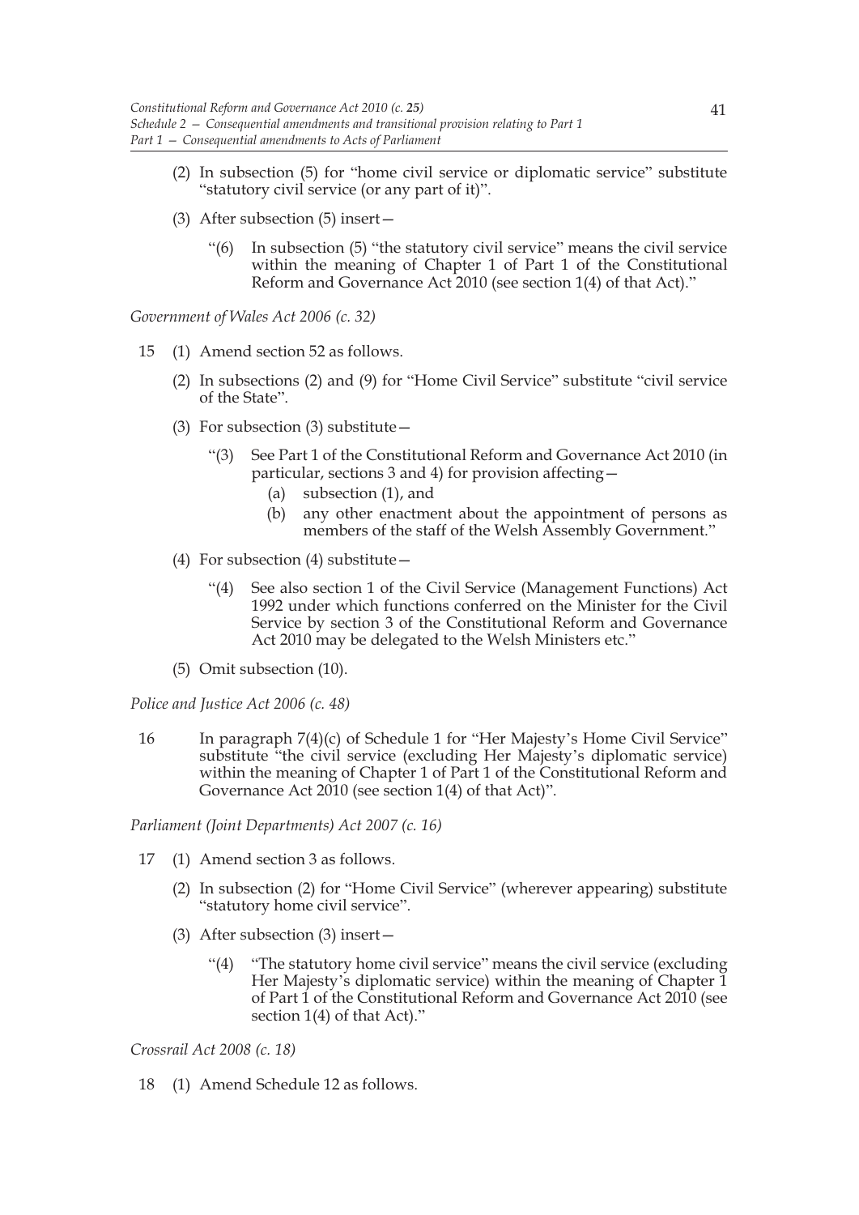(2) In subsection (5) for "home civil service or diplomatic service" substitute "statutory civil service (or any part of it)".

(3) After subsection (5) insert—

"(6) In subsection (5) "the statutory civil service" means the civil service within the meaning of Chapter 1 of Part 1 of the Constitutional Reform and Governance Act 2010 (see section 1(4) of that Act)."

*Government of Wales Act 2006 (c. 32)*

15 (1) Amend section 52 as follows.

(2) In subsections (2) and (9) for "Home Civil Service" substitute "civil service of the State".

(3) For subsection (3) substitute—

"(3) See Part 1 of the Constitutional Reform and Governance Act 2010 (in particular, sections 3 and 4) for provision affecting—

(a) subsection (1), and

(b) any other enactment about the appointment of persons as members of the staff of the Welsh Assembly Government."

(4) For subsection (4) substitute—

"(4) See also section 1 of the Civil Service (Management Functions) Act 1992 under which functions conferred on the Minister for the Civil Service by section 3 of the Constitutional Reform and Governance Act 2010 may be delegated to the Welsh Ministers etc."

(5) Omit subsection (10).

*Police and Justice Act 2006 (c. 48)*

16 In paragraph 7(4)(c) of Schedule 1 for "Her Majesty's Home Civil Service" substitute "the civil service (excluding Her Majesty's diplomatic service) within the meaning of Chapter 1 of Part 1 of the Constitutional Reform and Governance Act 2010 (see section 1(4) of that Act)".

*Parliament (Joint Departments) Act 2007 (c. 16)*

17 (1) Amend section 3 as follows.

(2) In subsection (2) for "Home Civil Service" (wherever appearing) substitute "statutory home civil service".

(3) After subsection (3) insert—

"(4) "The statutory home civil service" means the civil service (excluding Her Majesty's diplomatic service) within the meaning of Chapter 1 of Part 1 of the Constitutional Reform and Governance Act 2010 (see section 1(4) of that Act)."

*Crossrail Act 2008 (c. 18)*

18 (1) Amend Schedule 12 as follows.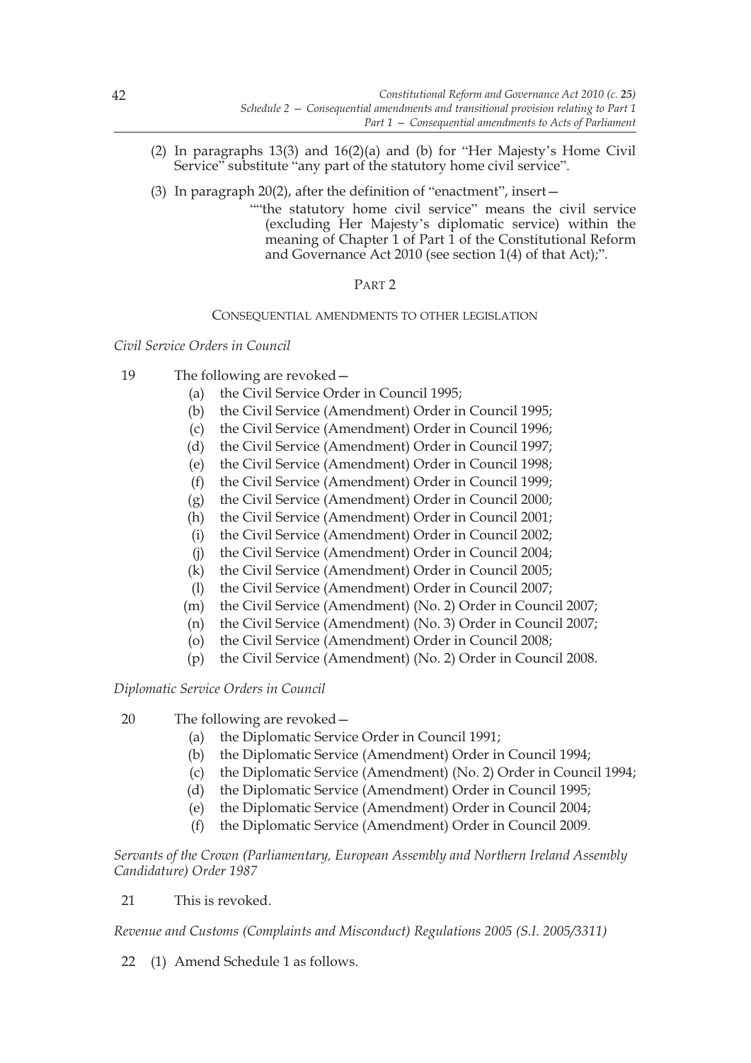(2) In paragraphs 13(3) and 16(2)(a) and (b) for "Her Majesty's Home Civil Service" substitute "any part of the statutory home civil service".

(3) In paragraph 20(2), after the definition of "enactment", insert—

""the statutory home civil service" means the civil service (excluding Her Majesty's diplomatic service) within the meaning of Chapter 1 of Part 1 of the Constitutional Reform and Governance Act 2010 (see section 1(4) of that Act);".

## PART 2

### CONSEQUENTIAL AMENDMENTS TO OTHER LEGISLATION

*Civil Service Orders in Council*

19 The following are revoked—

(a) the Civil Service Order in Council 1995;

(b) the Civil Service (Amendment) Order in Council 1995;

(c) the Civil Service (Amendment) Order in Council 1996;

(d) the Civil Service (Amendment) Order in Council 1997;

(e) the Civil Service (Amendment) Order in Council 1998;

(f) the Civil Service (Amendment) Order in Council 1999;

(g) the Civil Service (Amendment) Order in Council 2000;

(h) the Civil Service (Amendment) Order in Council 2001;

(i) the Civil Service (Amendment) Order in Council 2002;

(j) the Civil Service (Amendment) Order in Council 2004;

(k) the Civil Service (Amendment) Order in Council 2005;

(l) the Civil Service (Amendment) Order in Council 2007;

(m) the Civil Service (Amendment) (No. 2) Order in Council 2007;

(n) the Civil Service (Amendment) (No. 3) Order in Council 2007;

(o) the Civil Service (Amendment) Order in Council 2008;

(p) the Civil Service (Amendment) (No. 2) Order in Council 2008.

*Diplomatic Service Orders in Council*

20 The following are revoked—

(a) the Diplomatic Service Order in Council 1991;

(b) the Diplomatic Service (Amendment) Order in Council 1994;

(c) the Diplomatic Service (Amendment) (No. 2) Order in Council 1994;

(d) the Diplomatic Service (Amendment) Order in Council 1995;

(e) the Diplomatic Service (Amendment) Order in Council 2004;

(f) the Diplomatic Service (Amendment) Order in Council 2009.

*Servants of the Crown (Parliamentary, European Assembly and Northern Ireland Assembly Candidature) Order 1987*

21 This is revoked.

*Revenue and Customs (Complaints and Misconduct) Regulations 2005 (S.I. 2005/3311)*

22 (1) Amend Schedule 1 as follows.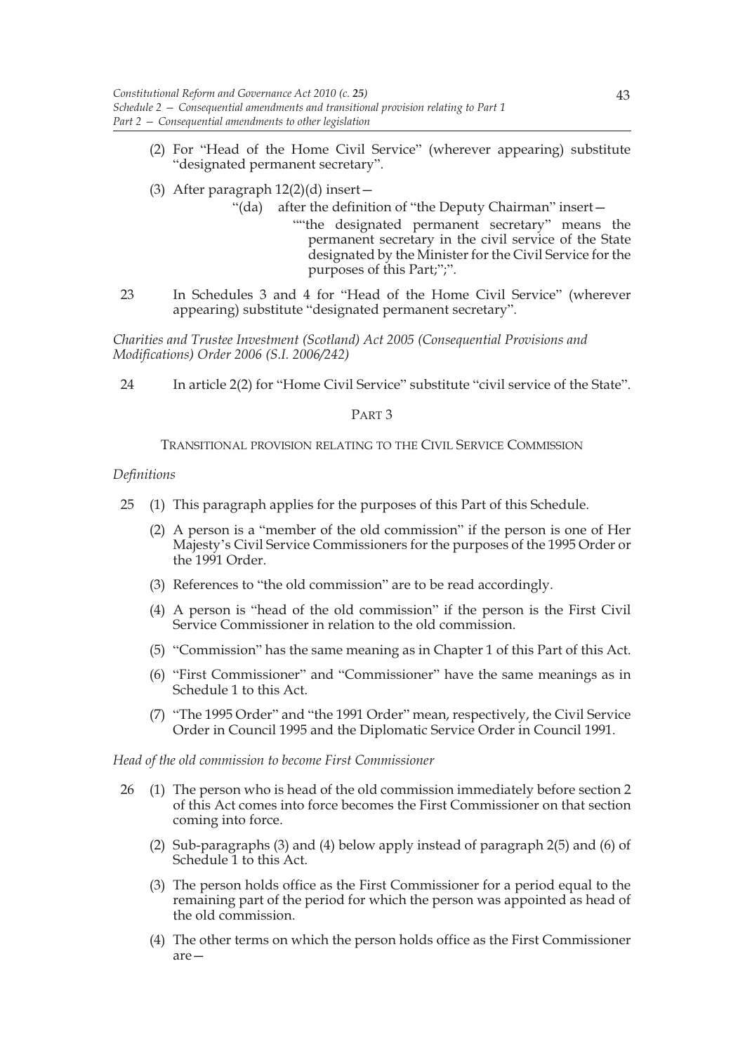(2) For "Head of the Home Civil Service" (wherever appearing) substitute "designated permanent secretary".

(3) After paragraph 12(2)(d) insert—

"(da) after the definition of "the Deputy Chairman" insert—

""the designated permanent secretary" means the permanent secretary in the civil service of the State designated by the Minister for the Civil Service for the purposes of this Part;";".

23 In Schedules 3 and 4 for "Head of the Home Civil Service" (wherever appearing) substitute "designated permanent secretary".

*Charities and Trustee Investment (Scotland) Act 2005 (Consequential Provisions and Modifications) Order 2006 (S.I. 2006/242)*

24 In article 2(2) for "Home Civil Service" substitute "civil service of the State".

## PART 3

### TRANSITIONAL PROVISION RELATING TO THE CIVIL SERVICE COMMISSION

*Definitions*

25 (1) This paragraph applies for the purposes of this Part of this Schedule.

(2) A person is a "member of the old commission" if the person is one of Her Majesty's Civil Service Commissioners for the purposes of the 1995 Order or the 1991 Order.

(3) References to "the old commission" are to be read accordingly.

(4) A person is "head of the old commission" if the person is the First Civil Service Commissioner in relation to the old commission.

(5) "Commission" has the same meaning as in Chapter 1 of this Part of this Act.

(6) "First Commissioner" and "Commissioner" have the same meanings as in Schedule 1 to this Act.

(7) "The 1995 Order" and "the 1991 Order" mean, respectively, the Civil Service Order in Council 1995 and the Diplomatic Service Order in Council 1991.

*Head of the old commission to become First Commissioner*

26 (1) The person who is head of the old commission immediately before section 2 of this Act comes into force becomes the First Commissioner on that section coming into force.

(2) Sub-paragraphs (3) and (4) below apply instead of paragraph 2(5) and (6) of Schedule 1 to this Act.

(3) The person holds office as the First Commissioner for a period equal to the remaining part of the period for which the person was appointed as head of the old commission.

(4) The other terms on which the person holds office as the First Commissioner are—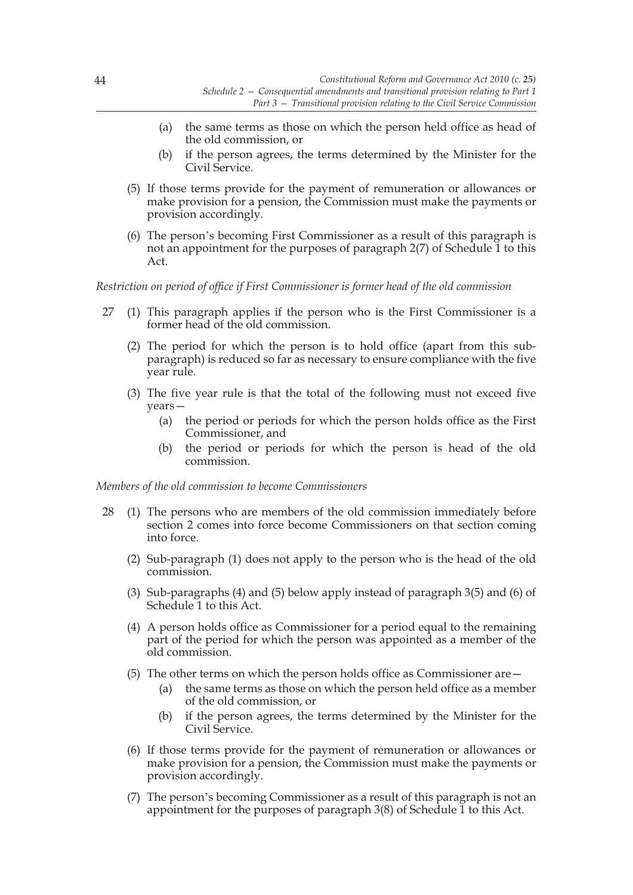(a) the same terms as those on which the person held office as head of the old commission, or

(b) if the person agrees, the terms determined by the Minister for the Civil Service.

(5) If those terms provide for the payment of remuneration or allowances or make provision for a pension, the Commission must make the payments or provision accordingly.

(6) The person's becoming First Commissioner as a result of this paragraph is not an appointment for the purposes of paragraph 2(7) of Schedule 1 to this Act.

*Restriction on period of office if First Commissioner is former head of the old commission*

27 (1) This paragraph applies if the person who is the First Commissioner is a former head of the old commission.

(2) The period for which the person is to hold office (apart from this sub-paragraph) is reduced so far as necessary to ensure compliance with the five year rule.

(3) The five year rule is that the total of the following must not exceed five years—

(a) the period or periods for which the person holds office as the First Commissioner, and

(b) the period or periods for which the person is head of the old commission.

*Members of the old commission to become Commissioners*

28 (1) The persons who are members of the old commission immediately before section 2 comes into force become Commissioners on that section coming into force.

(2) Sub-paragraph (1) does not apply to the person who is the head of the old commission.

(3) Sub-paragraphs (4) and (5) below apply instead of paragraph 3(5) and (6) of Schedule 1 to this Act.

(4) A person holds office as Commissioner for a period equal to the remaining part of the period for which the person was appointed as a member of the old commission.

(5) The other terms on which the person holds office as Commissioner are—

(a) the same terms as those on which the person held office as a member of the old commission, or

(b) if the person agrees, the terms determined by the Minister for the Civil Service.

(6) If those terms provide for the payment of remuneration or allowances or make provision for a pension, the Commission must make the payments or provision accordingly.

(7) The person's becoming Commissioner as a result of this paragraph is not an appointment for the purposes of paragraph 3(8) of Schedule 1 to this Act.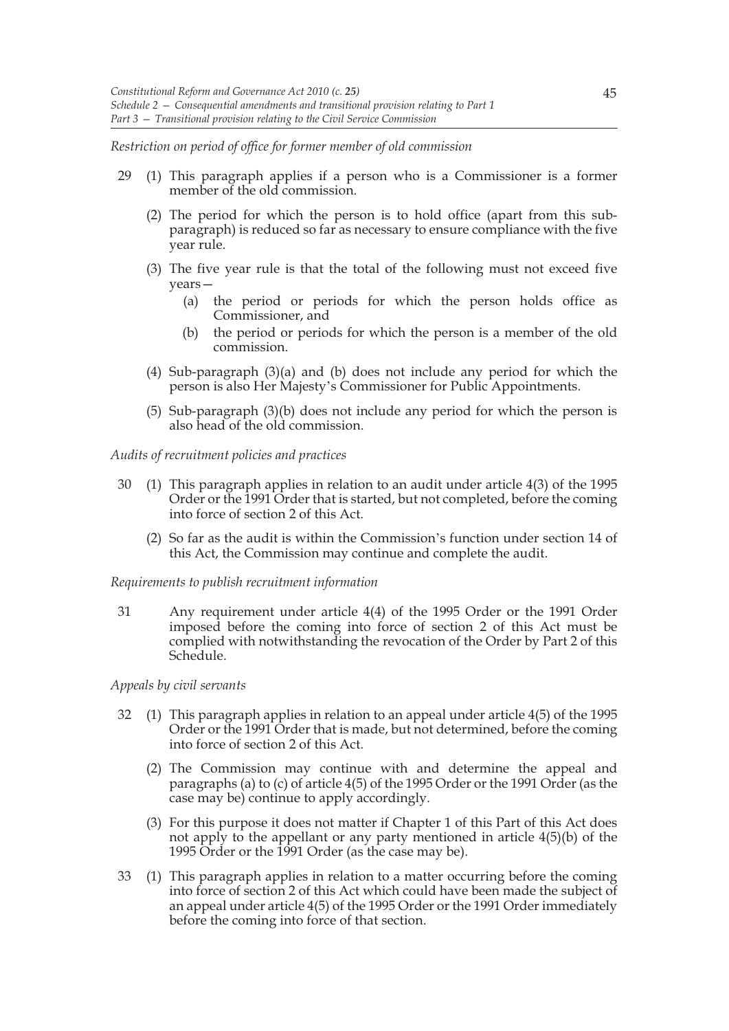*Restriction on period of office for former member of old commission*

29 (1) This paragraph applies if a person who is a Commissioner is a former member of the old commission.

(2) The period for which the person is to hold office (apart from this sub-paragraph) is reduced so far as necessary to ensure compliance with the five year rule.

(3) The five year rule is that the total of the following must not exceed five years—

(a) the period or periods for which the person holds office as Commissioner, and

(b) the period or periods for which the person is a member of the old commission.

(4) Sub-paragraph (3)(a) and (b) does not include any period for which the person is also Her Majesty's Commissioner for Public Appointments.

(5) Sub-paragraph (3)(b) does not include any period for which the person is also head of the old commission.

*Audits of recruitment policies and practices*

30 (1) This paragraph applies in relation to an audit under article 4(3) of the 1995 Order or the 1991 Order that is started, but not completed, before the coming into force of section 2 of this Act.

(2) So far as the audit is within the Commission's function under section 14 of this Act, the Commission may continue and complete the audit.

*Requirements to publish recruitment information*

31 Any requirement under article 4(4) of the 1995 Order or the 1991 Order imposed before the coming into force of section 2 of this Act must be complied with notwithstanding the revocation of the Order by Part 2 of this Schedule.

*Appeals by civil servants*

32 (1) This paragraph applies in relation to an appeal under article 4(5) of the 1995 Order or the 1991 Order that is made, but not determined, before the coming into force of section 2 of this Act.

(2) The Commission may continue with and determine the appeal and paragraphs (a) to (c) of article 4(5) of the 1995 Order or the 1991 Order (as the case may be) continue to apply accordingly.

(3) For this purpose it does not matter if Chapter 1 of this Part of this Act does not apply to the appellant or any party mentioned in article 4(5)(b) of the 1995 Order or the 1991 Order (as the case may be).

33 (1) This paragraph applies in relation to a matter occurring before the coming into force of section 2 of this Act which could have been made the subject of an appeal under article 4(5) of the 1995 Order or the 1991 Order immediately before the coming into force of that section.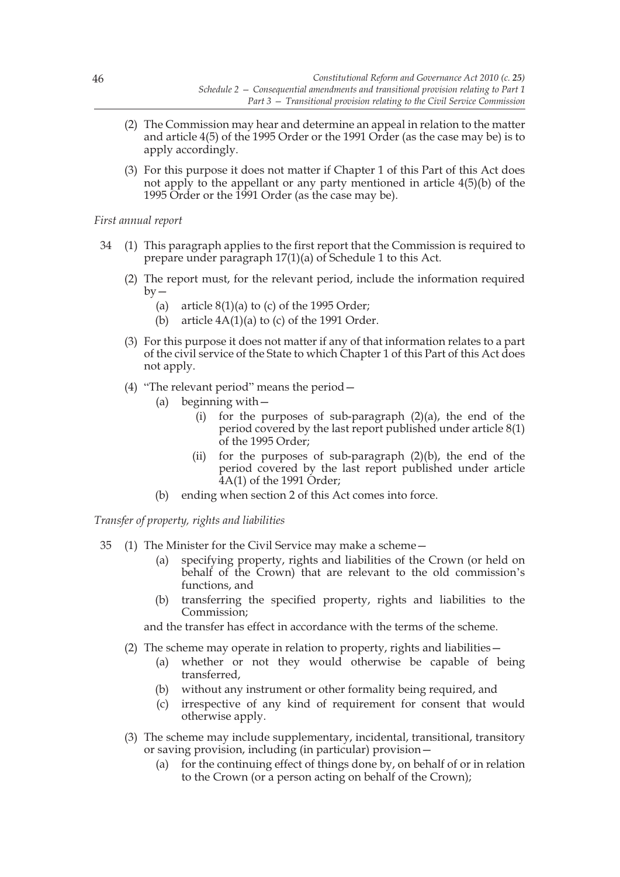(2) The Commission may hear and determine an appeal in relation to the matter and article 4(5) of the 1995 Order or the 1991 Order (as the case may be) is to apply accordingly.

(3) For this purpose it does not matter if Chapter 1 of this Part of this Act does not apply to the appellant or any party mentioned in article 4(5)(b) of the 1995 Order or the 1991 Order (as the case may be).

*First annual report*

34 (1) This paragraph applies to the first report that the Commission is required to prepare under paragraph 17(1)(a) of Schedule 1 to this Act.

(2) The report must, for the relevant period, include the information required by—

(a) article 8(1)(a) to (c) of the 1995 Order;

(b) article 4A(1)(a) to (c) of the 1991 Order.

(3) For this purpose it does not matter if any of that information relates to a part of the civil service of the State to which Chapter 1 of this Part of this Act does not apply.

(4) "The relevant period" means the period—

(a) beginning with—

(i) for the purposes of sub-paragraph (2)(a), the end of the period covered by the last report published under article 8(1) of the 1995 Order;

(ii) for the purposes of sub-paragraph (2)(b), the end of the period covered by the last report published under article 4A(1) of the 1991 Order;

(b) ending when section 2 of this Act comes into force.

*Transfer of property, rights and liabilities*

35 (1) The Minister for the Civil Service may make a scheme—

(a) specifying property, rights and liabilities of the Crown (or held on behalf of the Crown) that are relevant to the old commission's functions, and

(b) transferring the specified property, rights and liabilities to the Commission;

and the transfer has effect in accordance with the terms of the scheme.

(2) The scheme may operate in relation to property, rights and liabilities—

(a) whether or not they would otherwise be capable of being transferred,

(b) without any instrument or other formality being required, and

(c) irrespective of any kind of requirement for consent that would otherwise apply.

(3) The scheme may include supplementary, incidental, transitional, transitory or saving provision, including (in particular) provision—

(a) for the continuing effect of things done by, on behalf of or in relation to the Crown (or a person acting on behalf of the Crown);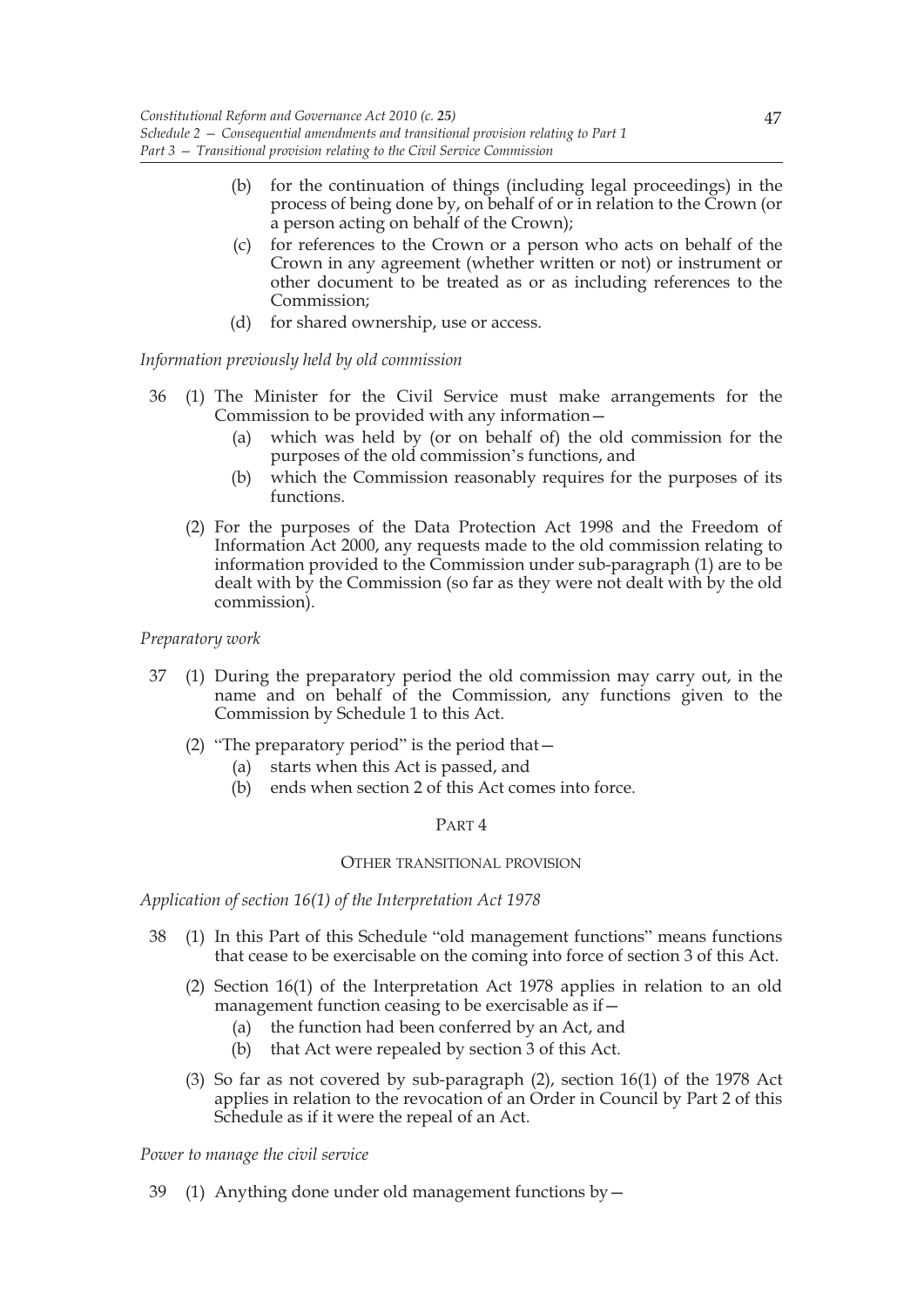(b) for the continuation of things (including legal proceedings) in the process of being done by, on behalf of or in relation to the Crown (or a person acting on behalf of the Crown);

(c) for references to the Crown or a person who acts on behalf of the Crown in any agreement (whether written or not) or instrument or other document to be treated as or as including references to the Commission;

(d) for shared ownership, use or access.

*Information previously held by old commission*

36 (1) The Minister for the Civil Service must make arrangements for the Commission to be provided with any information—

(a) which was held by (or on behalf of) the old commission for the purposes of the old commission's functions, and

(b) which the Commission reasonably requires for the purposes of its functions.

(2) For the purposes of the Data Protection Act 1998 and the Freedom of Information Act 2000, any requests made to the old commission relating to information provided to the Commission under sub-paragraph (1) are to be dealt with by the Commission (so far as they were not dealt with by the old commission).

*Preparatory work*

37 (1) During the preparatory period the old commission may carry out, in the name and on behalf of the Commission, any functions given to the Commission by Schedule 1 to this Act.

(2) "The preparatory period" is the period that—

(a) starts when this Act is passed, and

(b) ends when section 2 of this Act comes into force.

## PART 4

### OTHER TRANSITIONAL PROVISION

*Application of section 16(1) of the Interpretation Act 1978*

38 (1) In this Part of this Schedule "old management functions" means functions that cease to be exercisable on the coming into force of section 3 of this Act.

(2) Section 16(1) of the Interpretation Act 1978 applies in relation to an old management function ceasing to be exercisable as if—

(a) the function had been conferred by an Act, and

(b) that Act were repealed by section 3 of this Act.

(3) So far as not covered by sub-paragraph (2), section 16(1) of the 1978 Act applies in relation to the revocation of an Order in Council by Part 2 of this Schedule as if it were the repeal of an Act.

*Power to manage the civil service*

39 (1) Anything done under old management functions by—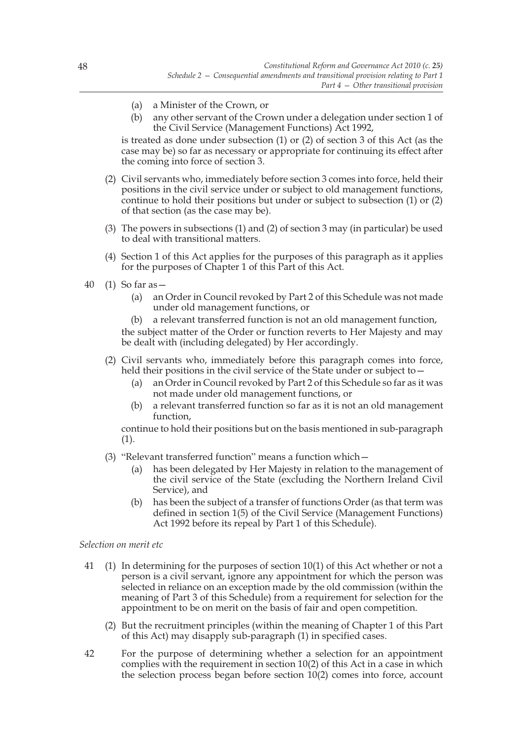(a) a Minister of the Crown, or

(b) any other servant of the Crown under a delegation under section 1 of the Civil Service (Management Functions) Act 1992,

is treated as done under subsection (1) or (2) of section 3 of this Act (as the case may be) so far as necessary or appropriate for continuing its effect after the coming into force of section 3.

(2) Civil servants who, immediately before section 3 comes into force, held their positions in the civil service under or subject to old management functions, continue to hold their positions but under or subject to subsection (1) or (2) of that section (as the case may be).

(3) The powers in subsections (1) and (2) of section 3 may (in particular) be used to deal with transitional matters.

(4) Section 1 of this Act applies for the purposes of this paragraph as it applies for the purposes of Chapter 1 of this Part of this Act.

40 (1) So far as—

(a) an Order in Council revoked by Part 2 of this Schedule was not made under old management functions, or

(b) a relevant transferred function is not an old management function,

the subject matter of the Order or function reverts to Her Majesty and may be dealt with (including delegated) by Her accordingly.

(2) Civil servants who, immediately before this paragraph comes into force, held their positions in the civil service of the State under or subject to—

(a) an Order in Council revoked by Part 2 of this Schedule so far as it was not made under old management functions, or

(b) a relevant transferred function so far as it is not an old management function,

continue to hold their positions but on the basis mentioned in sub-paragraph (1).

(3) "Relevant transferred function" means a function which—

(a) has been delegated by Her Majesty in relation to the management of the civil service of the State (excluding the Northern Ireland Civil Service), and

(b) has been the subject of a transfer of functions Order (as that term was defined in section 1(5) of the Civil Service (Management Functions) Act 1992 before its repeal by Part 1 of this Schedule).

*Selection on merit etc*

41 (1) In determining for the purposes of section 10(1) of this Act whether or not a person is a civil servant, ignore any appointment for which the person was selected in reliance on an exception made by the old commission (within the meaning of Part 3 of this Schedule) from a requirement for selection for the appointment to be on merit on the basis of fair and open competition.

(2) But the recruitment principles (within the meaning of Chapter 1 of this Part of this Act) may disapply sub-paragraph (1) in specified cases.

42 For the purpose of determining whether a selection for an appointment complies with the requirement in section 10(2) of this Act in a case in which the selection process began before section 10(2) comes into force, account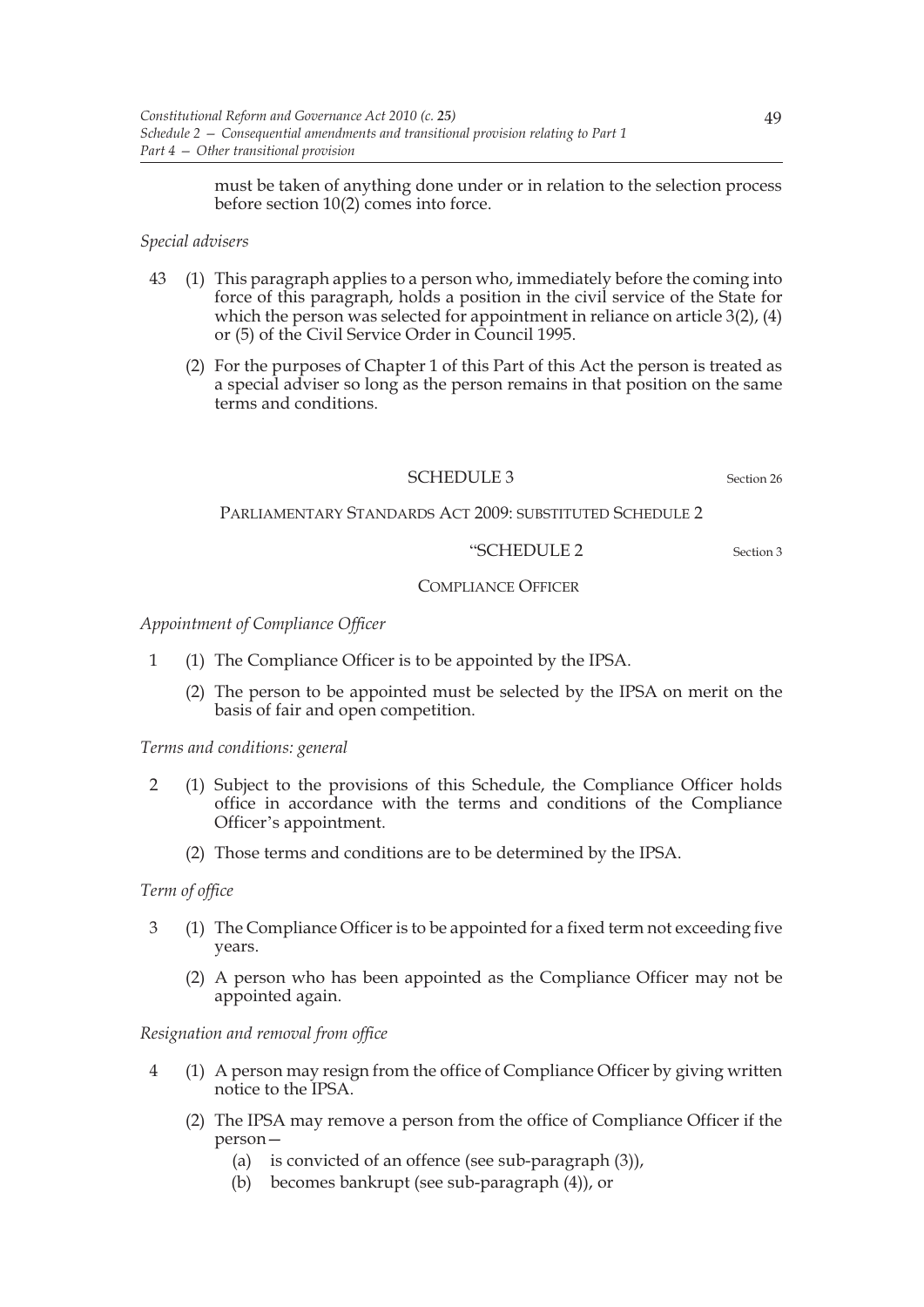must be taken of anything done under or in relation to the selection process before section 10(2) comes into force.

*Special advisers*

43 (1) This paragraph applies to a person who, immediately before the coming into force of this paragraph, holds a position in the civil service of the State for which the person was selected for appointment in reliance on article 3(2), (4) or (5) of the Civil Service Order in Council 1995.

(2) For the purposes of Chapter 1 of this Part of this Act the person is treated as a special adviser so long as the person remains in that position on the same terms and conditions.

## SCHEDULE 3

Section 26

### PARLIAMENTARY STANDARDS ACT 2009: SUBSTITUTED SCHEDULE 2

"SCHEDULE 2

Section 3

COMPLIANCE OFFICER

*Appointment of Compliance Officer*

1 (1) The Compliance Officer is to be appointed by the IPSA.

(2) The person to be appointed must be selected by the IPSA on merit on the basis of fair and open competition.

*Terms and conditions: general*

2 (1) Subject to the provisions of this Schedule, the Compliance Officer holds office in accordance with the terms and conditions of the Compliance Officer's appointment.

(2) Those terms and conditions are to be determined by the IPSA.

*Term of office*

3 (1) The Compliance Officer is to be appointed for a fixed term not exceeding five years.

(2) A person who has been appointed as the Compliance Officer may not be appointed again.

*Resignation and removal from office*

4 (1) A person may resign from the office of Compliance Officer by giving written notice to the IPSA.

(2) The IPSA may remove a person from the office of Compliance Officer if the person—

(a) is convicted of an offence (see sub-paragraph (3)),

(b) becomes bankrupt (see sub-paragraph (4)), or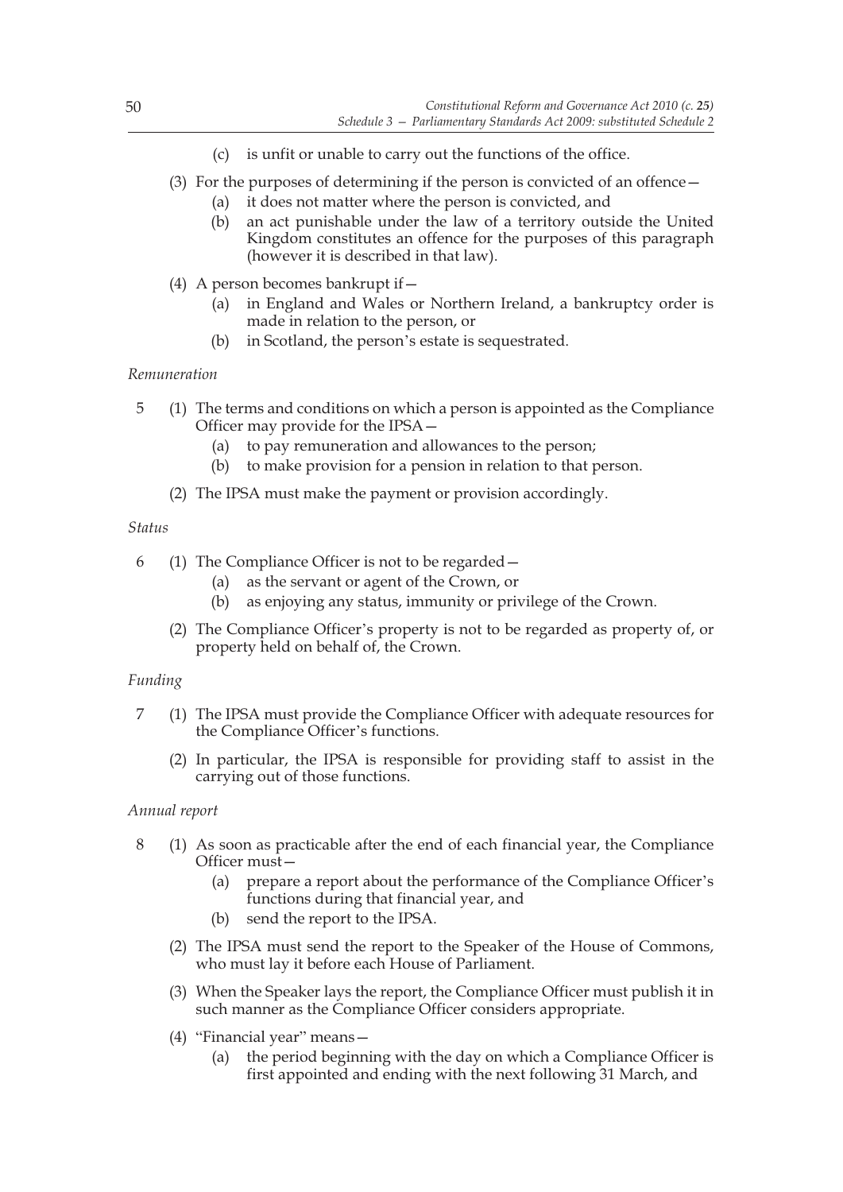(c) is unfit or unable to carry out the functions of the office.

(3) For the purposes of determining if the person is convicted of an offence—

(a) it does not matter where the person is convicted, and

(b) an act punishable under the law of a territory outside the United Kingdom constitutes an offence for the purposes of this paragraph (however it is described in that law).

(4) A person becomes bankrupt if—

(a) in England and Wales or Northern Ireland, a bankruptcy order is made in relation to the person, or

(b) in Scotland, the person's estate is sequestrated.

*Remuneration*

5 (1) The terms and conditions on which a person is appointed as the Compliance Officer may provide for the IPSA—

(a) to pay remuneration and allowances to the person;

(b) to make provision for a pension in relation to that person.

(2) The IPSA must make the payment or provision accordingly.

*Status*

6 (1) The Compliance Officer is not to be regarded—

(a) as the servant or agent of the Crown, or

(b) as enjoying any status, immunity or privilege of the Crown.

(2) The Compliance Officer's property is not to be regarded as property of, or property held on behalf of, the Crown.

*Funding*

7 (1) The IPSA must provide the Compliance Officer with adequate resources for the Compliance Officer's functions.

(2) In particular, the IPSA is responsible for providing staff to assist in the carrying out of those functions.

*Annual report*

8 (1) As soon as practicable after the end of each financial year, the Compliance Officer must—

(a) prepare a report about the performance of the Compliance Officer's functions during that financial year, and

(b) send the report to the IPSA.

(2) The IPSA must send the report to the Speaker of the House of Commons, who must lay it before each House of Parliament.

(3) When the Speaker lays the report, the Compliance Officer must publish it in such manner as the Compliance Officer considers appropriate.

(4) "Financial year" means—

(a) the period beginning with the day on which a Compliance Officer is first appointed and ending with the next following 31 March, and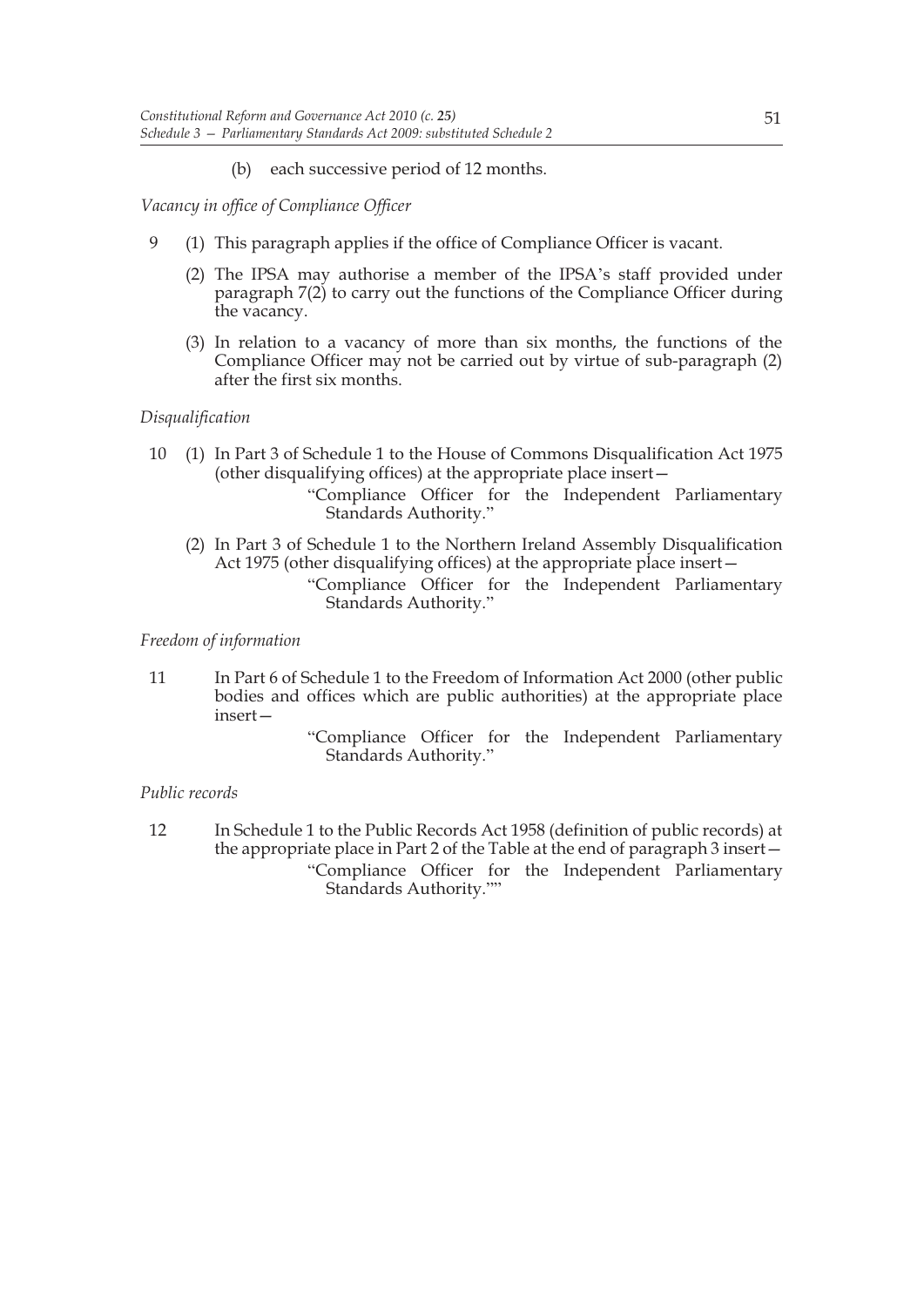(b) each successive period of 12 months.

*Vacancy in office of Compliance Officer*

9 (1) This paragraph applies if the office of Compliance Officer is vacant.

(2) The IPSA may authorise a member of the IPSA's staff provided under paragraph 7(2) to carry out the functions of the Compliance Officer during the vacancy.

(3) In relation to a vacancy of more than six months, the functions of the Compliance Officer may not be carried out by virtue of sub-paragraph (2) after the first six months.

*Disqualification*

10 (1) In Part 3 of Schedule 1 to the House of Commons Disqualification Act 1975 (other disqualifying offices) at the appropriate place insert—

"Compliance Officer for the Independent Parliamentary Standards Authority."

(2) In Part 3 of Schedule 1 to the Northern Ireland Assembly Disqualification Act 1975 (other disqualifying offices) at the appropriate place insert—

"Compliance Officer for the Independent Parliamentary Standards Authority."

*Freedom of information*

11 In Part 6 of Schedule 1 to the Freedom of Information Act 2000 (other public bodies and offices which are public authorities) at the appropriate place insert—

"Compliance Officer for the Independent Parliamentary Standards Authority."

*Public records*

12 In Schedule 1 to the Public Records Act 1958 (definition of public records) at the appropriate place in Part 2 of the Table at the end of paragraph 3 insert—

"Compliance Officer for the Independent Parliamentary Standards Authority.""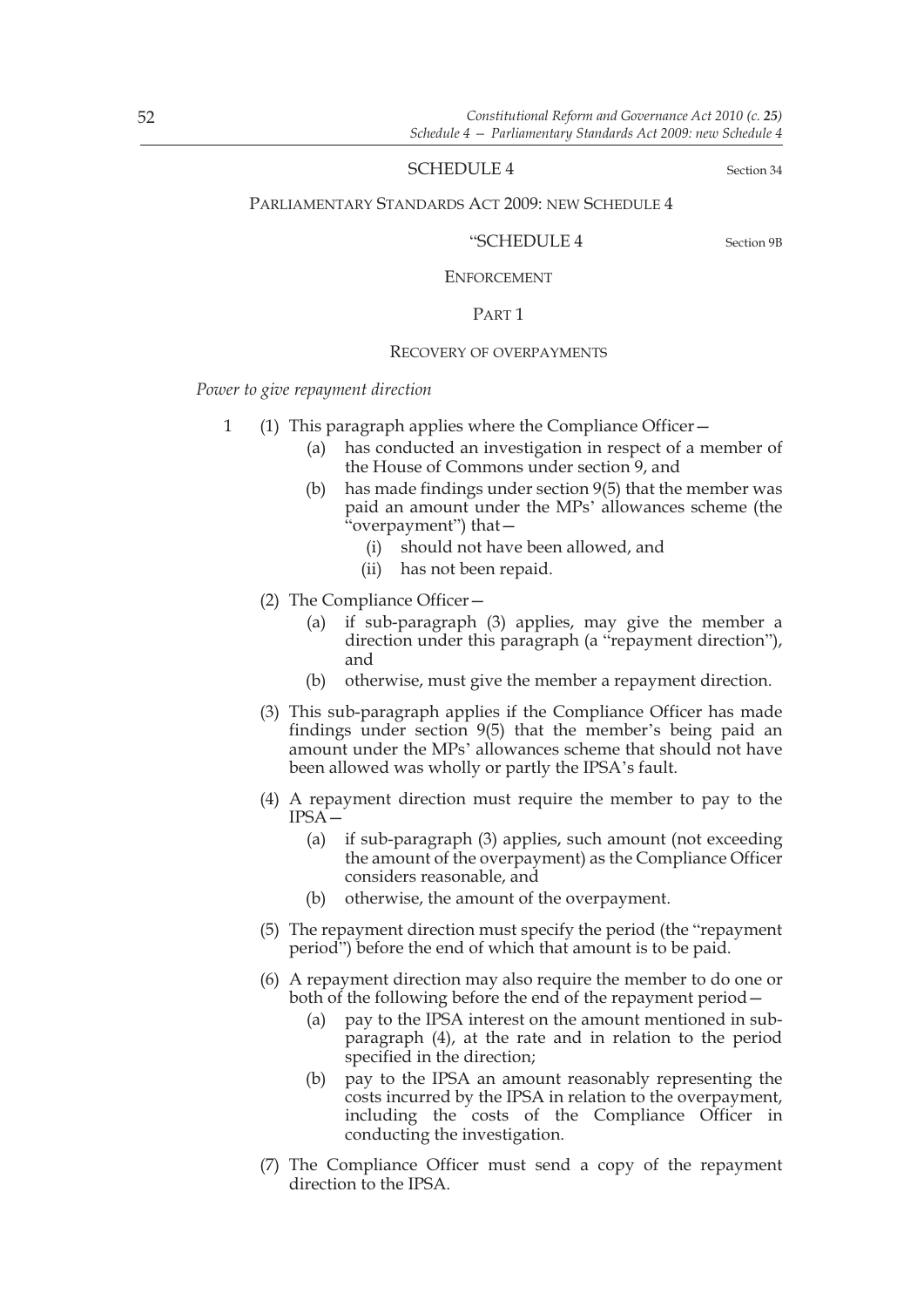## SCHEDULE 4

Section 34

### PARLIAMENTARY STANDARDS ACT 2009: NEW SCHEDULE 4

"SCHEDULE 4

Section 9B

ENFORCEMENT

PART 1

RECOVERY OF OVERPAYMENTS

*Power to give repayment direction*

1 (1) This paragraph applies where the Compliance Officer—

(a) has conducted an investigation in respect of a member of the House of Commons under section 9, and

(b) has made findings under section 9(5) that the member was paid an amount under the MPs' allowances scheme (the "overpayment") that—

(i) should not have been allowed, and

(ii) has not been repaid.

(2) The Compliance Officer—

(a) if sub-paragraph (3) applies, may give the member a direction under this paragraph (a "repayment direction"), and

(b) otherwise, must give the member a repayment direction.

(3) This sub-paragraph applies if the Compliance Officer has made findings under section 9(5) that the member's being paid an amount under the MPs' allowances scheme that should not have been allowed was wholly or partly the IPSA's fault.

(4) A repayment direction must require the member to pay to the IPSA—

(a) if sub-paragraph (3) applies, such amount (not exceeding the amount of the overpayment) as the Compliance Officer considers reasonable, and

(b) otherwise, the amount of the overpayment.

(5) The repayment direction must specify the period (the "repayment period") before the end of which that amount is to be paid.

(6) A repayment direction may also require the member to do one or both of the following before the end of the repayment period—

(a) pay to the IPSA interest on the amount mentioned in sub-paragraph (4), at the rate and in relation to the period specified in the direction;

(b) pay to the IPSA an amount reasonably representing the costs incurred by the IPSA in relation to the overpayment, including the costs of the Compliance Officer in conducting the investigation.

(7) The Compliance Officer must send a copy of the repayment direction to the IPSA.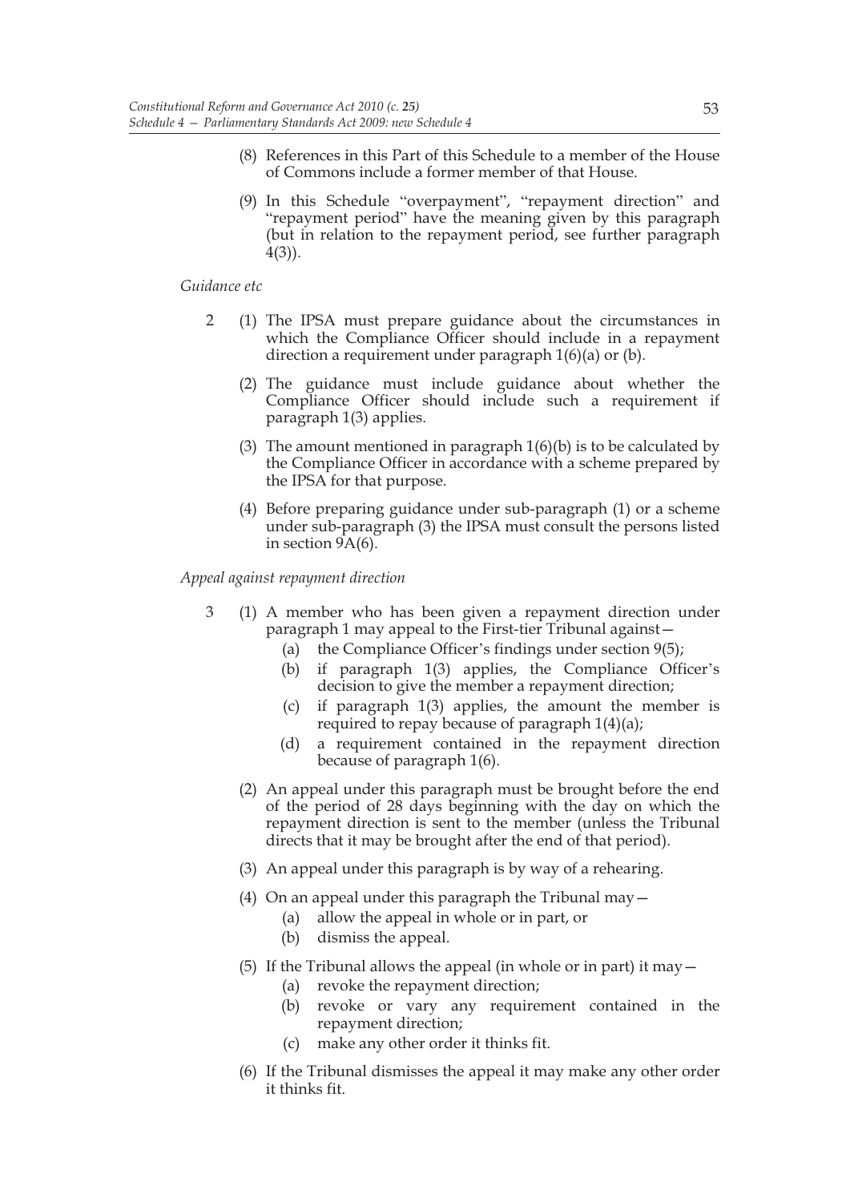(8) References in this Part of this Schedule to a member of the House of Commons include a former member of that House.

(9) In this Schedule "overpayment", "repayment direction" and "repayment period" have the meaning given by this paragraph (but in relation to the repayment period, see further paragraph 4(3)).

*Guidance etc*

2 (1) The IPSA must prepare guidance about the circumstances in which the Compliance Officer should include in a repayment direction a requirement under paragraph 1(6)(a) or (b).

(2) The guidance must include guidance about whether the Compliance Officer should include such a requirement if paragraph 1(3) applies.

(3) The amount mentioned in paragraph 1(6)(b) is to be calculated by the Compliance Officer in accordance with a scheme prepared by the IPSA for that purpose.

(4) Before preparing guidance under sub-paragraph (1) or a scheme under sub-paragraph (3) the IPSA must consult the persons listed in section 9A(6).

*Appeal against repayment direction*

3 (1) A member who has been given a repayment direction under paragraph 1 may appeal to the First-tier Tribunal against—

(a) the Compliance Officer's findings under section 9(5);

(b) if paragraph 1(3) applies, the Compliance Officer's decision to give the member a repayment direction;

(c) if paragraph 1(3) applies, the amount the member is required to repay because of paragraph 1(4)(a);

(d) a requirement contained in the repayment direction because of paragraph 1(6).

(2) An appeal under this paragraph must be brought before the end of the period of 28 days beginning with the day on which the repayment direction is sent to the member (unless the Tribunal directs that it may be brought after the end of that period).

(3) An appeal under this paragraph is by way of a rehearing.

(4) On an appeal under this paragraph the Tribunal may—

(a) allow the appeal in whole or in part, or

(b) dismiss the appeal.

(5) If the Tribunal allows the appeal (in whole or in part) it may—

(a) revoke the repayment direction;

(b) revoke or vary any requirement contained in the repayment direction;

(c) make any other order it thinks fit.

(6) If the Tribunal dismisses the appeal it may make any other order it thinks fit.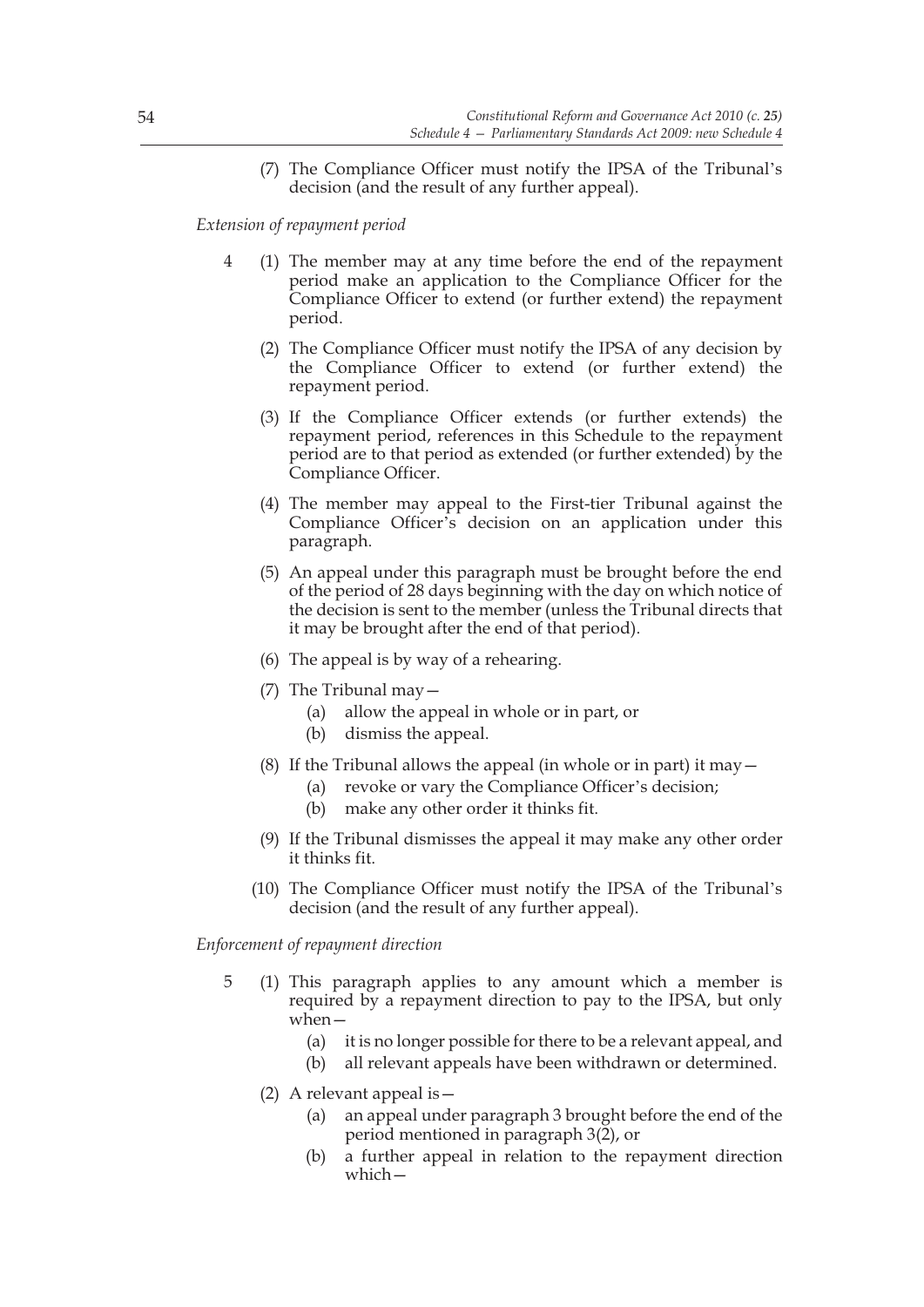(7) The Compliance Officer must notify the IPSA of the Tribunal's decision (and the result of any further appeal).

*Extension of repayment period*

4 (1) The member may at any time before the end of the repayment period make an application to the Compliance Officer for the Compliance Officer to extend (or further extend) the repayment period.

(2) The Compliance Officer must notify the IPSA of any decision by the Compliance Officer to extend (or further extend) the repayment period.

(3) If the Compliance Officer extends (or further extends) the repayment period, references in this Schedule to the repayment period are to that period as extended (or further extended) by the Compliance Officer.

(4) The member may appeal to the First-tier Tribunal against the Compliance Officer's decision on an application under this paragraph.

(5) An appeal under this paragraph must be brought before the end of the period of 28 days beginning with the day on which notice of the decision is sent to the member (unless the Tribunal directs that it may be brought after the end of that period).

(6) The appeal is by way of a rehearing.

(7) The Tribunal may—
   (a) allow the appeal in whole or in part, or
   (b) dismiss the appeal.

(8) If the Tribunal allows the appeal (in whole or in part) it may—
   (a) revoke or vary the Compliance Officer's decision;
   (b) make any other order it thinks fit.

(9) If the Tribunal dismisses the appeal it may make any other order it thinks fit.

(10) The Compliance Officer must notify the IPSA of the Tribunal's decision (and the result of any further appeal).

*Enforcement of repayment direction*

5 (1) This paragraph applies to any amount which a member is required by a repayment direction to pay to the IPSA, but only when—
   (a) it is no longer possible for there to be a relevant appeal, and
   (b) all relevant appeals have been withdrawn or determined.

(2) A relevant appeal is—
   (a) an appeal under paragraph 3 brought before the end of the period mentioned in paragraph 3(2), or
   (b) a further appeal in relation to the repayment direction which—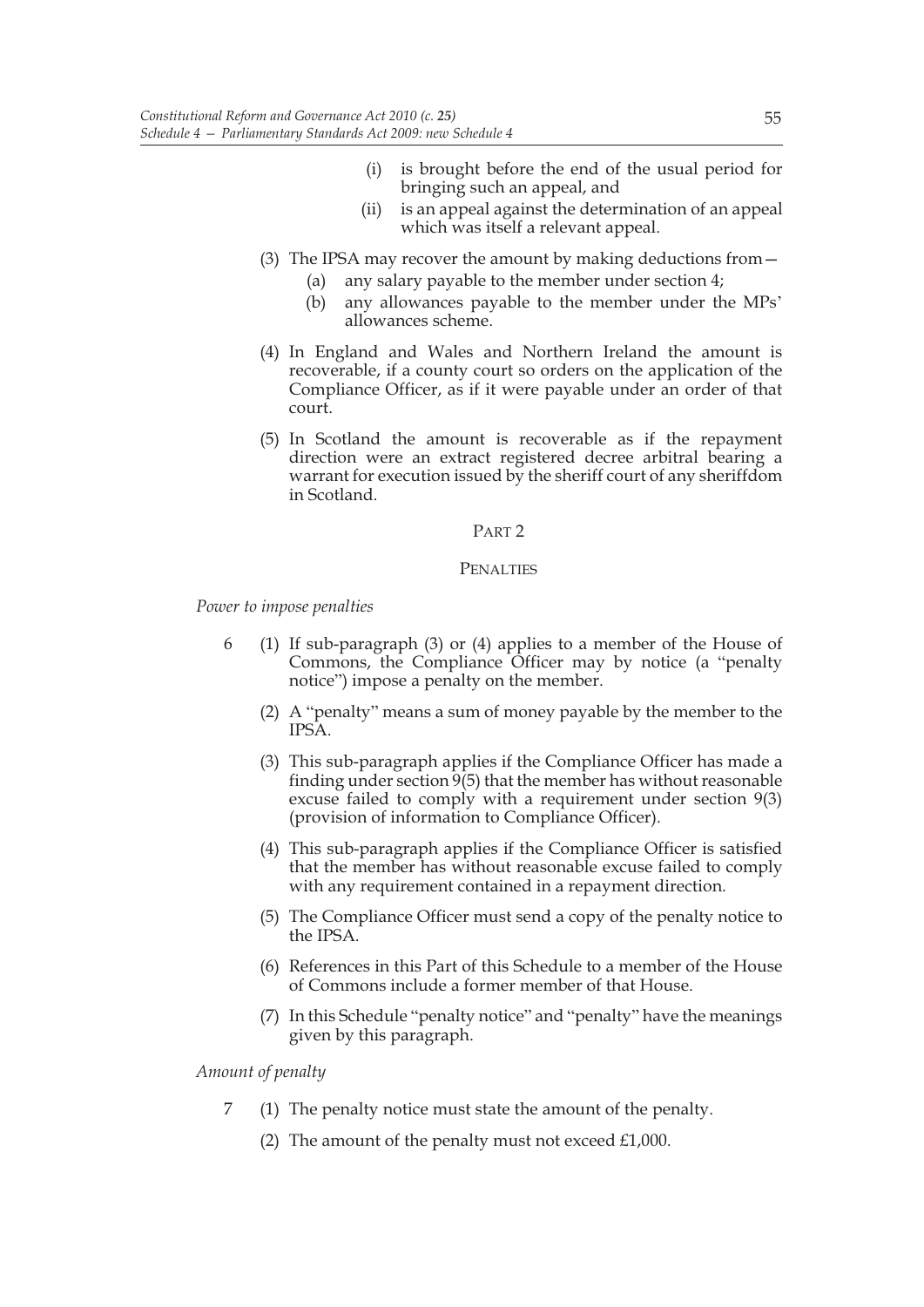(i) is brought before the end of the usual period for bringing such an appeal, and

(ii) is an appeal against the determination of an appeal which was itself a relevant appeal.

(3) The IPSA may recover the amount by making deductions from—

(a) any salary payable to the member under section 4;

(b) any allowances payable to the member under the MPs' allowances scheme.

(4) In England and Wales and Northern Ireland the amount is recoverable, if a county court so orders on the application of the Compliance Officer, as if it were payable under an order of that court.

(5) In Scotland the amount is recoverable as if the repayment direction were an extract registered decree arbitral bearing a warrant for execution issued by the sheriff court of any sheriffdom in Scotland.

## PART 2

## PENALTIES

*Power to impose penalties*

6 (1) If sub-paragraph (3) or (4) applies to a member of the House of Commons, the Compliance Officer may by notice (a "penalty notice") impose a penalty on the member.

(2) A "penalty" means a sum of money payable by the member to the IPSA.

(3) This sub-paragraph applies if the Compliance Officer has made a finding under section 9(5) that the member has without reasonable excuse failed to comply with a requirement under section 9(3) (provision of information to Compliance Officer).

(4) This sub-paragraph applies if the Compliance Officer is satisfied that the member has without reasonable excuse failed to comply with any requirement contained in a repayment direction.

(5) The Compliance Officer must send a copy of the penalty notice to the IPSA.

(6) References in this Part of this Schedule to a member of the House of Commons include a former member of that House.

(7) In this Schedule "penalty notice" and "penalty" have the meanings given by this paragraph.

*Amount of penalty*

7 (1) The penalty notice must state the amount of the penalty.

(2) The amount of the penalty must not exceed £1,000.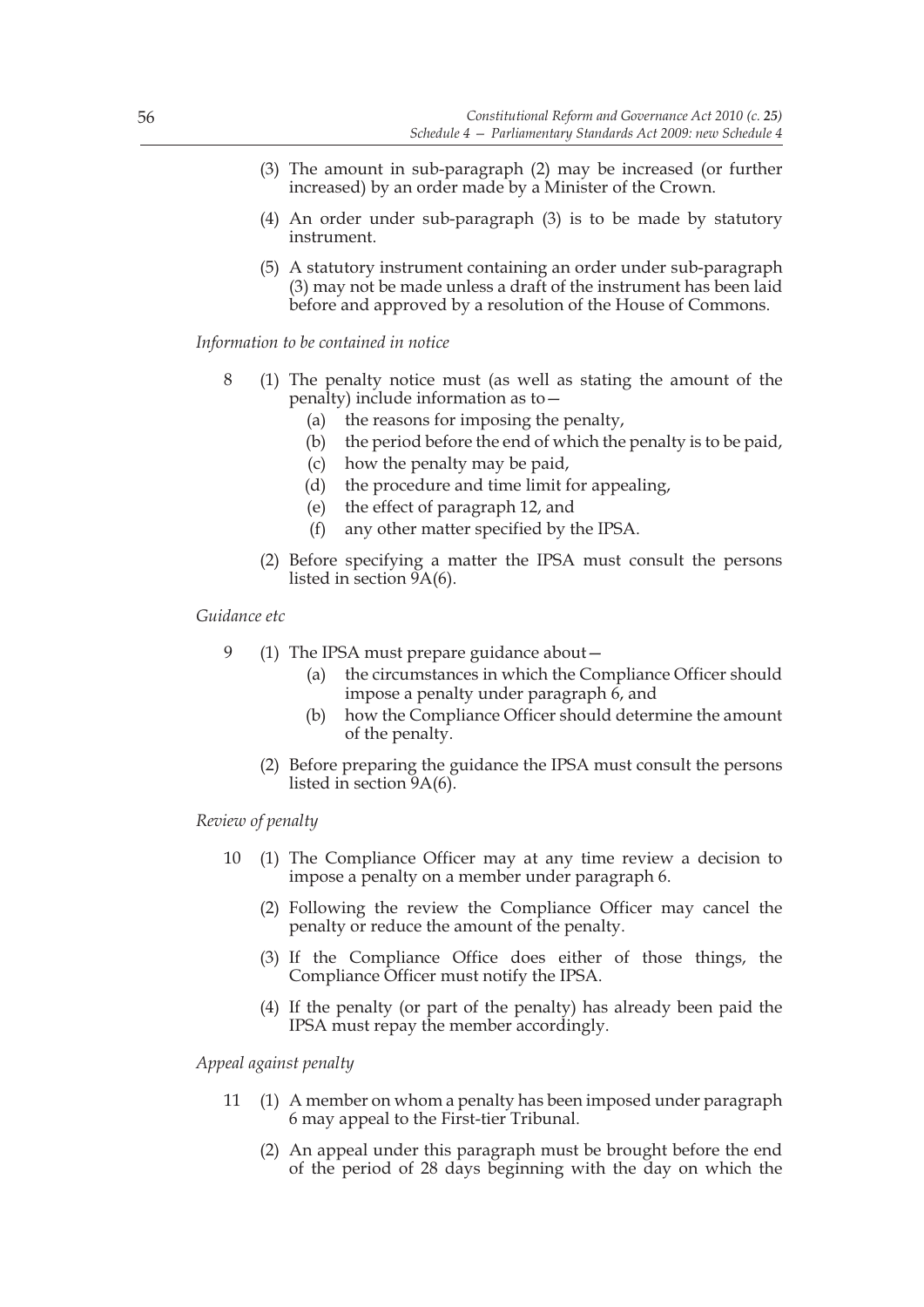(3) The amount in sub-paragraph (2) may be increased (or further increased) by an order made by a Minister of the Crown.

(4) An order under sub-paragraph (3) is to be made by statutory instrument.

(5) A statutory instrument containing an order under sub-paragraph (3) may not be made unless a draft of the instrument has been laid before and approved by a resolution of the House of Commons.

*Information to be contained in notice*

8 (1) The penalty notice must (as well as stating the amount of the penalty) include information as to—

(a) the reasons for imposing the penalty,

(b) the period before the end of which the penalty is to be paid,

(c) how the penalty may be paid,

(d) the procedure and time limit for appealing,

(e) the effect of paragraph 12, and

(f) any other matter specified by the IPSA.

(2) Before specifying a matter the IPSA must consult the persons listed in section 9A(6).

*Guidance etc*

9 (1) The IPSA must prepare guidance about—

(a) the circumstances in which the Compliance Officer should impose a penalty under paragraph 6, and

(b) how the Compliance Officer should determine the amount of the penalty.

(2) Before preparing the guidance the IPSA must consult the persons listed in section 9A(6).

*Review of penalty*

10 (1) The Compliance Officer may at any time review a decision to impose a penalty on a member under paragraph 6.

(2) Following the review the Compliance Officer may cancel the penalty or reduce the amount of the penalty.

(3) If the Compliance Office does either of those things, the Compliance Officer must notify the IPSA.

(4) If the penalty (or part of the penalty) has already been paid the IPSA must repay the member accordingly.

*Appeal against penalty*

11 (1) A member on whom a penalty has been imposed under paragraph 6 may appeal to the First-tier Tribunal.

(2) An appeal under this paragraph must be brought before the end of the period of 28 days beginning with the day on which the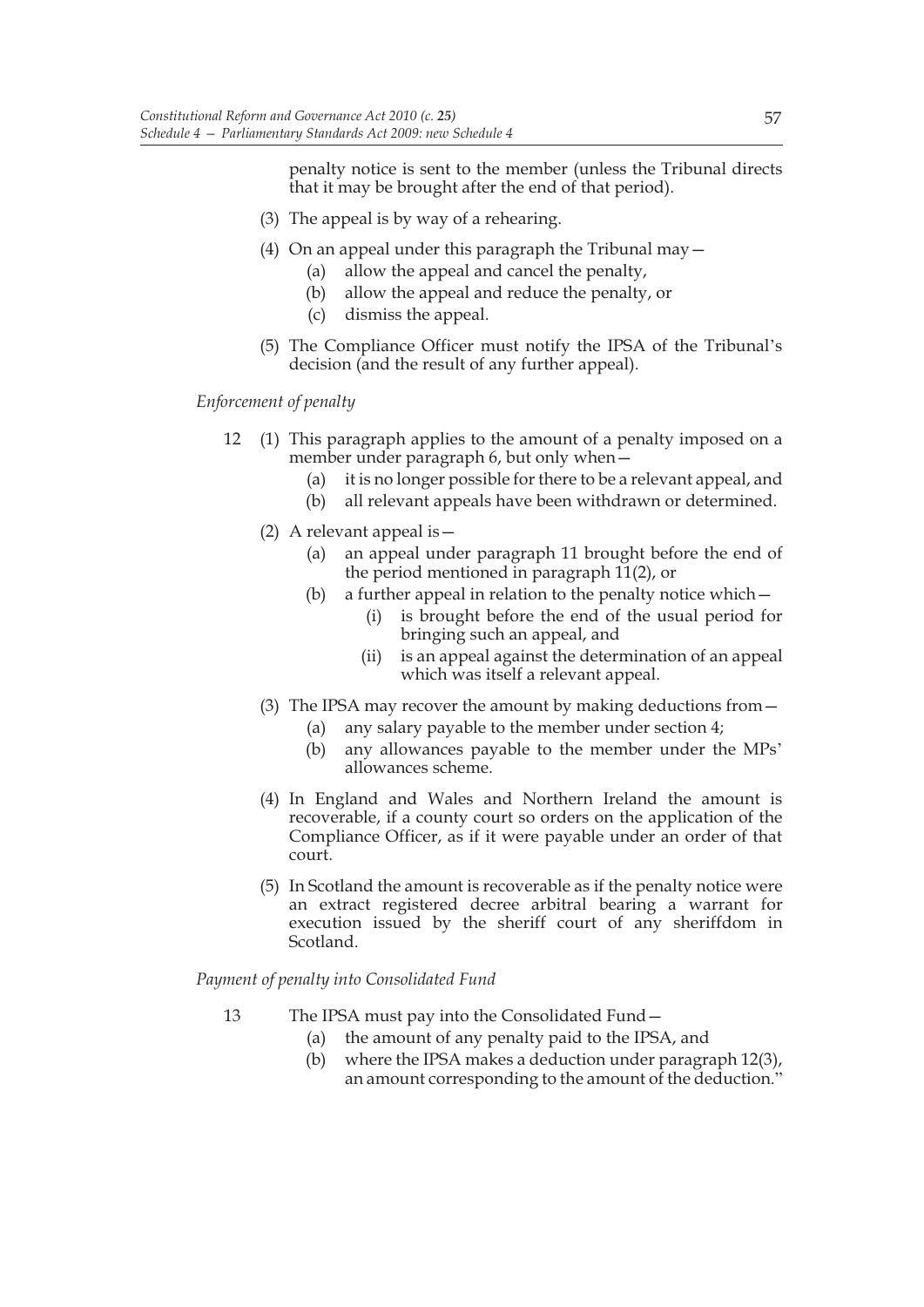penalty notice is sent to the member (unless the Tribunal directs that it may be brought after the end of that period).

(3) The appeal is by way of a rehearing.

(4) On an appeal under this paragraph the Tribunal may—
 (a) allow the appeal and cancel the penalty,
 (b) allow the appeal and reduce the penalty, or
 (c) dismiss the appeal.

(5) The Compliance Officer must notify the IPSA of the Tribunal's decision (and the result of any further appeal).

*Enforcement of penalty*

12 (1) This paragraph applies to the amount of a penalty imposed on a member under paragraph 6, but only when—
 (a) it is no longer possible for there to be a relevant appeal, and
 (b) all relevant appeals have been withdrawn or determined.

(2) A relevant appeal is—
 (a) an appeal under paragraph 11 brought before the end of the period mentioned in paragraph 11(2), or
 (b) a further appeal in relation to the penalty notice which—
  (i) is brought before the end of the usual period for bringing such an appeal, and
  (ii) is an appeal against the determination of an appeal which was itself a relevant appeal.

(3) The IPSA may recover the amount by making deductions from—
 (a) any salary payable to the member under section 4;
 (b) any allowances payable to the member under the MPs' allowances scheme.

(4) In England and Wales and Northern Ireland the amount is recoverable, if a county court so orders on the application of the Compliance Officer, as if it were payable under an order of that court.

(5) In Scotland the amount is recoverable as if the penalty notice were an extract registered decree arbitral bearing a warrant for execution issued by the sheriff court of any sheriffdom in Scotland.

*Payment of penalty into Consolidated Fund*

13 The IPSA must pay into the Consolidated Fund—
 (a) the amount of any penalty paid to the IPSA, and
 (b) where the IPSA makes a deduction under paragraph 12(3), an amount corresponding to the amount of the deduction."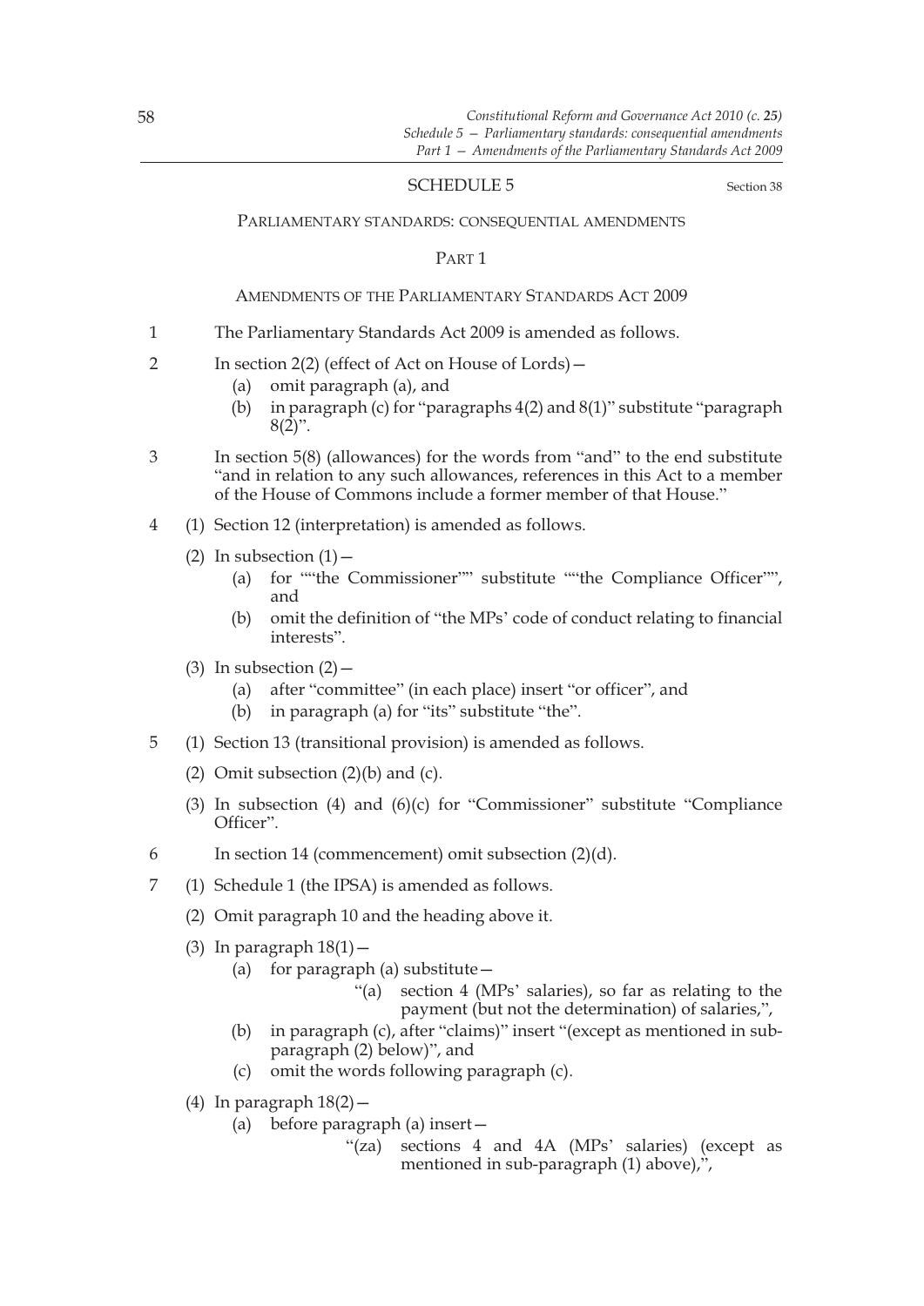SCHEDULE 5

Section 38

PARLIAMENTARY STANDARDS: CONSEQUENTIAL AMENDMENTS

PART 1

AMENDMENTS OF THE PARLIAMENTARY STANDARDS ACT 2009

1 The Parliamentary Standards Act 2009 is amended as follows.

2 In section 2(2) (effect of Act on House of Lords)—

- (a) omit paragraph (a), and
- (b) in paragraph (c) for "paragraphs 4(2) and 8(1)" substitute "paragraph 8(2)".

3 In section 5(8) (allowances) for the words from "and" to the end substitute "and in relation to any such allowances, references in this Act to a member of the House of Commons include a former member of that House."

4 (1) Section 12 (interpretation) is amended as follows.

(2) In subsection (1)—

- (a) for ""the Commissioner"" substitute ""the Compliance Officer"", and
- (b) omit the definition of "the MPs' code of conduct relating to financial interests".

(3) In subsection (2)—

- (a) after "committee" (in each place) insert "or officer", and
- (b) in paragraph (a) for "its" substitute "the".

5 (1) Section 13 (transitional provision) is amended as follows.

(2) Omit subsection (2)(b) and (c).

(3) In subsection (4) and (6)(c) for "Commissioner" substitute "Compliance Officer".

6 In section 14 (commencement) omit subsection (2)(d).

7 (1) Schedule 1 (the IPSA) is amended as follows.

(2) Omit paragraph 10 and the heading above it.

(3) In paragraph 18(1)—

- (a) for paragraph (a) substitute—
  - "(a) section 4 (MPs' salaries), so far as relating to the payment (but not the determination) of salaries,",
- (b) in paragraph (c), after "claims)" insert "(except as mentioned in sub-paragraph (2) below)", and
- (c) omit the words following paragraph (c).

(4) In paragraph 18(2)—

- (a) before paragraph (a) insert—
  - "(za) sections 4 and 4A (MPs' salaries) (except as mentioned in sub-paragraph (1) above),",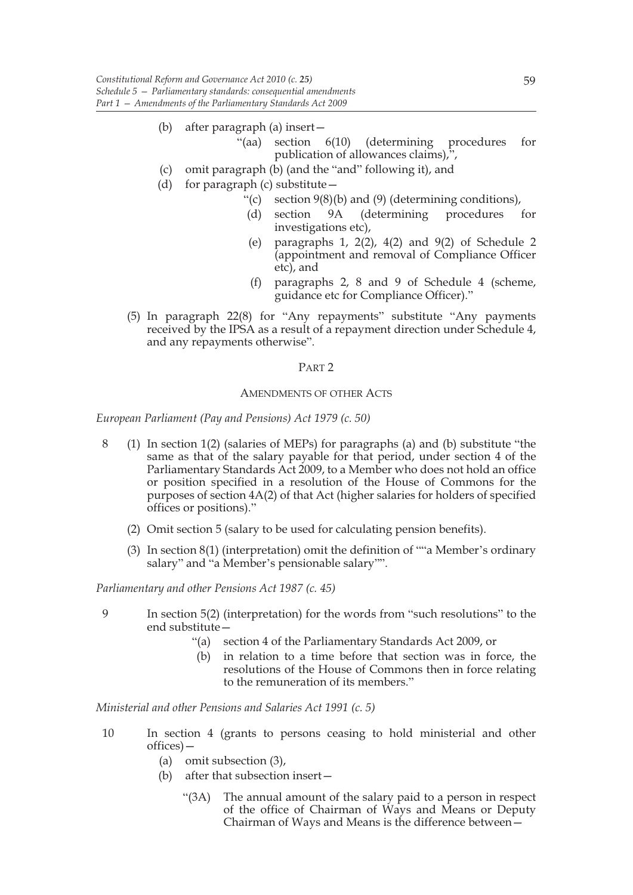(b) after paragraph (a) insert—

"(aa) section 6(10) (determining procedures for publication of allowances claims),",

(c) omit paragraph (b) (and the "and" following it), and

(d) for paragraph (c) substitute—

"(c) section 9(8)(b) and (9) (determining conditions),

(d) section 9A (determining procedures for investigations etc),

(e) paragraphs 1, 2(2), 4(2) and 9(2) of Schedule 2 (appointment and removal of Compliance Officer etc), and

(f) paragraphs 2, 8 and 9 of Schedule 4 (scheme, guidance etc for Compliance Officer)."

(5) In paragraph 22(8) for "Any repayments" substitute "Any payments received by the IPSA as a result of a repayment direction under Schedule 4, and any repayments otherwise".

## PART 2

### AMENDMENTS OF OTHER ACTS

*European Parliament (Pay and Pensions) Act 1979 (c. 50)*

8 (1) In section 1(2) (salaries of MEPs) for paragraphs (a) and (b) substitute "the same as that of the salary payable for that period, under section 4 of the Parliamentary Standards Act 2009, to a Member who does not hold an office or position specified in a resolution of the House of Commons for the purposes of section 4A(2) of that Act (higher salaries for holders of specified offices or positions)."

(2) Omit section 5 (salary to be used for calculating pension benefits).

(3) In section 8(1) (interpretation) omit the definition of ""a Member's ordinary salary" and "a Member's pensionable salary"".

*Parliamentary and other Pensions Act 1987 (c. 45)*

9 In section 5(2) (interpretation) for the words from "such resolutions" to the end substitute—

"(a) section 4 of the Parliamentary Standards Act 2009, or

(b) in relation to a time before that section was in force, the resolutions of the House of Commons then in force relating to the remuneration of its members."

*Ministerial and other Pensions and Salaries Act 1991 (c. 5)*

10 In section 4 (grants to persons ceasing to hold ministerial and other offices)—

(a) omit subsection (3),

(b) after that subsection insert—

"(3A) The annual amount of the salary paid to a person in respect of the office of Chairman of Ways and Means or Deputy Chairman of Ways and Means is the difference between—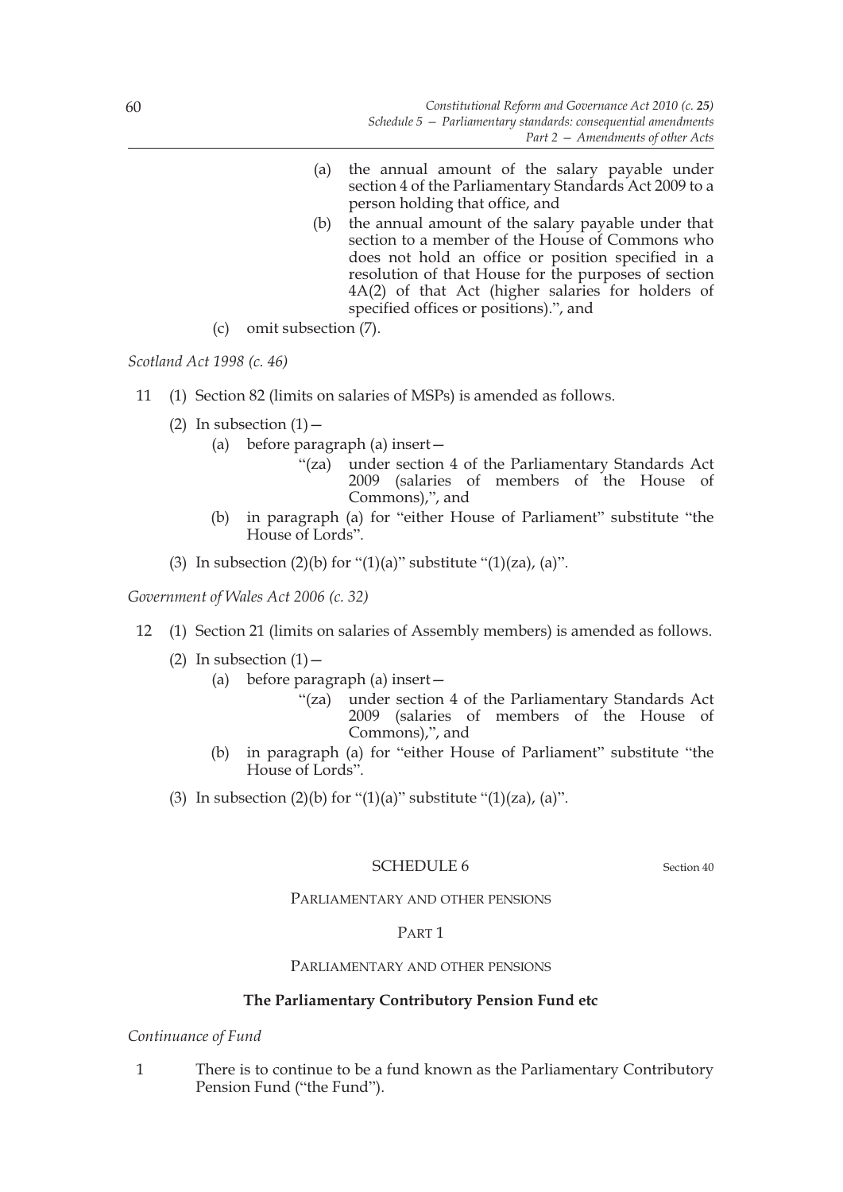(a) the annual amount of the salary payable under section 4 of the Parliamentary Standards Act 2009 to a person holding that office, and

(b) the annual amount of the salary payable under that section to a member of the House of Commons who does not hold an office or position specified in a resolution of that House for the purposes of section 4A(2) of that Act (higher salaries for holders of specified offices or positions).", and

(c) omit subsection (7).

*Scotland Act 1998 (c. 46)*

11 (1) Section 82 (limits on salaries of MSPs) is amended as follows.

(2) In subsection (1)—

(a) before paragraph (a) insert—

"(za) under section 4 of the Parliamentary Standards Act 2009 (salaries of members of the House of Commons),", and

(b) in paragraph (a) for "either House of Parliament" substitute "the House of Lords".

(3) In subsection (2)(b) for "(1)(a)" substitute "(1)(za), (a)".

*Government of Wales Act 2006 (c. 32)*

12 (1) Section 21 (limits on salaries of Assembly members) is amended as follows.

(2) In subsection (1)—

(a) before paragraph (a) insert—

"(za) under section 4 of the Parliamentary Standards Act 2009 (salaries of members of the House of Commons),", and

(b) in paragraph (a) for "either House of Parliament" substitute "the House of Lords".

(3) In subsection (2)(b) for "(1)(a)" substitute "(1)(za), (a)".

## SCHEDULE 6

Section 40

PARLIAMENTARY AND OTHER PENSIONS

PART 1

PARLIAMENTARY AND OTHER PENSIONS

### The Parliamentary Contributory Pension Fund etc

*Continuance of Fund*

1 There is to continue to be a fund known as the Parliamentary Contributory Pension Fund ("the Fund").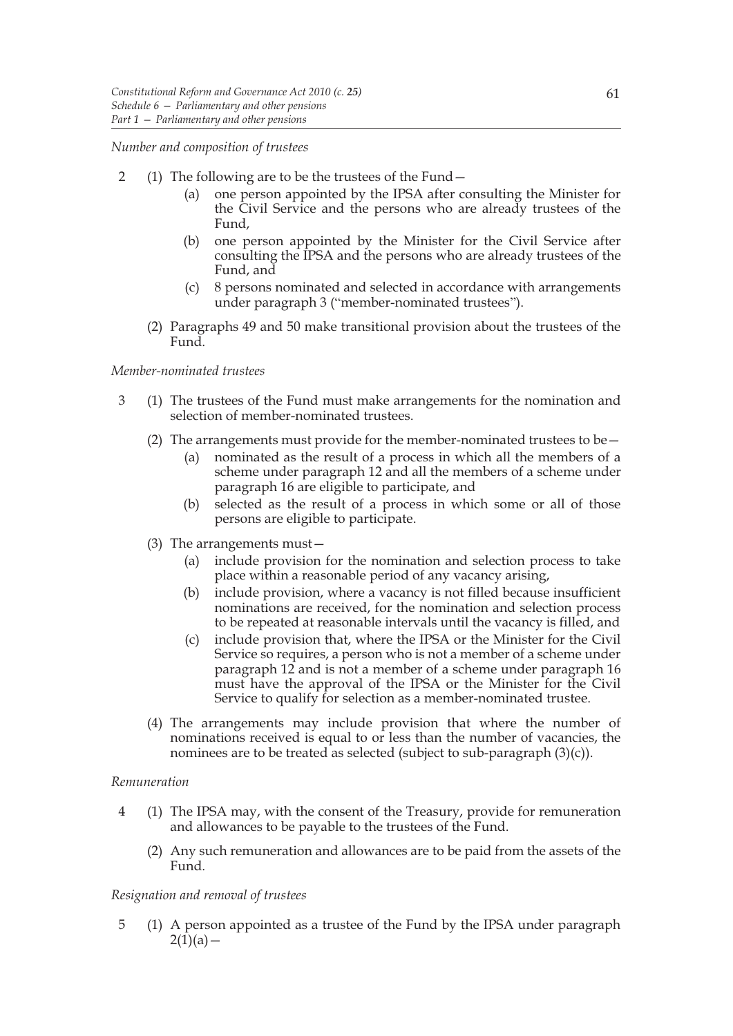*Number and composition of trustees*

2 (1) The following are to be the trustees of the Fund—

(a) one person appointed by the IPSA after consulting the Minister for the Civil Service and the persons who are already trustees of the Fund,

(b) one person appointed by the Minister for the Civil Service after consulting the IPSA and the persons who are already trustees of the Fund, and

(c) 8 persons nominated and selected in accordance with arrangements under paragraph 3 ("member-nominated trustees").

(2) Paragraphs 49 and 50 make transitional provision about the trustees of the Fund.

*Member-nominated trustees*

3 (1) The trustees of the Fund must make arrangements for the nomination and selection of member-nominated trustees.

(2) The arrangements must provide for the member-nominated trustees to be—

(a) nominated as the result of a process in which all the members of a scheme under paragraph 12 and all the members of a scheme under paragraph 16 are eligible to participate, and

(b) selected as the result of a process in which some or all of those persons are eligible to participate.

(3) The arrangements must—

(a) include provision for the nomination and selection process to take place within a reasonable period of any vacancy arising,

(b) include provision, where a vacancy is not filled because insufficient nominations are received, for the nomination and selection process to be repeated at reasonable intervals until the vacancy is filled, and

(c) include provision that, where the IPSA or the Minister for the Civil Service so requires, a person who is not a member of a scheme under paragraph 12 and is not a member of a scheme under paragraph 16 must have the approval of the IPSA or the Minister for the Civil Service to qualify for selection as a member-nominated trustee.

(4) The arrangements may include provision that where the number of nominations received is equal to or less than the number of vacancies, the nominees are to be treated as selected (subject to sub-paragraph (3)(c)).

*Remuneration*

4 (1) The IPSA may, with the consent of the Treasury, provide for remuneration and allowances to be payable to the trustees of the Fund.

(2) Any such remuneration and allowances are to be paid from the assets of the Fund.

*Resignation and removal of trustees*

5 (1) A person appointed as a trustee of the Fund by the IPSA under paragraph 2(1)(a)—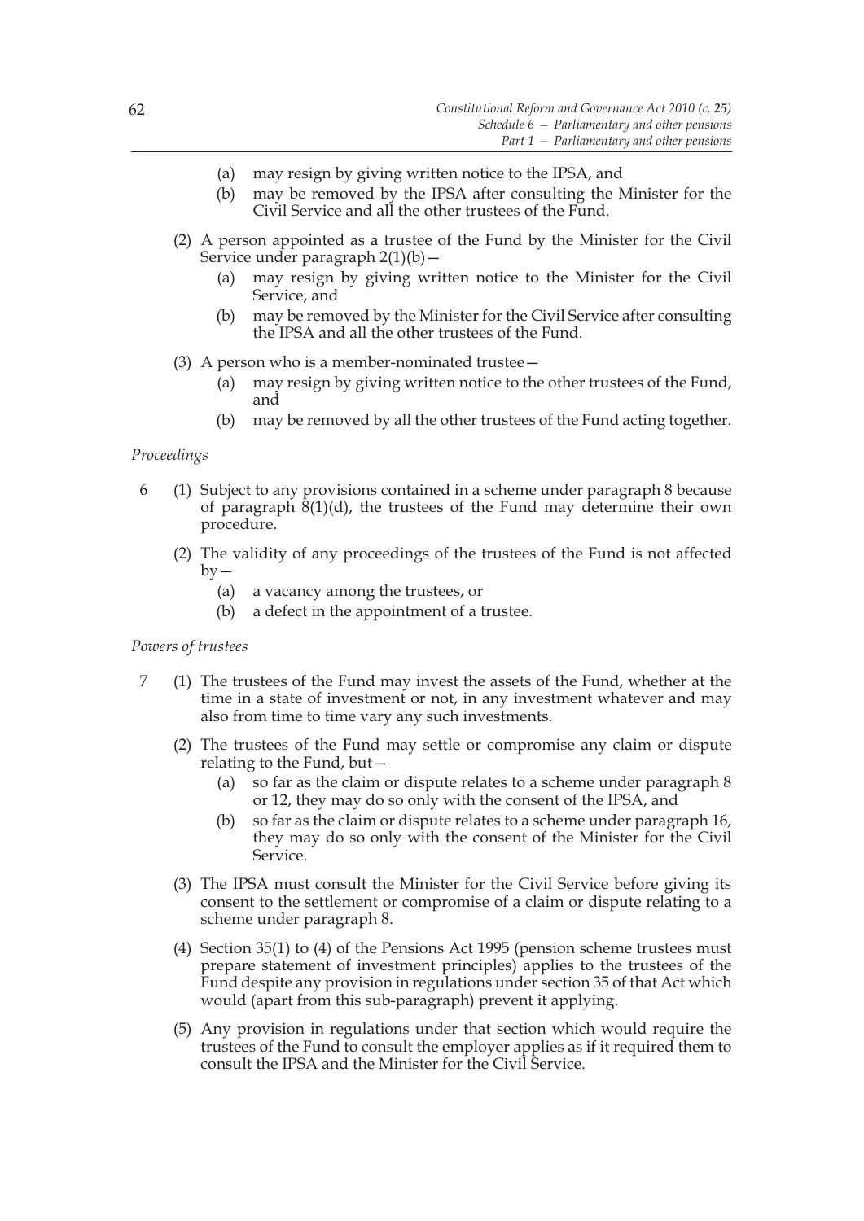(a) may resign by giving written notice to the IPSA, and

(b) may be removed by the IPSA after consulting the Minister for the Civil Service and all the other trustees of the Fund.

(2) A person appointed as a trustee of the Fund by the Minister for the Civil Service under paragraph 2(1)(b)—

(a) may resign by giving written notice to the Minister for the Civil Service, and

(b) may be removed by the Minister for the Civil Service after consulting the IPSA and all the other trustees of the Fund.

(3) A person who is a member-nominated trustee—

(a) may resign by giving written notice to the other trustees of the Fund, and

(b) may be removed by all the other trustees of the Fund acting together.

*Proceedings*

6 (1) Subject to any provisions contained in a scheme under paragraph 8 because of paragraph 8(1)(d), the trustees of the Fund may determine their own procedure.

(2) The validity of any proceedings of the trustees of the Fund is not affected by—

(a) a vacancy among the trustees, or

(b) a defect in the appointment of a trustee.

*Powers of trustees*

7 (1) The trustees of the Fund may invest the assets of the Fund, whether at the time in a state of investment or not, in any investment whatever and may also from time to time vary any such investments.

(2) The trustees of the Fund may settle or compromise any claim or dispute relating to the Fund, but—

(a) so far as the claim or dispute relates to a scheme under paragraph 8 or 12, they may do so only with the consent of the IPSA, and

(b) so far as the claim or dispute relates to a scheme under paragraph 16, they may do so only with the consent of the Minister for the Civil Service.

(3) The IPSA must consult the Minister for the Civil Service before giving its consent to the settlement or compromise of a claim or dispute relating to a scheme under paragraph 8.

(4) Section 35(1) to (4) of the Pensions Act 1995 (pension scheme trustees must prepare statement of investment principles) applies to the trustees of the Fund despite any provision in regulations under section 35 of that Act which would (apart from this sub-paragraph) prevent it applying.

(5) Any provision in regulations under that section which would require the trustees of the Fund to consult the employer applies as if it required them to consult the IPSA and the Minister for the Civil Service.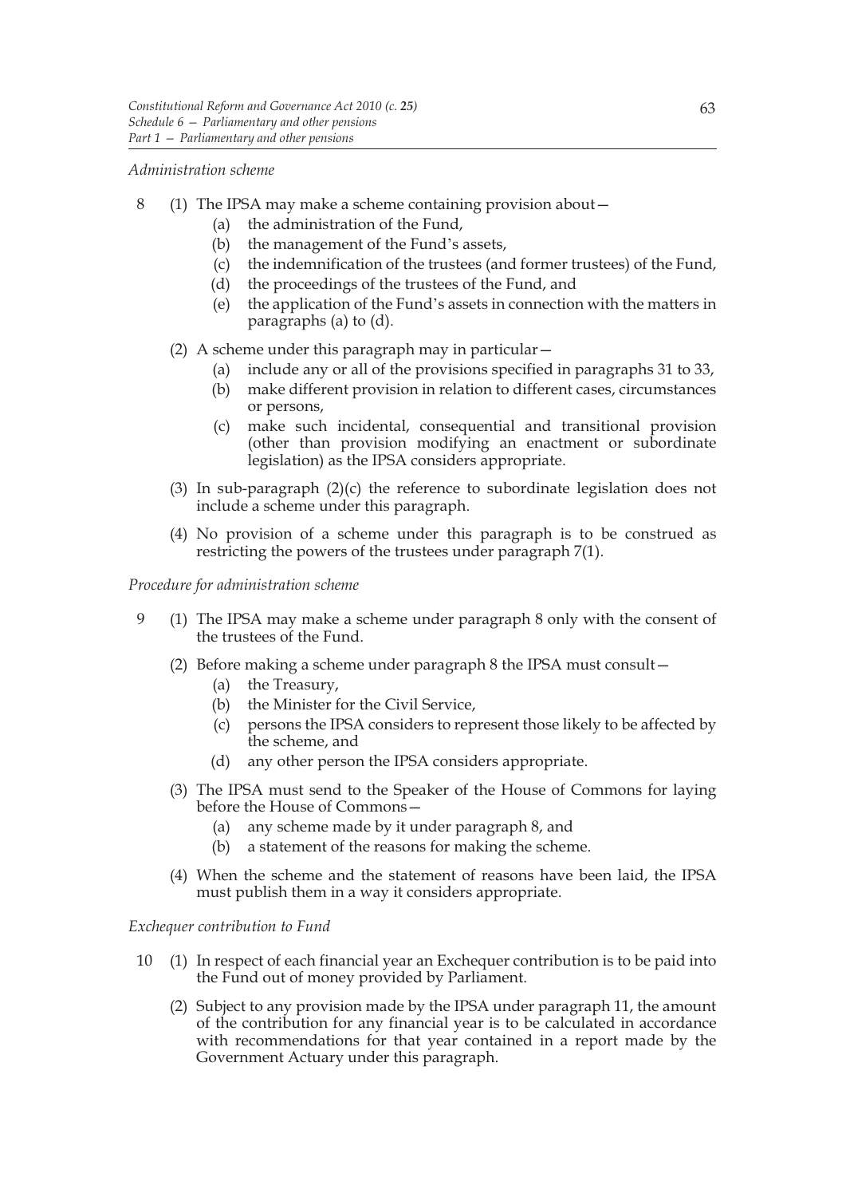*Administration scheme*

8 (1) The IPSA may make a scheme containing provision about—

(a) the administration of the Fund,

(b) the management of the Fund's assets,

(c) the indemnification of the trustees (and former trustees) of the Fund,

(d) the proceedings of the trustees of the Fund, and

(e) the application of the Fund's assets in connection with the matters in paragraphs (a) to (d).

(2) A scheme under this paragraph may in particular—

(a) include any or all of the provisions specified in paragraphs 31 to 33,

(b) make different provision in relation to different cases, circumstances or persons,

(c) make such incidental, consequential and transitional provision (other than provision modifying an enactment or subordinate legislation) as the IPSA considers appropriate.

(3) In sub-paragraph (2)(c) the reference to subordinate legislation does not include a scheme under this paragraph.

(4) No provision of a scheme under this paragraph is to be construed as restricting the powers of the trustees under paragraph 7(1).

*Procedure for administration scheme*

9 (1) The IPSA may make a scheme under paragraph 8 only with the consent of the trustees of the Fund.

(2) Before making a scheme under paragraph 8 the IPSA must consult—

(a) the Treasury,

(b) the Minister for the Civil Service,

(c) persons the IPSA considers to represent those likely to be affected by the scheme, and

(d) any other person the IPSA considers appropriate.

(3) The IPSA must send to the Speaker of the House of Commons for laying before the House of Commons—

(a) any scheme made by it under paragraph 8, and

(b) a statement of the reasons for making the scheme.

(4) When the scheme and the statement of reasons have been laid, the IPSA must publish them in a way it considers appropriate.

*Exchequer contribution to Fund*

10 (1) In respect of each financial year an Exchequer contribution is to be paid into the Fund out of money provided by Parliament.

(2) Subject to any provision made by the IPSA under paragraph 11, the amount of the contribution for any financial year is to be calculated in accordance with recommendations for that year contained in a report made by the Government Actuary under this paragraph.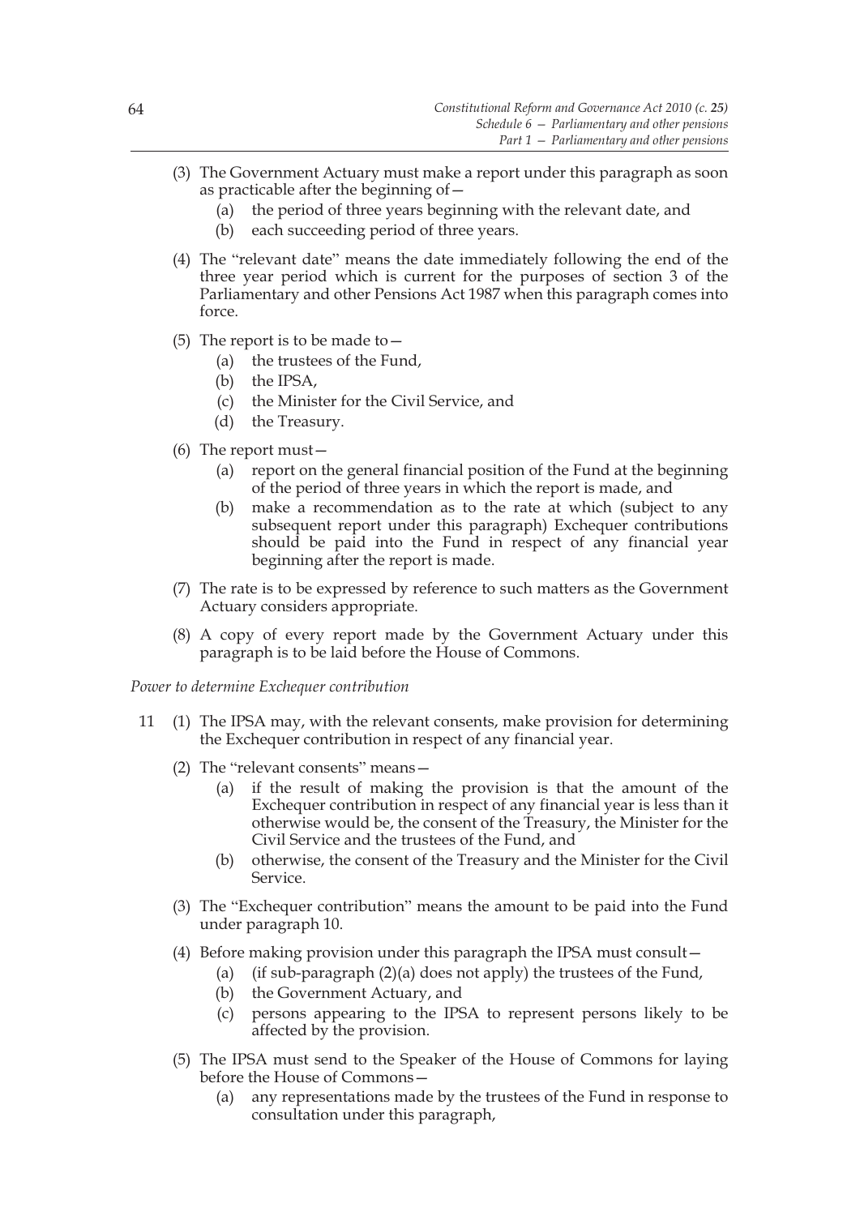(3) The Government Actuary must make a report under this paragraph as soon as practicable after the beginning of—

   (a) the period of three years beginning with the relevant date, and

   (b) each succeeding period of three years.

(4) The "relevant date" means the date immediately following the end of the three year period which is current for the purposes of section 3 of the Parliamentary and other Pensions Act 1987 when this paragraph comes into force.

(5) The report is to be made to—

   (a) the trustees of the Fund,

   (b) the IPSA,

   (c) the Minister for the Civil Service, and

   (d) the Treasury.

(6) The report must—

   (a) report on the general financial position of the Fund at the beginning of the period of three years in which the report is made, and

   (b) make a recommendation as to the rate at which (subject to any subsequent report under this paragraph) Exchequer contributions should be paid into the Fund in respect of any financial year beginning after the report is made.

(7) The rate is to be expressed by reference to such matters as the Government Actuary considers appropriate.

(8) A copy of every report made by the Government Actuary under this paragraph is to be laid before the House of Commons.

*Power to determine Exchequer contribution*

11 (1) The IPSA may, with the relevant consents, make provision for determining the Exchequer contribution in respect of any financial year.

(2) The "relevant consents" means—

   (a) if the result of making the provision is that the amount of the Exchequer contribution in respect of any financial year is less than it otherwise would be, the consent of the Treasury, the Minister for the Civil Service and the trustees of the Fund, and

   (b) otherwise, the consent of the Treasury and the Minister for the Civil Service.

(3) The "Exchequer contribution" means the amount to be paid into the Fund under paragraph 10.

(4) Before making provision under this paragraph the IPSA must consult—

   (a) (if sub-paragraph (2)(a) does not apply) the trustees of the Fund,

   (b) the Government Actuary, and

   (c) persons appearing to the IPSA to represent persons likely to be affected by the provision.

(5) The IPSA must send to the Speaker of the House of Commons for laying before the House of Commons—

   (a) any representations made by the trustees of the Fund in response to consultation under this paragraph,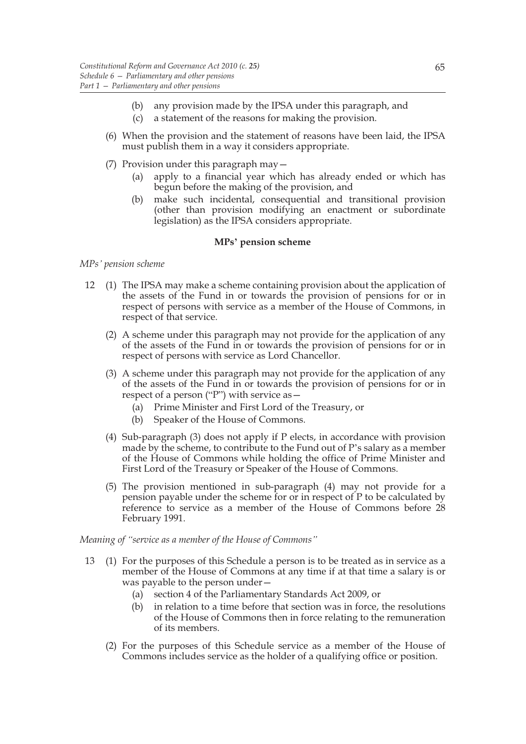(b) any provision made by the IPSA under this paragraph, and

(c) a statement of the reasons for making the provision.

(6) When the provision and the statement of reasons have been laid, the IPSA must publish them in a way it considers appropriate.

(7) Provision under this paragraph may—

(a) apply to a financial year which has already ended or which has begun before the making of the provision, and

(b) make such incidental, consequential and transitional provision (other than provision modifying an enactment or subordinate legislation) as the IPSA considers appropriate.

**MPs' pension scheme**

*MPs' pension scheme*

12 (1) The IPSA may make a scheme containing provision about the application of the assets of the Fund in or towards the provision of pensions for or in respect of persons with service as a member of the House of Commons, in respect of that service.

(2) A scheme under this paragraph may not provide for the application of any of the assets of the Fund in or towards the provision of pensions for or in respect of persons with service as Lord Chancellor.

(3) A scheme under this paragraph may not provide for the application of any of the assets of the Fund in or towards the provision of pensions for or in respect of a person ("P") with service as—

(a) Prime Minister and First Lord of the Treasury, or

(b) Speaker of the House of Commons.

(4) Sub-paragraph (3) does not apply if P elects, in accordance with provision made by the scheme, to contribute to the Fund out of P's salary as a member of the House of Commons while holding the office of Prime Minister and First Lord of the Treasury or Speaker of the House of Commons.

(5) The provision mentioned in sub-paragraph (4) may not provide for a pension payable under the scheme for or in respect of P to be calculated by reference to service as a member of the House of Commons before 28 February 1991.

*Meaning of "service as a member of the House of Commons"*

13 (1) For the purposes of this Schedule a person is to be treated as in service as a member of the House of Commons at any time if at that time a salary is or was payable to the person under—

(a) section 4 of the Parliamentary Standards Act 2009, or

(b) in relation to a time before that section was in force, the resolutions of the House of Commons then in force relating to the remuneration of its members.

(2) For the purposes of this Schedule service as a member of the House of Commons includes service as the holder of a qualifying office or position.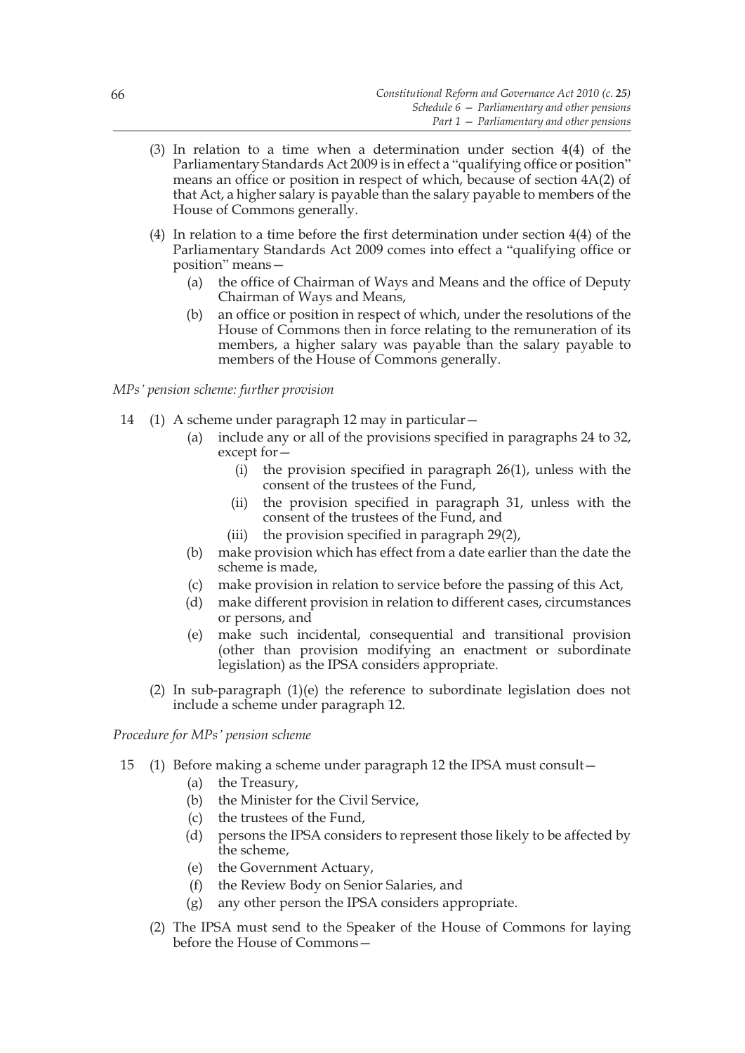(3) In relation to a time when a determination under section 4(4) of the Parliamentary Standards Act 2009 is in effect a "qualifying office or position" means an office or position in respect of which, because of section 4A(2) of that Act, a higher salary is payable than the salary payable to members of the House of Commons generally.

(4) In relation to a time before the first determination under section 4(4) of the Parliamentary Standards Act 2009 comes into effect a "qualifying office or position" means—

- (a) the office of Chairman of Ways and Means and the office of Deputy Chairman of Ways and Means,
- (b) an office or position in respect of which, under the resolutions of the House of Commons then in force relating to the remuneration of its members, a higher salary was payable than the salary payable to members of the House of Commons generally.

*MPs' pension scheme: further provision*

14 (1) A scheme under paragraph 12 may in particular—

- (a) include any or all of the provisions specified in paragraphs 24 to 32, except for—
  - (i) the provision specified in paragraph 26(1), unless with the consent of the trustees of the Fund,
  - (ii) the provision specified in paragraph 31, unless with the consent of the trustees of the Fund, and
  - (iii) the provision specified in paragraph 29(2),
- (b) make provision which has effect from a date earlier than the date the scheme is made,
- (c) make provision in relation to service before the passing of this Act,
- (d) make different provision in relation to different cases, circumstances or persons, and
- (e) make such incidental, consequential and transitional provision (other than provision modifying an enactment or subordinate legislation) as the IPSA considers appropriate.

(2) In sub-paragraph (1)(e) the reference to subordinate legislation does not include a scheme under paragraph 12.

*Procedure for MPs' pension scheme*

15 (1) Before making a scheme under paragraph 12 the IPSA must consult—

- (a) the Treasury,
- (b) the Minister for the Civil Service,
- (c) the trustees of the Fund,
- (d) persons the IPSA considers to represent those likely to be affected by the scheme,
- (e) the Government Actuary,
- (f) the Review Body on Senior Salaries, and
- (g) any other person the IPSA considers appropriate.

(2) The IPSA must send to the Speaker of the House of Commons for laying before the House of Commons—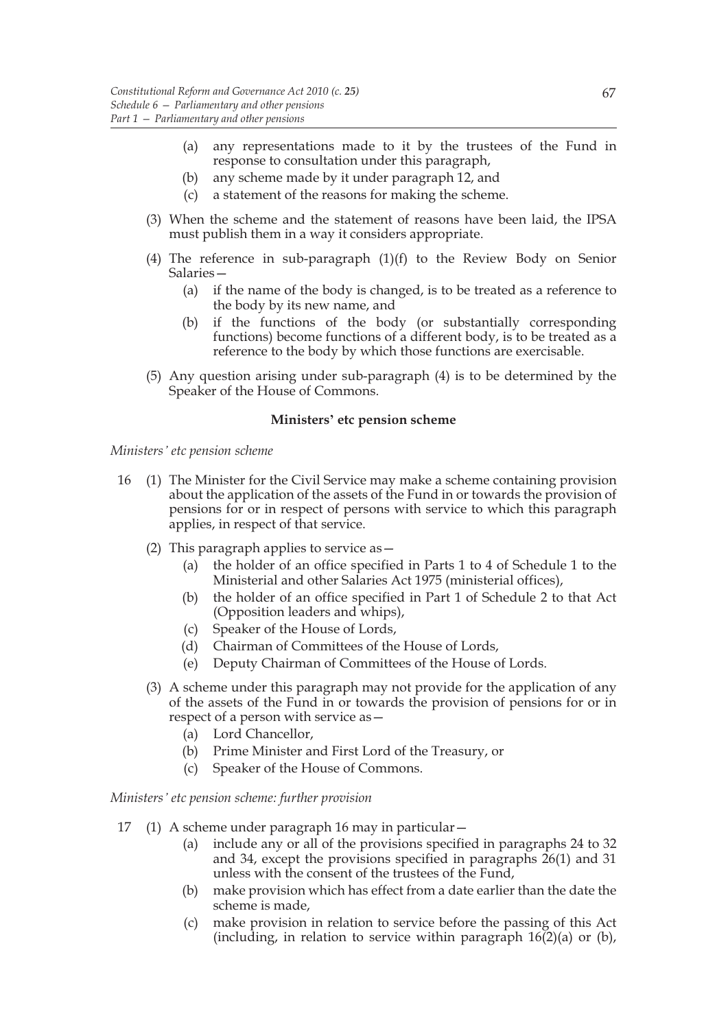(a) any representations made to it by the trustees of the Fund in response to consultation under this paragraph,

(b) any scheme made by it under paragraph 12, and

(c) a statement of the reasons for making the scheme.

(3) When the scheme and the statement of reasons have been laid, the IPSA must publish them in a way it considers appropriate.

(4) The reference in sub-paragraph (1)(f) to the Review Body on Senior Salaries—

(a) if the name of the body is changed, is to be treated as a reference to the body by its new name, and

(b) if the functions of the body (or substantially corresponding functions) become functions of a different body, is to be treated as a reference to the body by which those functions are exercisable.

(5) Any question arising under sub-paragraph (4) is to be determined by the Speaker of the House of Commons.

### Ministers' etc pension scheme

*Ministers' etc pension scheme*

16 (1) The Minister for the Civil Service may make a scheme containing provision about the application of the assets of the Fund in or towards the provision of pensions for or in respect of persons with service to which this paragraph applies, in respect of that service.

(2) This paragraph applies to service as—

(a) the holder of an office specified in Parts 1 to 4 of Schedule 1 to the Ministerial and other Salaries Act 1975 (ministerial offices),

(b) the holder of an office specified in Part 1 of Schedule 2 to that Act (Opposition leaders and whips),

(c) Speaker of the House of Lords,

(d) Chairman of Committees of the House of Lords,

(e) Deputy Chairman of Committees of the House of Lords.

(3) A scheme under this paragraph may not provide for the application of any of the assets of the Fund in or towards the provision of pensions for or in respect of a person with service as—

(a) Lord Chancellor,

(b) Prime Minister and First Lord of the Treasury, or

(c) Speaker of the House of Commons.

*Ministers' etc pension scheme: further provision*

17 (1) A scheme under paragraph 16 may in particular—

(a) include any or all of the provisions specified in paragraphs 24 to 32 and 34, except the provisions specified in paragraphs 26(1) and 31 unless with the consent of the trustees of the Fund,

(b) make provision which has effect from a date earlier than the date the scheme is made,

(c) make provision in relation to service before the passing of this Act (including, in relation to service within paragraph 16(2)(a) or (b),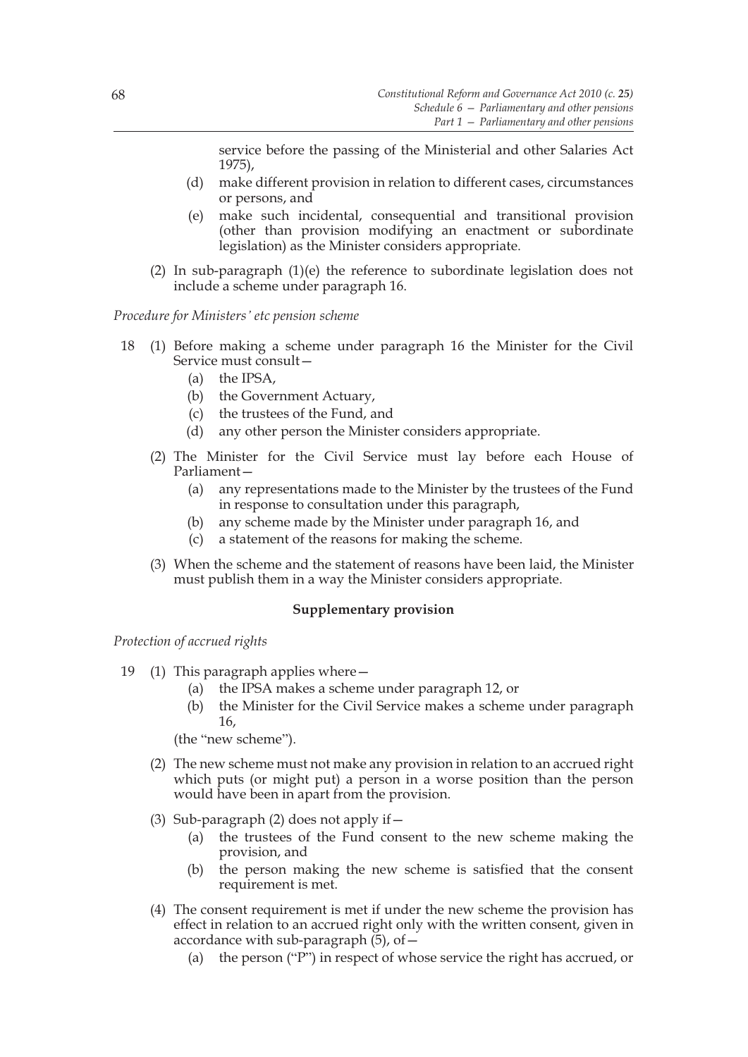service before the passing of the Ministerial and other Salaries Act 1975),

(d) make different provision in relation to different cases, circumstances or persons, and

(e) make such incidental, consequential and transitional provision (other than provision modifying an enactment or subordinate legislation) as the Minister considers appropriate.

(2) In sub-paragraph (1)(e) the reference to subordinate legislation does not include a scheme under paragraph 16.

*Procedure for Ministers' etc pension scheme*

18 (1) Before making a scheme under paragraph 16 the Minister for the Civil Service must consult—

(a) the IPSA,

(b) the Government Actuary,

(c) the trustees of the Fund, and

(d) any other person the Minister considers appropriate.

(2) The Minister for the Civil Service must lay before each House of Parliament—

(a) any representations made to the Minister by the trustees of the Fund in response to consultation under this paragraph,

(b) any scheme made by the Minister under paragraph 16, and

(c) a statement of the reasons for making the scheme.

(3) When the scheme and the statement of reasons have been laid, the Minister must publish them in a way the Minister considers appropriate.

**Supplementary provision**

*Protection of accrued rights*

19 (1) This paragraph applies where—

(a) the IPSA makes a scheme under paragraph 12, or

(b) the Minister for the Civil Service makes a scheme under paragraph 16,

(the "new scheme").

(2) The new scheme must not make any provision in relation to an accrued right which puts (or might put) a person in a worse position than the person would have been in apart from the provision.

(3) Sub-paragraph (2) does not apply if—

(a) the trustees of the Fund consent to the new scheme making the provision, and

(b) the person making the new scheme is satisfied that the consent requirement is met.

(4) The consent requirement is met if under the new scheme the provision has effect in relation to an accrued right only with the written consent, given in accordance with sub-paragraph (5), of—

(a) the person ("P") in respect of whose service the right has accrued, or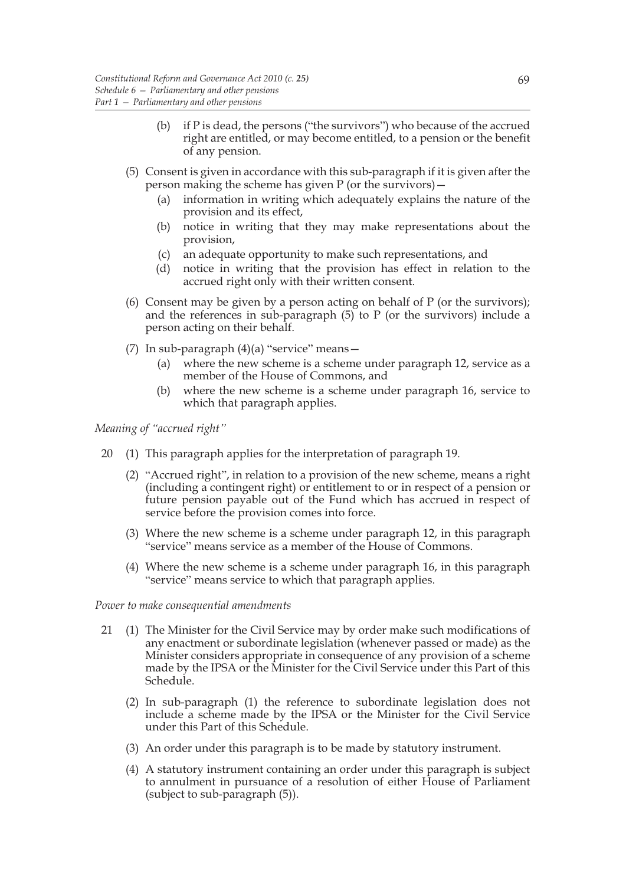(b) if P is dead, the persons ("the survivors") who because of the accrued right are entitled, or may become entitled, to a pension or the benefit of any pension.

(5) Consent is given in accordance with this sub-paragraph if it is given after the person making the scheme has given P (or the survivors)—

(a) information in writing which adequately explains the nature of the provision and its effect,

(b) notice in writing that they may make representations about the provision,

(c) an adequate opportunity to make such representations, and

(d) notice in writing that the provision has effect in relation to the accrued right only with their written consent.

(6) Consent may be given by a person acting on behalf of P (or the survivors); and the references in sub-paragraph (5) to P (or the survivors) include a person acting on their behalf.

(7) In sub-paragraph (4)(a) "service" means—

(a) where the new scheme is a scheme under paragraph 12, service as a member of the House of Commons, and

(b) where the new scheme is a scheme under paragraph 16, service to which that paragraph applies.

*Meaning of "accrued right"*

20 (1) This paragraph applies for the interpretation of paragraph 19.

(2) "Accrued right", in relation to a provision of the new scheme, means a right (including a contingent right) or entitlement to or in respect of a pension or future pension payable out of the Fund which has accrued in respect of service before the provision comes into force.

(3) Where the new scheme is a scheme under paragraph 12, in this paragraph "service" means service as a member of the House of Commons.

(4) Where the new scheme is a scheme under paragraph 16, in this paragraph "service" means service to which that paragraph applies.

*Power to make consequential amendments*

21 (1) The Minister for the Civil Service may by order make such modifications of any enactment or subordinate legislation (whenever passed or made) as the Minister considers appropriate in consequence of any provision of a scheme made by the IPSA or the Minister for the Civil Service under this Part of this Schedule.

(2) In sub-paragraph (1) the reference to subordinate legislation does not include a scheme made by the IPSA or the Minister for the Civil Service under this Part of this Schedule.

(3) An order under this paragraph is to be made by statutory instrument.

(4) A statutory instrument containing an order under this paragraph is subject to annulment in pursuance of a resolution of either House of Parliament (subject to sub-paragraph (5)).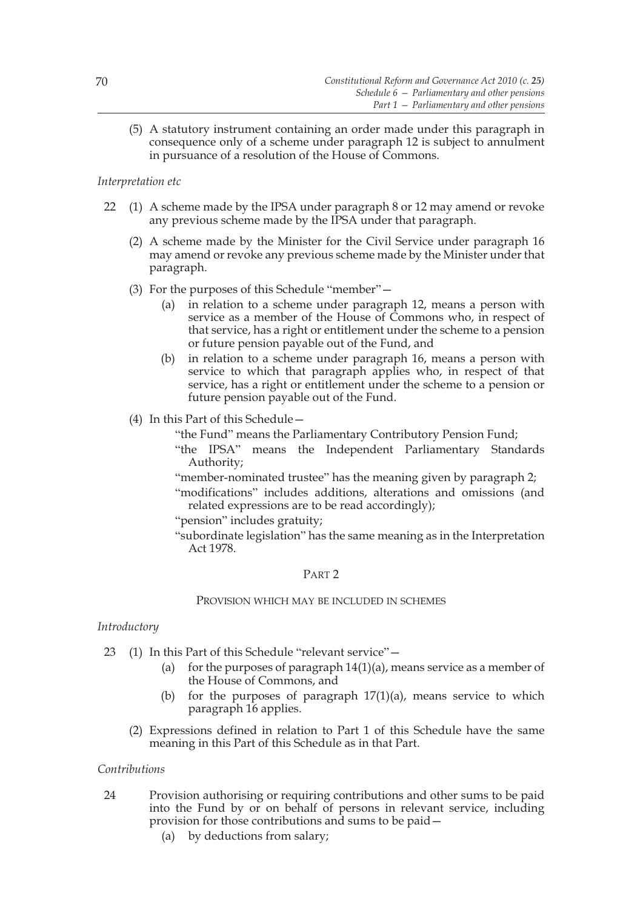(5) A statutory instrument containing an order made under this paragraph in consequence only of a scheme under paragraph 12 is subject to annulment in pursuance of a resolution of the House of Commons.

*Interpretation etc*

22 (1) A scheme made by the IPSA under paragraph 8 or 12 may amend or revoke any previous scheme made by the IPSA under that paragraph.

(2) A scheme made by the Minister for the Civil Service under paragraph 16 may amend or revoke any previous scheme made by the Minister under that paragraph.

(3) For the purposes of this Schedule "member"—

(a) in relation to a scheme under paragraph 12, means a person with service as a member of the House of Commons who, in respect of that service, has a right or entitlement under the scheme to a pension or future pension payable out of the Fund, and

(b) in relation to a scheme under paragraph 16, means a person with service to which that paragraph applies who, in respect of that service, has a right or entitlement under the scheme to a pension or future pension payable out of the Fund.

(4) In this Part of this Schedule—

"the Fund" means the Parliamentary Contributory Pension Fund;

"the IPSA" means the Independent Parliamentary Standards Authority;

"member-nominated trustee" has the meaning given by paragraph 2;

"modifications" includes additions, alterations and omissions (and related expressions are to be read accordingly);

"pension" includes gratuity;

"subordinate legislation" has the same meaning as in the Interpretation Act 1978.

## PART 2

### PROVISION WHICH MAY BE INCLUDED IN SCHEMES

*Introductory*

23 (1) In this Part of this Schedule "relevant service"—

(a) for the purposes of paragraph 14(1)(a), means service as a member of the House of Commons, and

(b) for the purposes of paragraph 17(1)(a), means service to which paragraph 16 applies.

(2) Expressions defined in relation to Part 1 of this Schedule have the same meaning in this Part of this Schedule as in that Part.

*Contributions*

24 Provision authorising or requiring contributions and other sums to be paid into the Fund by or on behalf of persons in relevant service, including provision for those contributions and sums to be paid—

(a) by deductions from salary;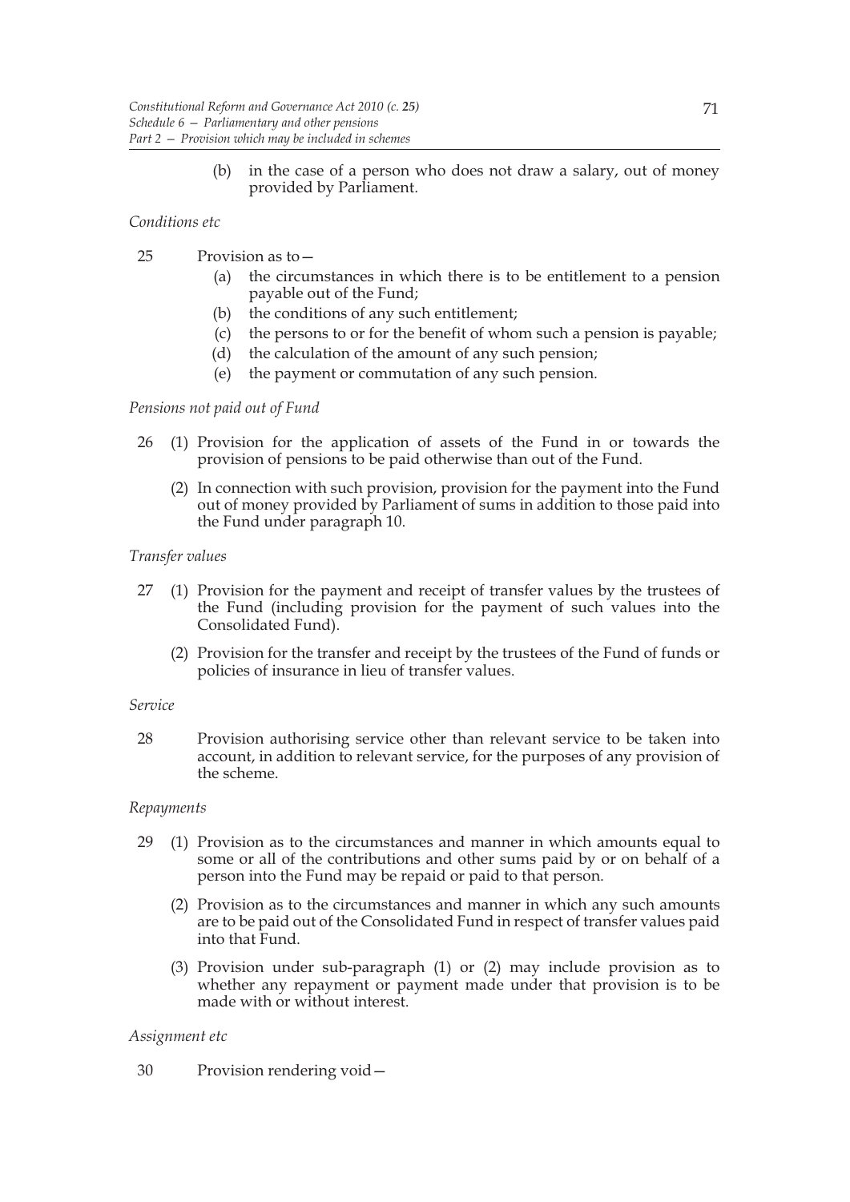(b) in the case of a person who does not draw a salary, out of money provided by Parliament.

*Conditions etc*

25 Provision as to—

(a) the circumstances in which there is to be entitlement to a pension payable out of the Fund;

(b) the conditions of any such entitlement;

(c) the persons to or for the benefit of whom such a pension is payable;

(d) the calculation of the amount of any such pension;

(e) the payment or commutation of any such pension.

*Pensions not paid out of Fund*

26 (1) Provision for the application of assets of the Fund in or towards the provision of pensions to be paid otherwise than out of the Fund.

(2) In connection with such provision, provision for the payment into the Fund out of money provided by Parliament of sums in addition to those paid into the Fund under paragraph 10.

*Transfer values*

27 (1) Provision for the payment and receipt of transfer values by the trustees of the Fund (including provision for the payment of such values into the Consolidated Fund).

(2) Provision for the transfer and receipt by the trustees of the Fund of funds or policies of insurance in lieu of transfer values.

*Service*

28 Provision authorising service other than relevant service to be taken into account, in addition to relevant service, for the purposes of any provision of the scheme.

*Repayments*

29 (1) Provision as to the circumstances and manner in which amounts equal to some or all of the contributions and other sums paid by or on behalf of a person into the Fund may be repaid or paid to that person.

(2) Provision as to the circumstances and manner in which any such amounts are to be paid out of the Consolidated Fund in respect of transfer values paid into that Fund.

(3) Provision under sub-paragraph (1) or (2) may include provision as to whether any repayment or payment made under that provision is to be made with or without interest.

*Assignment etc*

30 Provision rendering void—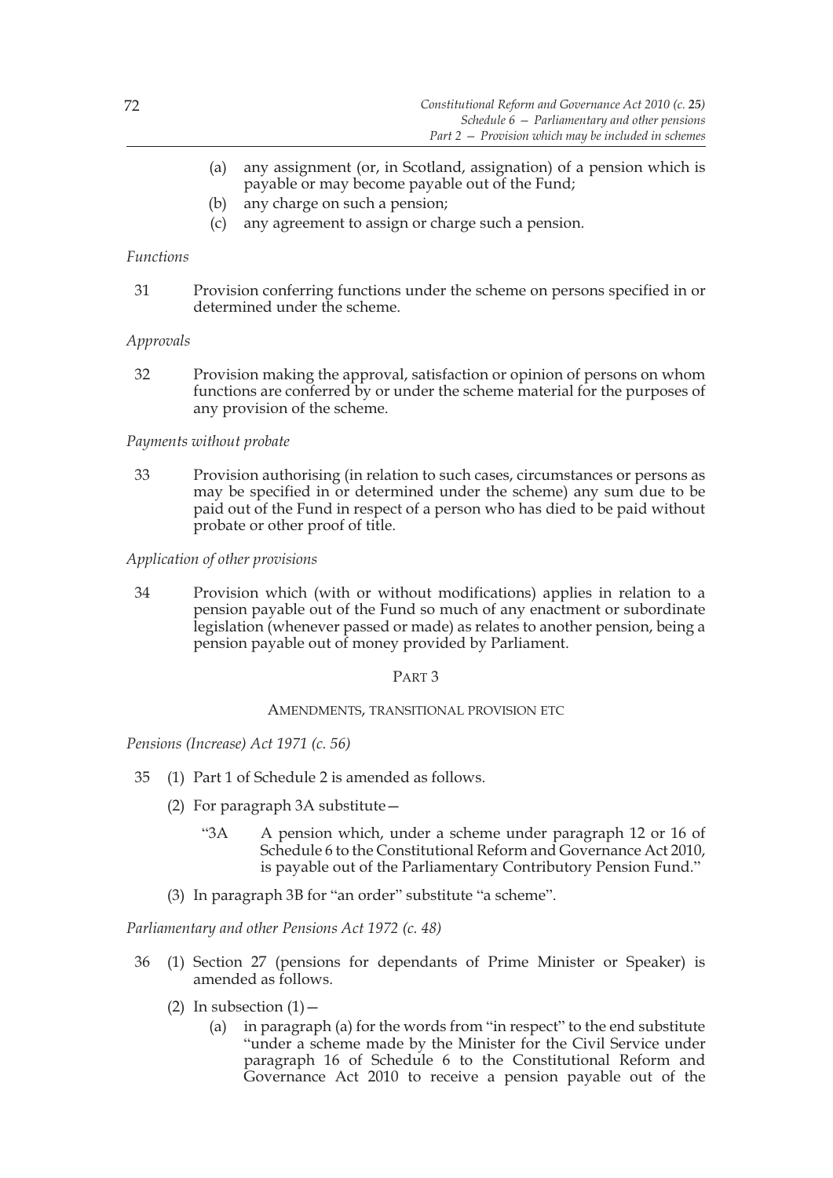(a) any assignment (or, in Scotland, assignation) of a pension which is payable or may become payable out of the Fund;

(b) any charge on such a pension;

(c) any agreement to assign or charge such a pension.

*Functions*

31 Provision conferring functions under the scheme on persons specified in or determined under the scheme.

*Approvals*

32 Provision making the approval, satisfaction or opinion of persons on whom functions are conferred by or under the scheme material for the purposes of any provision of the scheme.

*Payments without probate*

33 Provision authorising (in relation to such cases, circumstances or persons as may be specified in or determined under the scheme) any sum due to be paid out of the Fund in respect of a person who has died to be paid without probate or other proof of title.

*Application of other provisions*

34 Provision which (with or without modifications) applies in relation to a pension payable out of the Fund so much of any enactment or subordinate legislation (whenever passed or made) as relates to another pension, being a pension payable out of money provided by Parliament.

## PART 3

### AMENDMENTS, TRANSITIONAL PROVISION ETC

*Pensions (Increase) Act 1971 (c. 56)*

35 (1) Part 1 of Schedule 2 is amended as follows.

(2) For paragraph 3A substitute—

"3A A pension which, under a scheme under paragraph 12 or 16 of Schedule 6 to the Constitutional Reform and Governance Act 2010, is payable out of the Parliamentary Contributory Pension Fund."

(3) In paragraph 3B for "an order" substitute "a scheme".

*Parliamentary and other Pensions Act 1972 (c. 48)*

36 (1) Section 27 (pensions for dependants of Prime Minister or Speaker) is amended as follows.

(2) In subsection (1)—

(a) in paragraph (a) for the words from "in respect" to the end substitute "under a scheme made by the Minister for the Civil Service under paragraph 16 of Schedule 6 to the Constitutional Reform and Governance Act 2010 to receive a pension payable out of the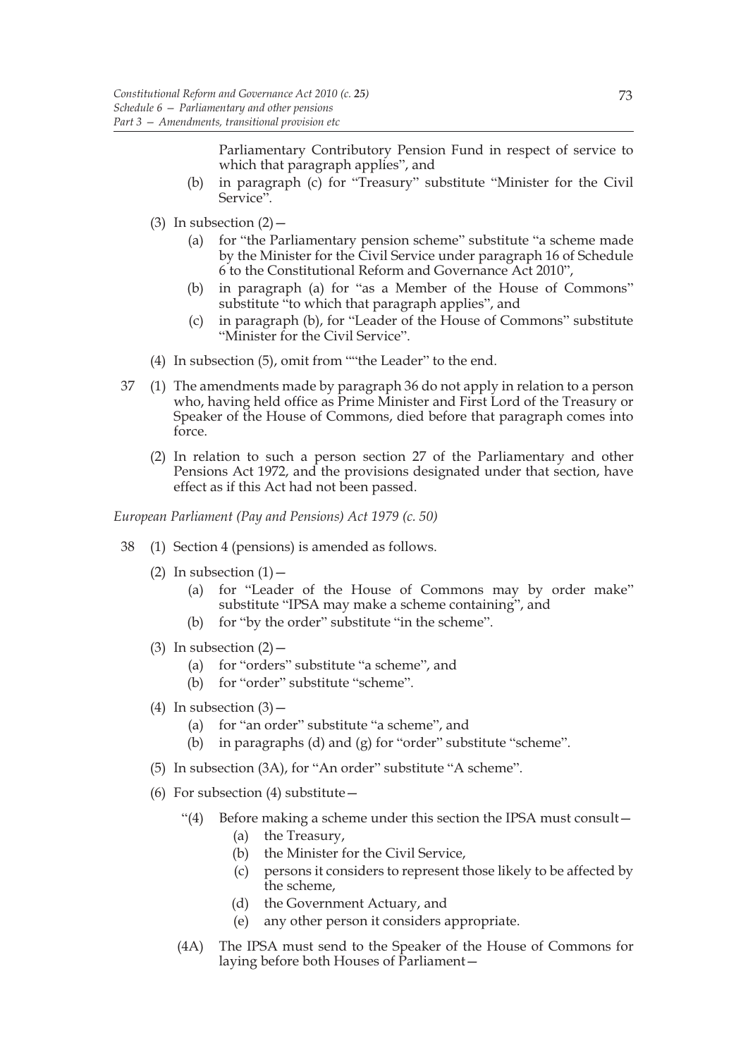Parliamentary Contributory Pension Fund in respect of service to which that paragraph applies", and

(b) in paragraph (c) for "Treasury" substitute "Minister for the Civil Service".

(3) In subsection (2)—

(a) for "the Parliamentary pension scheme" substitute "a scheme made by the Minister for the Civil Service under paragraph 16 of Schedule 6 to the Constitutional Reform and Governance Act 2010",

(b) in paragraph (a) for "as a Member of the House of Commons" substitute "to which that paragraph applies", and

(c) in paragraph (b), for "Leader of the House of Commons" substitute "Minister for the Civil Service".

(4) In subsection (5), omit from ""the Leader" to the end.

37 (1) The amendments made by paragraph 36 do not apply in relation to a person who, having held office as Prime Minister and First Lord of the Treasury or Speaker of the House of Commons, died before that paragraph comes into force.

(2) In relation to such a person section 27 of the Parliamentary and other Pensions Act 1972, and the provisions designated under that section, have effect as if this Act had not been passed.

*European Parliament (Pay and Pensions) Act 1979 (c. 50)*

38 (1) Section 4 (pensions) is amended as follows.

(2) In subsection (1)—

(a) for "Leader of the House of Commons may by order make" substitute "IPSA may make a scheme containing", and

(b) for "by the order" substitute "in the scheme".

(3) In subsection (2)—

(a) for "orders" substitute "a scheme", and

(b) for "order" substitute "scheme".

(4) In subsection (3)—

(a) for "an order" substitute "a scheme", and

(b) in paragraphs (d) and (g) for "order" substitute "scheme".

(5) In subsection (3A), for "An order" substitute "A scheme".

(6) For subsection (4) substitute—

"(4) Before making a scheme under this section the IPSA must consult—

(a) the Treasury,

(b) the Minister for the Civil Service,

(c) persons it considers to represent those likely to be affected by the scheme,

(d) the Government Actuary, and

(e) any other person it considers appropriate.

(4A) The IPSA must send to the Speaker of the House of Commons for laying before both Houses of Parliament—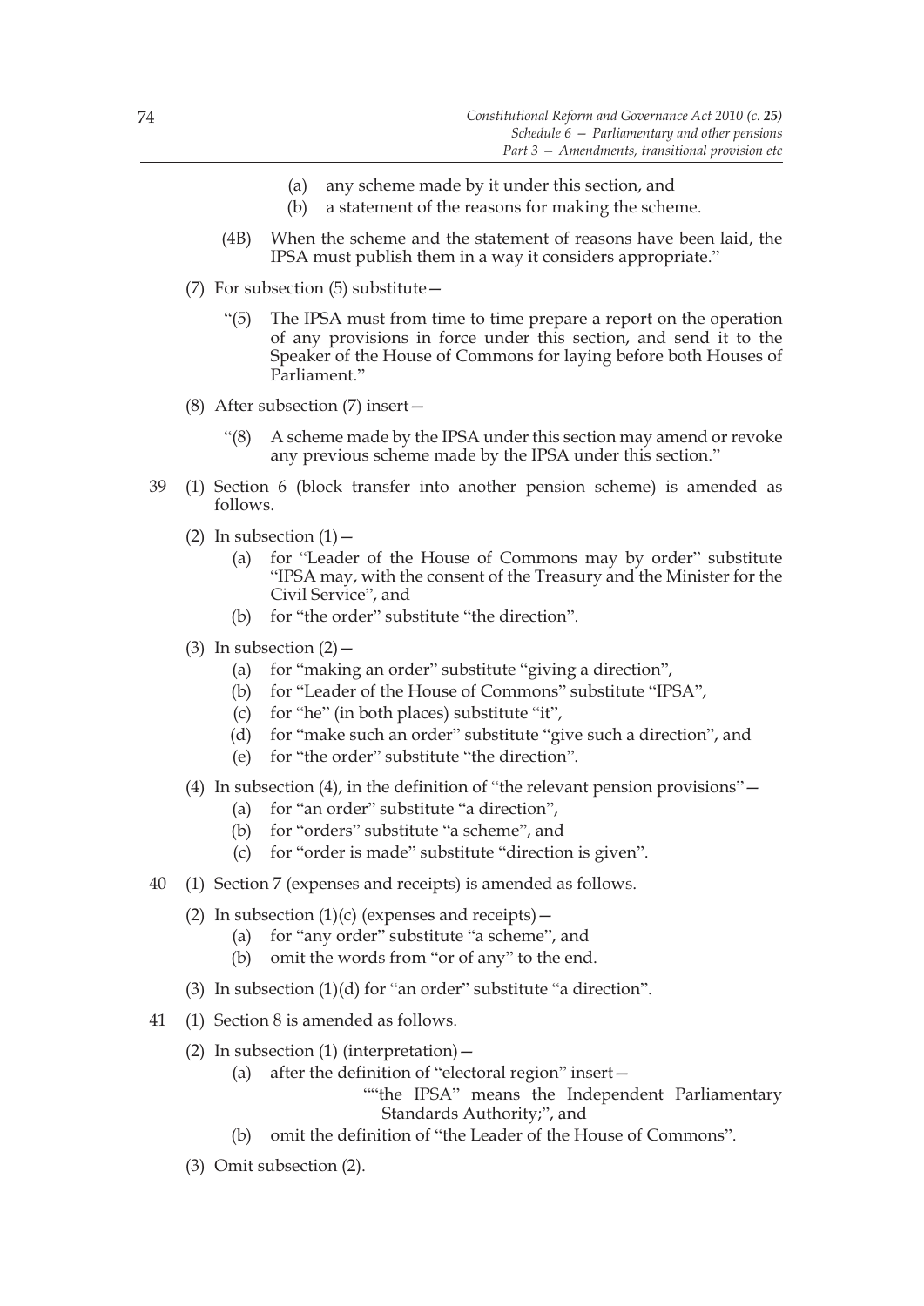(a) any scheme made by it under this section, and

(b) a statement of the reasons for making the scheme.

(4B) When the scheme and the statement of reasons have been laid, the IPSA must publish them in a way it considers appropriate."

(7) For subsection (5) substitute—

"(5) The IPSA must from time to time prepare a report on the operation of any provisions in force under this section, and send it to the Speaker of the House of Commons for laying before both Houses of Parliament."

(8) After subsection (7) insert—

"(8) A scheme made by the IPSA under this section may amend or revoke any previous scheme made by the IPSA under this section."

39 (1) Section 6 (block transfer into another pension scheme) is amended as follows.

(2) In subsection (1)—

(a) for "Leader of the House of Commons may by order" substitute "IPSA may, with the consent of the Treasury and the Minister for the Civil Service", and

(b) for "the order" substitute "the direction".

(3) In subsection (2)—

(a) for "making an order" substitute "giving a direction",

(b) for "Leader of the House of Commons" substitute "IPSA",

(c) for "he" (in both places) substitute "it",

(d) for "make such an order" substitute "give such a direction", and

(e) for "the order" substitute "the direction".

(4) In subsection (4), in the definition of "the relevant pension provisions"—

(a) for "an order" substitute "a direction",

(b) for "orders" substitute "a scheme", and

(c) for "order is made" substitute "direction is given".

40 (1) Section 7 (expenses and receipts) is amended as follows.

(2) In subsection (1)(c) (expenses and receipts)—

(a) for "any order" substitute "a scheme", and

(b) omit the words from "or of any" to the end.

(3) In subsection (1)(d) for "an order" substitute "a direction".

41 (1) Section 8 is amended as follows.

(2) In subsection (1) (interpretation)—

(a) after the definition of "electoral region" insert—

""the IPSA" means the Independent Parliamentary Standards Authority;", and

(b) omit the definition of "the Leader of the House of Commons".

(3) Omit subsection (2).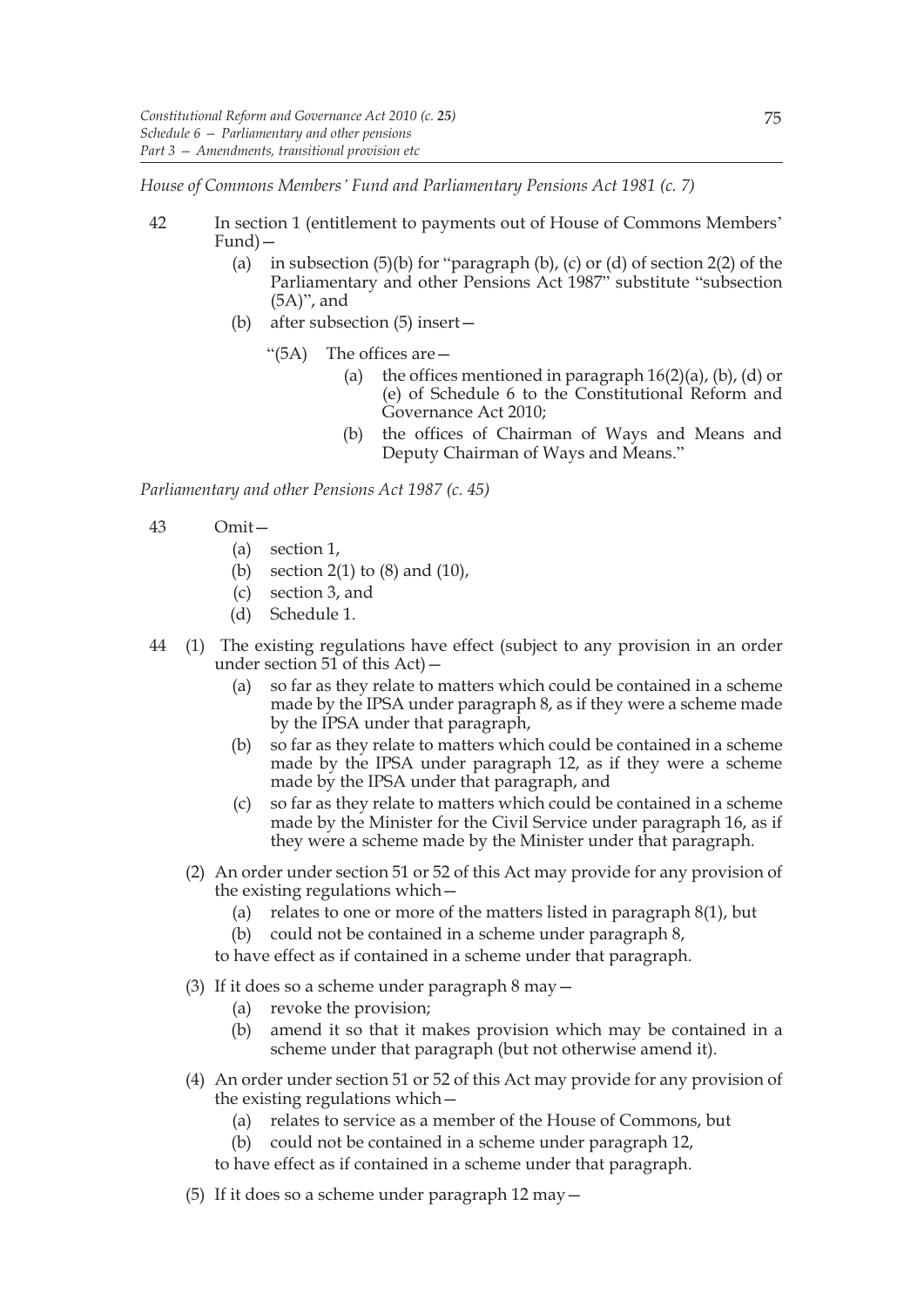*House of Commons Members' Fund and Parliamentary Pensions Act 1981 (c. 7)*

42 In section 1 (entitlement to payments out of House of Commons Members' Fund)—

(a) in subsection (5)(b) for "paragraph (b), (c) or (d) of section 2(2) of the Parliamentary and other Pensions Act 1987" substitute "subsection (5A)", and

(b) after subsection (5) insert—

"(5A) The offices are—

(a) the offices mentioned in paragraph 16(2)(a), (b), (d) or (e) of Schedule 6 to the Constitutional Reform and Governance Act 2010;

(b) the offices of Chairman of Ways and Means and Deputy Chairman of Ways and Means."

*Parliamentary and other Pensions Act 1987 (c. 45)*

43 Omit—

(a) section 1,

(b) section 2(1) to (8) and (10),

(c) section 3, and

(d) Schedule 1.

44 (1) The existing regulations have effect (subject to any provision in an order under section 51 of this Act)—

(a) so far as they relate to matters which could be contained in a scheme made by the IPSA under paragraph 8, as if they were a scheme made by the IPSA under that paragraph,

(b) so far as they relate to matters which could be contained in a scheme made by the IPSA under paragraph 12, as if they were a scheme made by the IPSA under that paragraph, and

(c) so far as they relate to matters which could be contained in a scheme made by the Minister for the Civil Service under paragraph 16, as if they were a scheme made by the Minister under that paragraph.

(2) An order under section 51 or 52 of this Act may provide for any provision of the existing regulations which—

(a) relates to one or more of the matters listed in paragraph 8(1), but

(b) could not be contained in a scheme under paragraph 8,

to have effect as if contained in a scheme under that paragraph.

(3) If it does so a scheme under paragraph 8 may—

(a) revoke the provision;

(b) amend it so that it makes provision which may be contained in a scheme under that paragraph (but not otherwise amend it).

(4) An order under section 51 or 52 of this Act may provide for any provision of the existing regulations which—

(a) relates to service as a member of the House of Commons, but

(b) could not be contained in a scheme under paragraph 12,

to have effect as if contained in a scheme under that paragraph.

(5) If it does so a scheme under paragraph 12 may—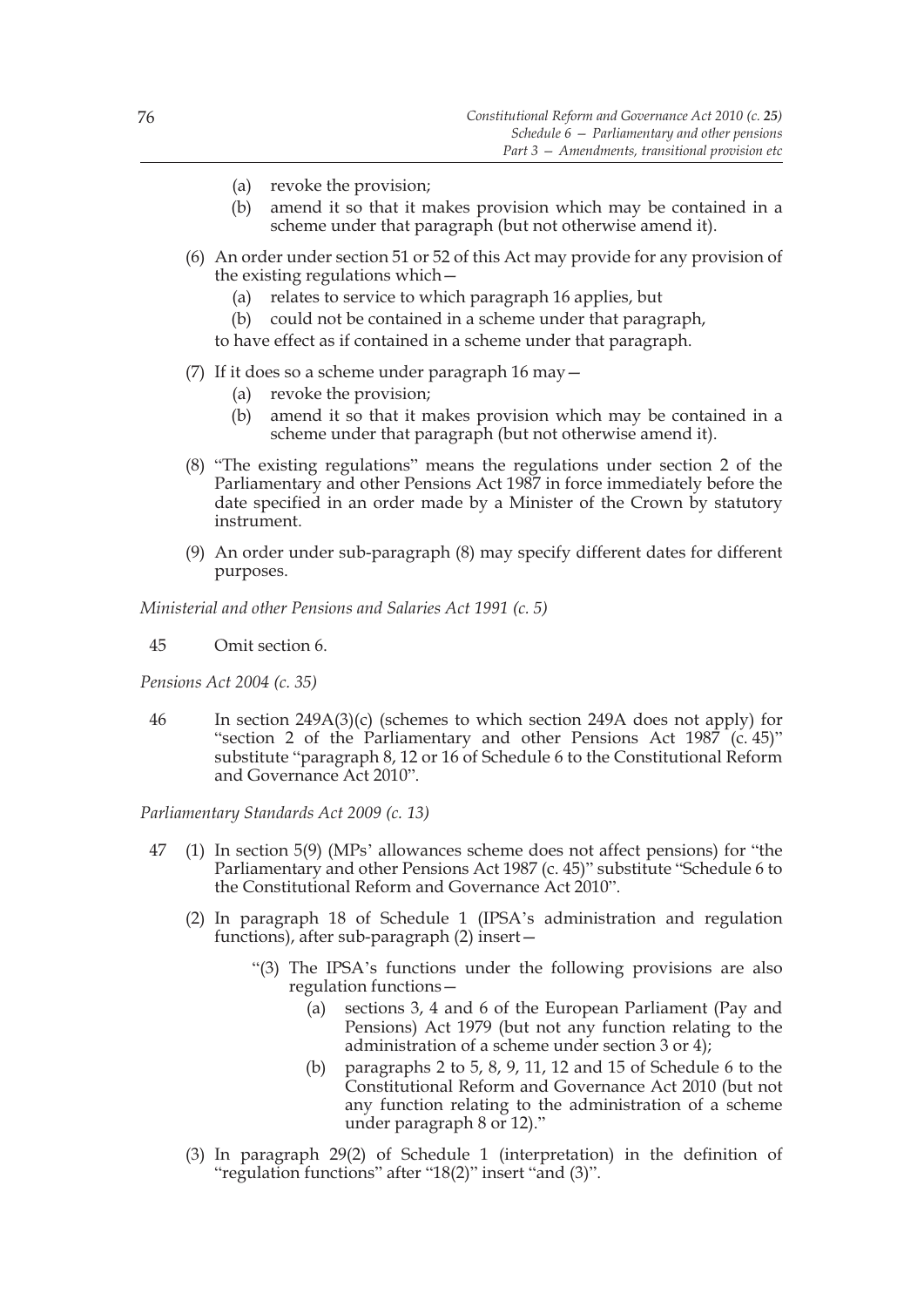(a) revoke the provision;

(b) amend it so that it makes provision which may be contained in a scheme under that paragraph (but not otherwise amend it).

(6) An order under section 51 or 52 of this Act may provide for any provision of the existing regulations which—

(a) relates to service to which paragraph 16 applies, but

(b) could not be contained in a scheme under that paragraph,

to have effect as if contained in a scheme under that paragraph.

(7) If it does so a scheme under paragraph 16 may—

(a) revoke the provision;

(b) amend it so that it makes provision which may be contained in a scheme under that paragraph (but not otherwise amend it).

(8) "The existing regulations" means the regulations under section 2 of the Parliamentary and other Pensions Act 1987 in force immediately before the date specified in an order made by a Minister of the Crown by statutory instrument.

(9) An order under sub-paragraph (8) may specify different dates for different purposes.

*Ministerial and other Pensions and Salaries Act 1991 (c. 5)*

45 Omit section 6.

*Pensions Act 2004 (c. 35)*

46 In section 249A(3)(c) (schemes to which section 249A does not apply) for "section 2 of the Parliamentary and other Pensions Act 1987 (c. 45)" substitute "paragraph 8, 12 or 16 of Schedule 6 to the Constitutional Reform and Governance Act 2010".

*Parliamentary Standards Act 2009 (c. 13)*

47 (1) In section 5(9) (MPs' allowances scheme does not affect pensions) for "the Parliamentary and other Pensions Act 1987 (c. 45)" substitute "Schedule 6 to the Constitutional Reform and Governance Act 2010".

(2) In paragraph 18 of Schedule 1 (IPSA's administration and regulation functions), after sub-paragraph (2) insert—

"(3) The IPSA's functions under the following provisions are also regulation functions—

(a) sections 3, 4 and 6 of the European Parliament (Pay and Pensions) Act 1979 (but not any function relating to the administration of a scheme under section 3 or 4);

(b) paragraphs 2 to 5, 8, 9, 11, 12 and 15 of Schedule 6 to the Constitutional Reform and Governance Act 2010 (but not any function relating to the administration of a scheme under paragraph 8 or 12)."

(3) In paragraph 29(2) of Schedule 1 (interpretation) in the definition of "regulation functions" after "18(2)" insert "and (3)".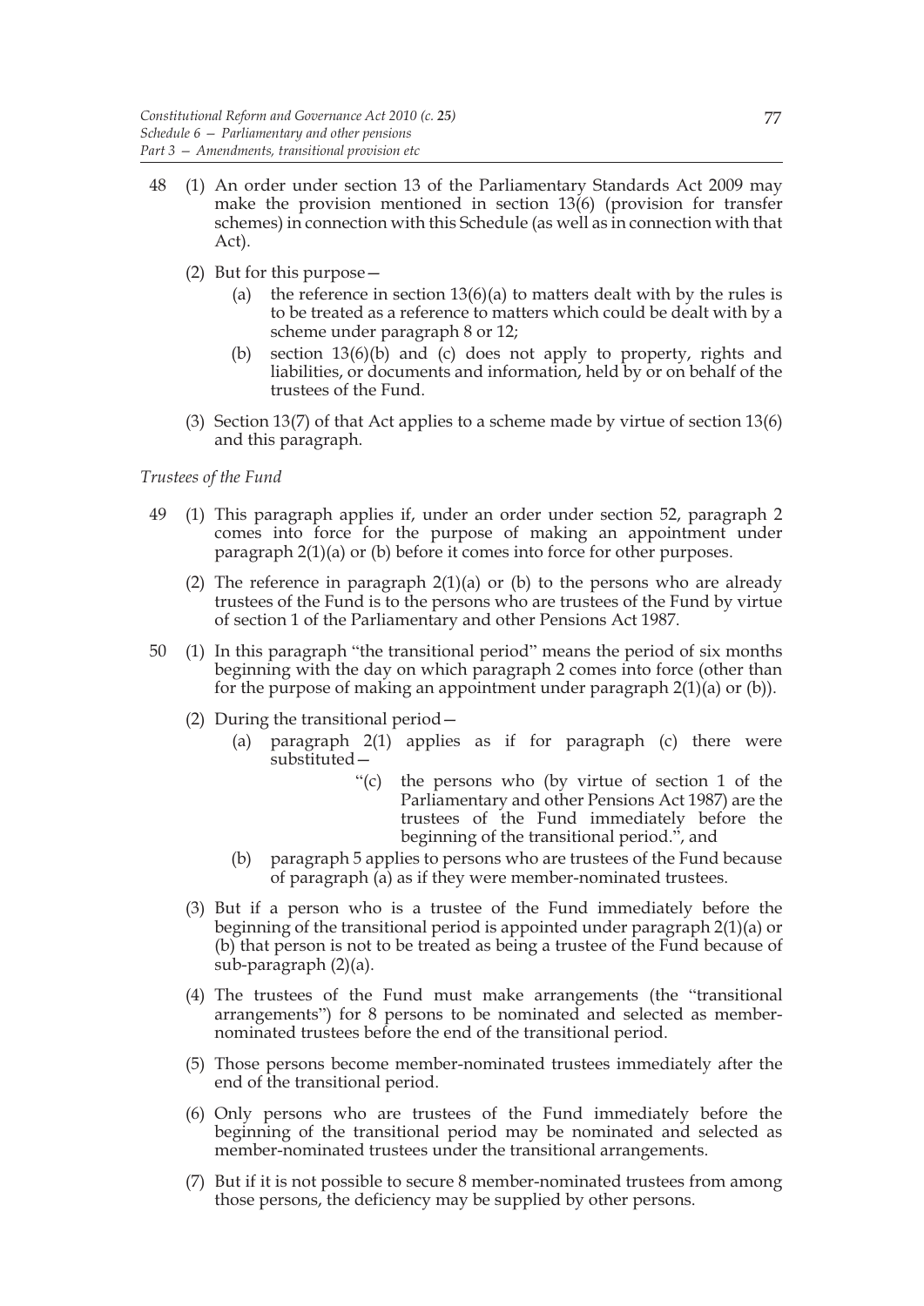48 (1) An order under section 13 of the Parliamentary Standards Act 2009 may make the provision mentioned in section 13(6) (provision for transfer schemes) in connection with this Schedule (as well as in connection with that Act).

(2) But for this purpose—

(a) the reference in section 13(6)(a) to matters dealt with by the rules is to be treated as a reference to matters which could be dealt with by a scheme under paragraph 8 or 12;

(b) section 13(6)(b) and (c) does not apply to property, rights and liabilities, or documents and information, held by or on behalf of the trustees of the Fund.

(3) Section 13(7) of that Act applies to a scheme made by virtue of section 13(6) and this paragraph.

*Trustees of the Fund*

49 (1) This paragraph applies if, under an order under section 52, paragraph 2 comes into force for the purpose of making an appointment under paragraph 2(1)(a) or (b) before it comes into force for other purposes.

(2) The reference in paragraph 2(1)(a) or (b) to the persons who are already trustees of the Fund is to the persons who are trustees of the Fund by virtue of section 1 of the Parliamentary and other Pensions Act 1987.

50 (1) In this paragraph "the transitional period" means the period of six months beginning with the day on which paragraph 2 comes into force (other than for the purpose of making an appointment under paragraph 2(1)(a) or (b)).

(2) During the transitional period—

(a) paragraph 2(1) applies as if for paragraph (c) there were substituted—

"(c) the persons who (by virtue of section 1 of the Parliamentary and other Pensions Act 1987) are the trustees of the Fund immediately before the beginning of the transitional period.", and

(b) paragraph 5 applies to persons who are trustees of the Fund because of paragraph (a) as if they were member-nominated trustees.

(3) But if a person who is a trustee of the Fund immediately before the beginning of the transitional period is appointed under paragraph 2(1)(a) or (b) that person is not to be treated as being a trustee of the Fund because of sub-paragraph (2)(a).

(4) The trustees of the Fund must make arrangements (the "transitional arrangements") for 8 persons to be nominated and selected as member-nominated trustees before the end of the transitional period.

(5) Those persons become member-nominated trustees immediately after the end of the transitional period.

(6) Only persons who are trustees of the Fund immediately before the beginning of the transitional period may be nominated and selected as member-nominated trustees under the transitional arrangements.

(7) But if it is not possible to secure 8 member-nominated trustees from among those persons, the deficiency may be supplied by other persons.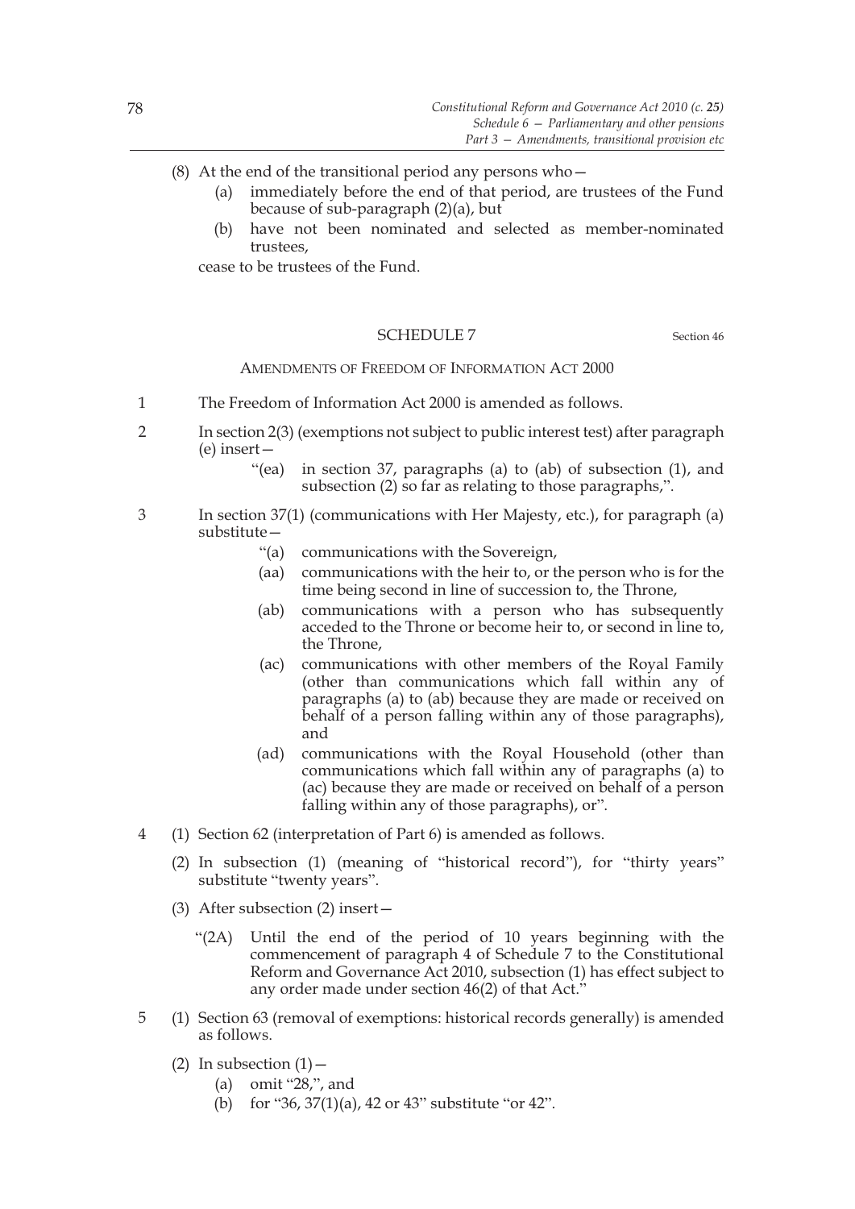(8) At the end of the transitional period any persons who—

(a) immediately before the end of that period, are trustees of the Fund because of sub-paragraph (2)(a), but

(b) have not been nominated and selected as member-nominated trustees,

cease to be trustees of the Fund.

## SCHEDULE 7

Section 46

### AMENDMENTS OF FREEDOM OF INFORMATION ACT 2000

1 The Freedom of Information Act 2000 is amended as follows.

2 In section 2(3) (exemptions not subject to public interest test) after paragraph (e) insert—

> "(ea) in section 37, paragraphs (a) to (ab) of subsection (1), and subsection (2) so far as relating to those paragraphs,".

3 In section 37(1) (communications with Her Majesty, etc.), for paragraph (a) substitute—

> "(a) communications with the Sovereign,
>
> (aa) communications with the heir to, or the person who is for the time being second in line of succession to, the Throne,
>
> (ab) communications with a person who has subsequently acceded to the Throne or become heir to, or second in line to, the Throne,
>
> (ac) communications with other members of the Royal Family (other than communications which fall within any of paragraphs (a) to (ab) because they are made or received on behalf of a person falling within any of those paragraphs), and
>
> (ad) communications with the Royal Household (other than communications which fall within any of paragraphs (a) to (ac) because they are made or received on behalf of a person falling within any of those paragraphs), or".

4 (1) Section 62 (interpretation of Part 6) is amended as follows.

(2) In subsection (1) (meaning of "historical record"), for "thirty years" substitute "twenty years".

(3) After subsection (2) insert—

> "(2A) Until the end of the period of 10 years beginning with the commencement of paragraph 4 of Schedule 7 to the Constitutional Reform and Governance Act 2010, subsection (1) has effect subject to any order made under section 46(2) of that Act."

5 (1) Section 63 (removal of exemptions: historical records generally) is amended as follows.

(2) In subsection (1)—

(a) omit "28,", and

(b) for "36, 37(1)(a), 42 or 43" substitute "or 42".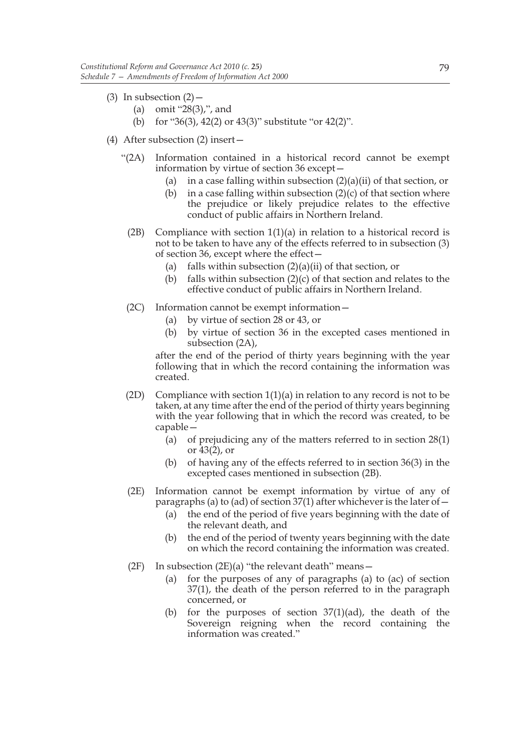(3) In subsection (2)—

   (a) omit "28(3),", and

   (b) for "36(3), 42(2) or 43(3)" substitute "or 42(2)".

(4) After subsection (2) insert—

   "(2A) Information contained in a historical record cannot be exempt information by virtue of section 36 except—

      (a) in a case falling within subsection (2)(a)(ii) of that section, or

      (b) in a case falling within subsection (2)(c) of that section where the prejudice or likely prejudice relates to the effective conduct of public affairs in Northern Ireland.

   (2B) Compliance with section 1(1)(a) in relation to a historical record is not to be taken to have any of the effects referred to in subsection (3) of section 36, except where the effect—

      (a) falls within subsection (2)(a)(ii) of that section, or

      (b) falls within subsection (2)(c) of that section and relates to the effective conduct of public affairs in Northern Ireland.

   (2C) Information cannot be exempt information—

      (a) by virtue of section 28 or 43, or

      (b) by virtue of section 36 in the excepted cases mentioned in subsection (2A),

   after the end of the period of thirty years beginning with the year following that in which the record containing the information was created.

   (2D) Compliance with section 1(1)(a) in relation to any record is not to be taken, at any time after the end of the period of thirty years beginning with the year following that in which the record was created, to be capable—

      (a) of prejudicing any of the matters referred to in section 28(1) or 43(2), or

      (b) of having any of the effects referred to in section 36(3) in the excepted cases mentioned in subsection (2B).

   (2E) Information cannot be exempt information by virtue of any of paragraphs (a) to (ad) of section 37(1) after whichever is the later of—

      (a) the end of the period of five years beginning with the date of the relevant death, and

      (b) the end of the period of twenty years beginning with the date on which the record containing the information was created.

   (2F) In subsection (2E)(a) "the relevant death" means—

      (a) for the purposes of any of paragraphs (a) to (ac) of section 37(1), the death of the person referred to in the paragraph concerned, or

      (b) for the purposes of section 37(1)(ad), the death of the Sovereign reigning when the record containing the information was created."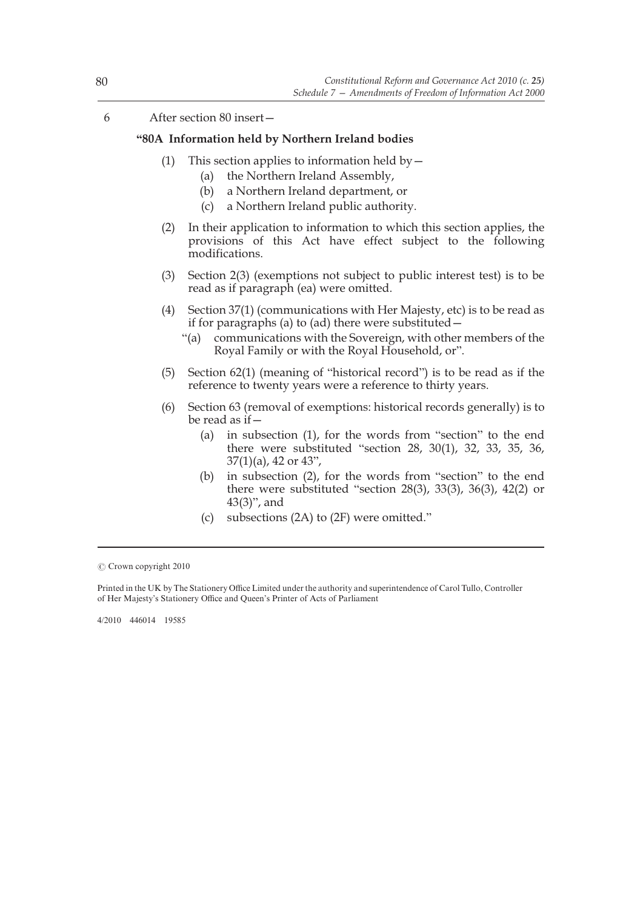6 After section 80 insert—

**"80A Information held by Northern Ireland bodies**

(1) This section applies to information held by—

  (a) the Northern Ireland Assembly,

  (b) a Northern Ireland department, or

  (c) a Northern Ireland public authority.

(2) In their application to information to which this section applies, the provisions of this Act have effect subject to the following modifications.

(3) Section 2(3) (exemptions not subject to public interest test) is to be read as if paragraph (ea) were omitted.

(4) Section 37(1) (communications with Her Majesty, etc) is to be read as if for paragraphs (a) to (ad) there were substituted—

  "(a) communications with the Sovereign, with other members of the Royal Family or with the Royal Household, or".

(5) Section 62(1) (meaning of "historical record") is to be read as if the reference to twenty years were a reference to thirty years.

(6) Section 63 (removal of exemptions: historical records generally) is to be read as if—

  (a) in subsection (1), for the words from "section" to the end there were substituted "section 28, 30(1), 32, 33, 35, 36, 37(1)(a), 42 or 43",

  (b) in subsection (2), for the words from "section" to the end there were substituted "section 28(3), 33(3), 36(3), 42(2) or 43(3)", and

  (c) subsections (2A) to (2F) were omitted."

---

© Crown copyright 2010

Printed in the UK by The Stationery Office Limited under the authority and superintendence of Carol Tullo, Controller of Her Majesty's Stationery Office and Queen's Printer of Acts of Parliament

4/2010 446014 19585